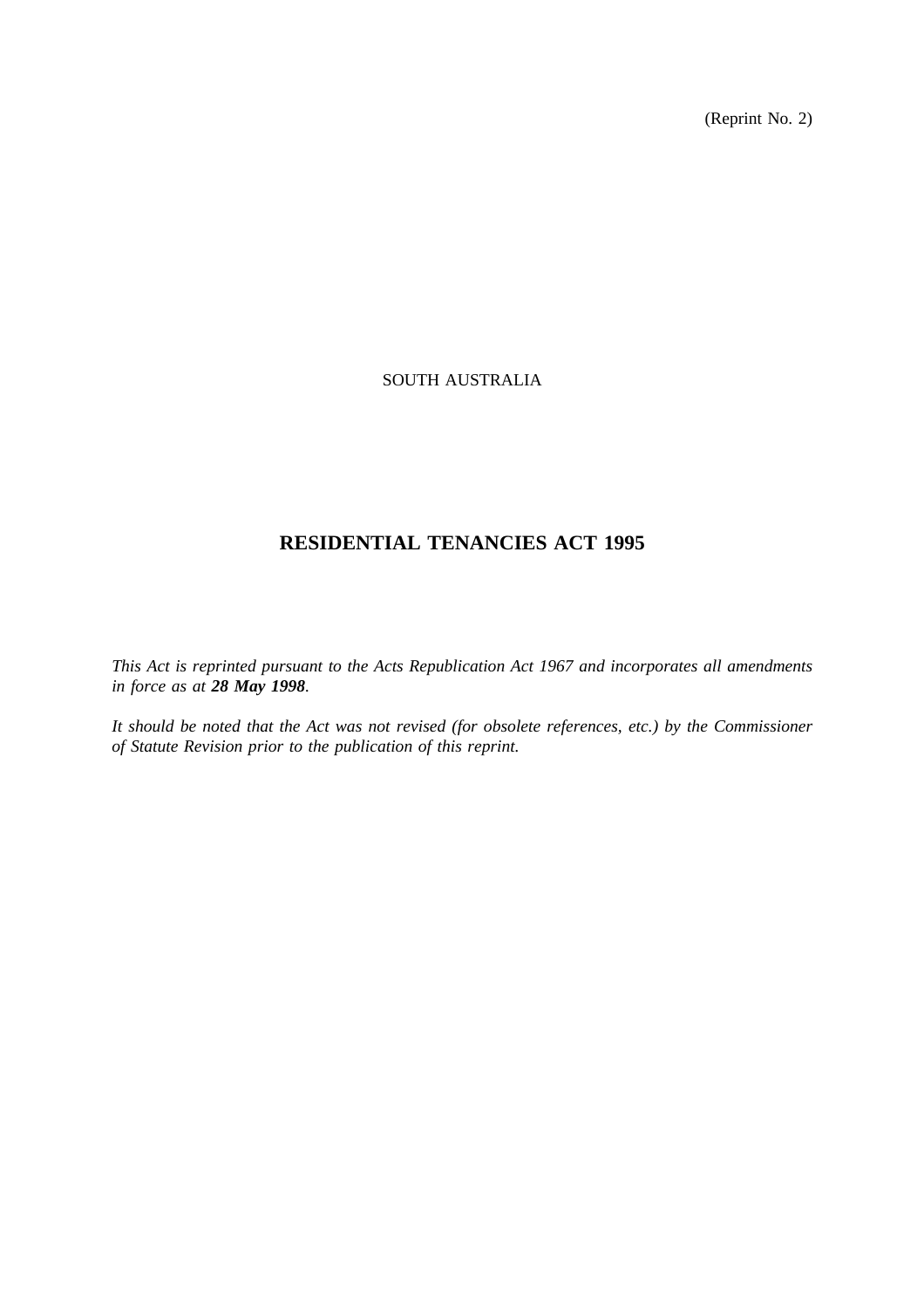(Reprint No. 2)

SOUTH AUSTRALIA

# RESIDENTIAL TENANCIES ACT 1995

*This Act is reprinted pursuant to the Acts Republication Act 1967 and incorporates all amendments in force as at* ***28 May 1998****.*

*It should be noted that the Act was not revised (for obsolete references, etc.) by the Commissioner of Statute Revision prior to the publication of this reprint.*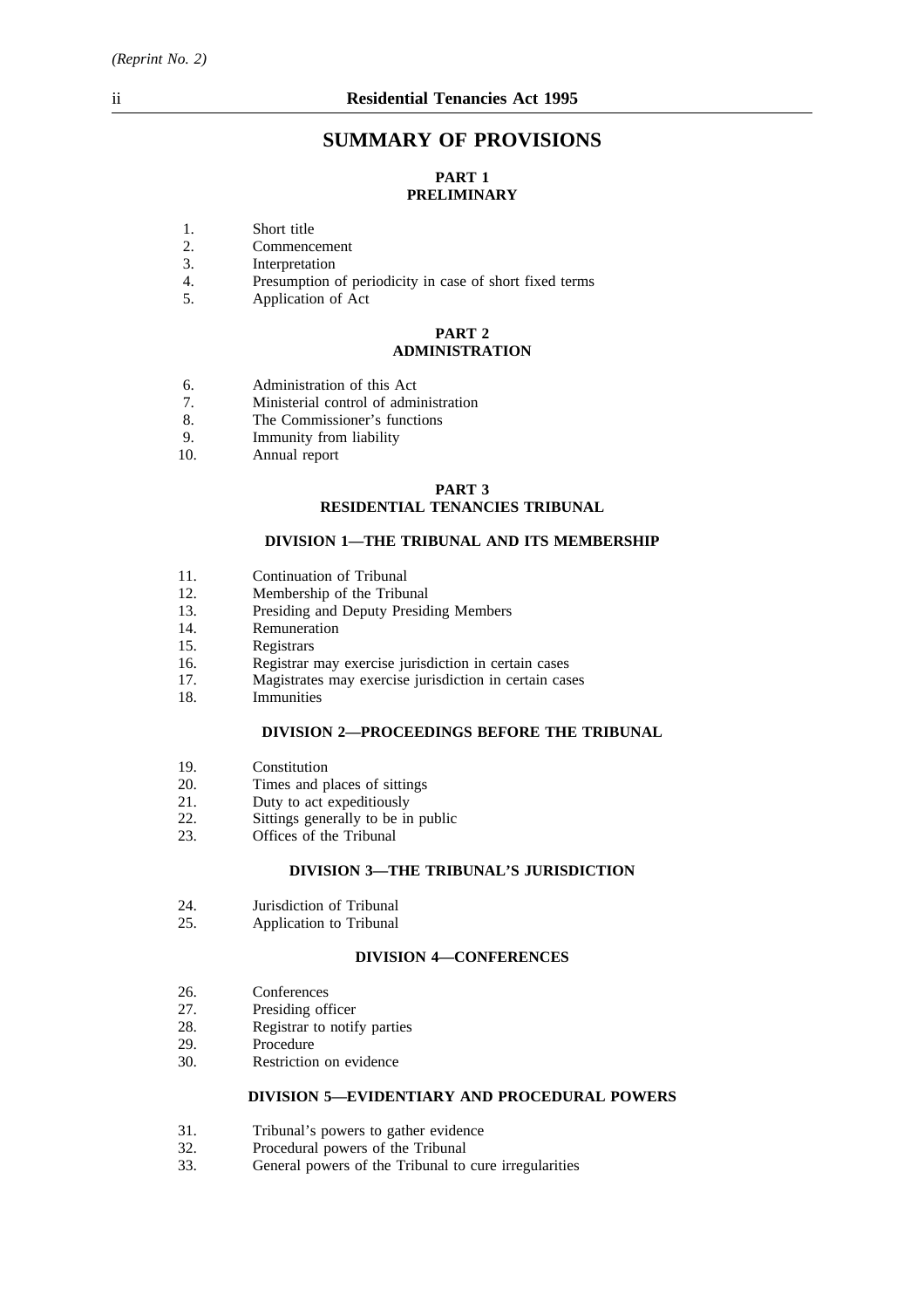# SUMMARY OF PROVISIONS

## PART 1
## PRELIMINARY

1. Short title
2. Commencement
3. Interpretation
4. Presumption of periodicity in case of short fixed terms
5. Application of Act

## PART 2
## ADMINISTRATION

6. Administration of this Act
7. Ministerial control of administration
8. The Commissioner's functions
9. Immunity from liability
10. Annual report

## PART 3
## RESIDENTIAL TENANCIES TRIBUNAL

### DIVISION 1—THE TRIBUNAL AND ITS MEMBERSHIP

11. Continuation of Tribunal
12. Membership of the Tribunal
13. Presiding and Deputy Presiding Members
14. Remuneration
15. Registrars
16. Registrar may exercise jurisdiction in certain cases
17. Magistrates may exercise jurisdiction in certain cases
18. Immunities

### DIVISION 2—PROCEEDINGS BEFORE THE TRIBUNAL

19. Constitution
20. Times and places of sittings
21. Duty to act expeditiously
22. Sittings generally to be in public
23. Offices of the Tribunal

### DIVISION 3—THE TRIBUNAL'S JURISDICTION

24. Jurisdiction of Tribunal
25. Application to Tribunal

### DIVISION 4—CONFERENCES

26. Conferences
27. Presiding officer
28. Registrar to notify parties
29. Procedure
30. Restriction on evidence

### DIVISION 5—EVIDENTIARY AND PROCEDURAL POWERS

31. Tribunal's powers to gather evidence
32. Procedural powers of the Tribunal
33. General powers of the Tribunal to cure irregularities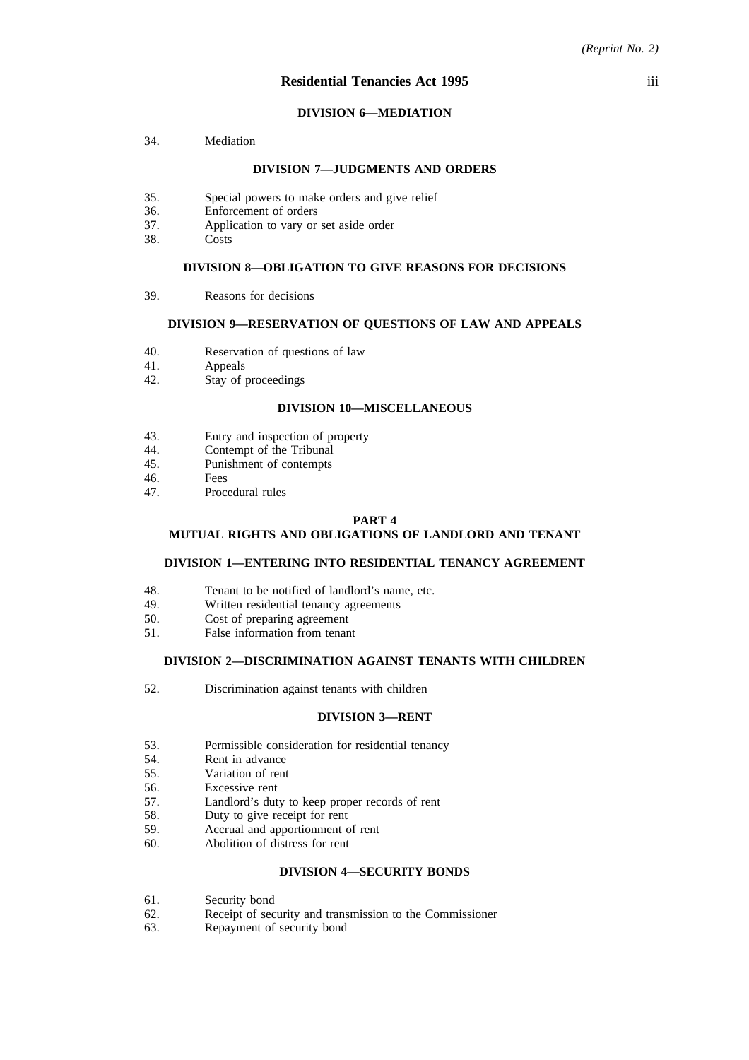### DIVISION 6—MEDIATION

34. Mediation

### DIVISION 7—JUDGMENTS AND ORDERS

35. Special powers to make orders and give relief
36. Enforcement of orders
37. Application to vary or set aside order
38. Costs

### DIVISION 8—OBLIGATION TO GIVE REASONS FOR DECISIONS

39. Reasons for decisions

### DIVISION 9—RESERVATION OF QUESTIONS OF LAW AND APPEALS

40. Reservation of questions of law
41. Appeals
42. Stay of proceedings

### DIVISION 10—MISCELLANEOUS

43. Entry and inspection of property
44. Contempt of the Tribunal
45. Punishment of contempts
46. Fees
47. Procedural rules

## PART 4
## MUTUAL RIGHTS AND OBLIGATIONS OF LANDLORD AND TENANT

### DIVISION 1—ENTERING INTO RESIDENTIAL TENANCY AGREEMENT

48. Tenant to be notified of landlord's name, etc.
49. Written residential tenancy agreements
50. Cost of preparing agreement
51. False information from tenant

### DIVISION 2—DISCRIMINATION AGAINST TENANTS WITH CHILDREN

52. Discrimination against tenants with children

### DIVISION 3—RENT

53. Permissible consideration for residential tenancy
54. Rent in advance
55. Variation of rent
56. Excessive rent
57. Landlord's duty to keep proper records of rent
58. Duty to give receipt for rent
59. Accrual and apportionment of rent
60. Abolition of distress for rent

### DIVISION 4—SECURITY BONDS

61. Security bond
62. Receipt of security and transmission to the Commissioner
63. Repayment of security bond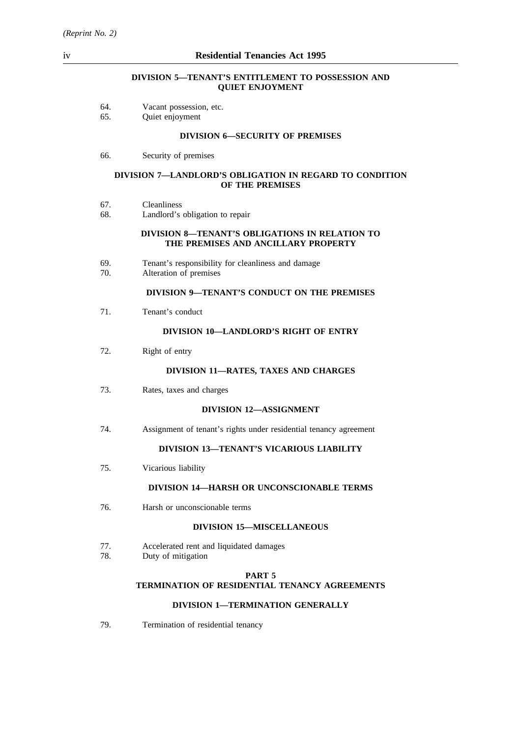#### DIVISION 5—TENANT'S ENTITLEMENT TO POSSESSION AND QUIET ENJOYMENT

64. Vacant possession, etc.
65. Quiet enjoyment

#### DIVISION 6—SECURITY OF PREMISES

66. Security of premises

#### DIVISION 7—LANDLORD'S OBLIGATION IN REGARD TO CONDITION OF THE PREMISES

67. Cleanliness
68. Landlord's obligation to repair

#### DIVISION 8—TENANT'S OBLIGATIONS IN RELATION TO THE PREMISES AND ANCILLARY PROPERTY

69. Tenant's responsibility for cleanliness and damage
70. Alteration of premises

#### DIVISION 9—TENANT'S CONDUCT ON THE PREMISES

71. Tenant's conduct

#### DIVISION 10—LANDLORD'S RIGHT OF ENTRY

72. Right of entry

#### DIVISION 11—RATES, TAXES AND CHARGES

73. Rates, taxes and charges

#### DIVISION 12—ASSIGNMENT

74. Assignment of tenant's rights under residential tenancy agreement

#### DIVISION 13—TENANT'S VICARIOUS LIABILITY

75. Vicarious liability

#### DIVISION 14—HARSH OR UNCONSCIONABLE TERMS

76. Harsh or unconscionable terms

#### DIVISION 15—MISCELLANEOUS

77. Accelerated rent and liquidated damages
78. Duty of mitigation

### PART 5
### TERMINATION OF RESIDENTIAL TENANCY AGREEMENTS

#### DIVISION 1—TERMINATION GENERALLY

79. Termination of residential tenancy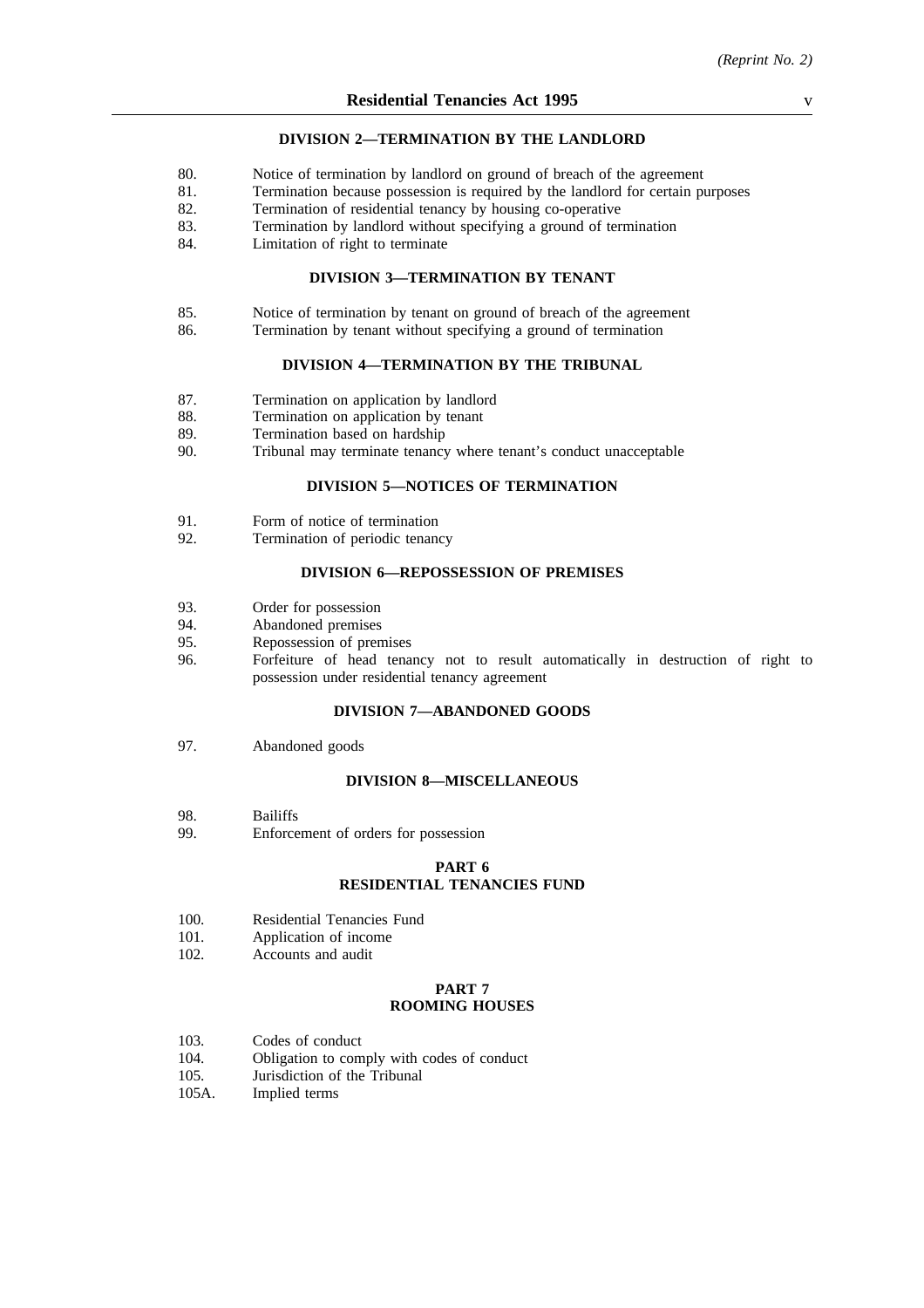### DIVISION 2—TERMINATION BY THE LANDLORD

80. Notice of termination by landlord on ground of breach of the agreement
81. Termination because possession is required by the landlord for certain purposes
82. Termination of residential tenancy by housing co-operative
83. Termination by landlord without specifying a ground of termination
84. Limitation of right to terminate

### DIVISION 3—TERMINATION BY TENANT

85. Notice of termination by tenant on ground of breach of the agreement
86. Termination by tenant without specifying a ground of termination

### DIVISION 4—TERMINATION BY THE TRIBUNAL

87. Termination on application by landlord
88. Termination on application by tenant
89. Termination based on hardship
90. Tribunal may terminate tenancy where tenant's conduct unacceptable

### DIVISION 5—NOTICES OF TERMINATION

91. Form of notice of termination
92. Termination of periodic tenancy

### DIVISION 6—REPOSSESSION OF PREMISES

93. Order for possession
94. Abandoned premises
95. Repossession of premises
96. Forfeiture of head tenancy not to result automatically in destruction of right to possession under residential tenancy agreement

### DIVISION 7—ABANDONED GOODS

97. Abandoned goods

### DIVISION 8—MISCELLANEOUS

98. Bailiffs
99. Enforcement of orders for possession

## PART 6
## RESIDENTIAL TENANCIES FUND

100. Residential Tenancies Fund
101. Application of income
102. Accounts and audit

## PART 7
## ROOMING HOUSES

103. Codes of conduct
104. Obligation to comply with codes of conduct
105. Jurisdiction of the Tribunal
105A. Implied terms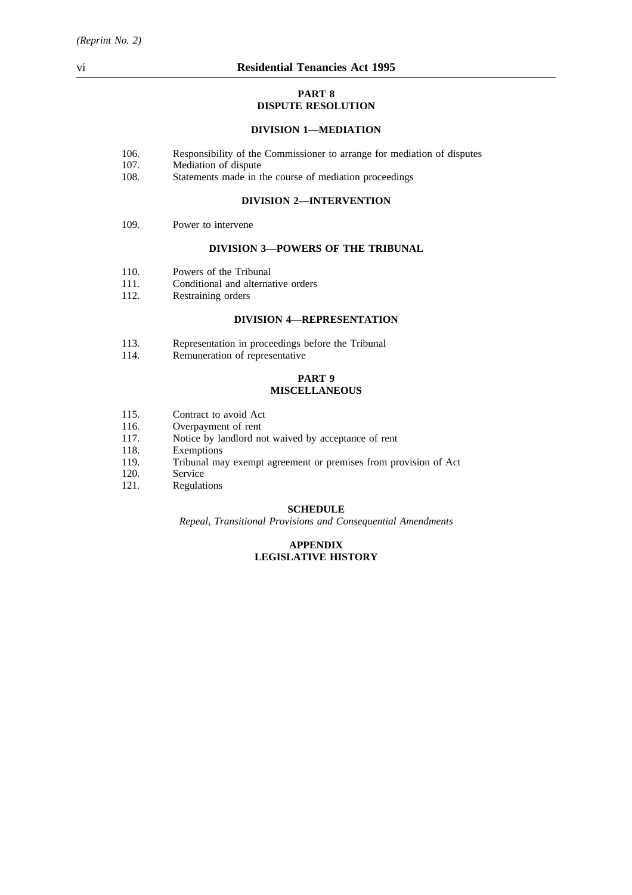## PART 8
## DISPUTE RESOLUTION

### DIVISION 1—MEDIATION

106. Responsibility of the Commissioner to arrange for mediation of disputes
107. Mediation of dispute
108. Statements made in the course of mediation proceedings

### DIVISION 2—INTERVENTION

109. Power to intervene

### DIVISION 3—POWERS OF THE TRIBUNAL

110. Powers of the Tribunal
111. Conditional and alternative orders
112. Restraining orders

### DIVISION 4—REPRESENTATION

113. Representation in proceedings before the Tribunal
114. Remuneration of representative

## PART 9
## MISCELLANEOUS

115. Contract to avoid Act
116. Overpayment of rent
117. Notice by landlord not waived by acceptance of rent
118. Exemptions
119. Tribunal may exempt agreement or premises from provision of Act
120. Service
121. Regulations

**SCHEDULE**

*Repeal, Transitional Provisions and Consequential Amendments*

**APPENDIX**
**LEGISLATIVE HISTORY**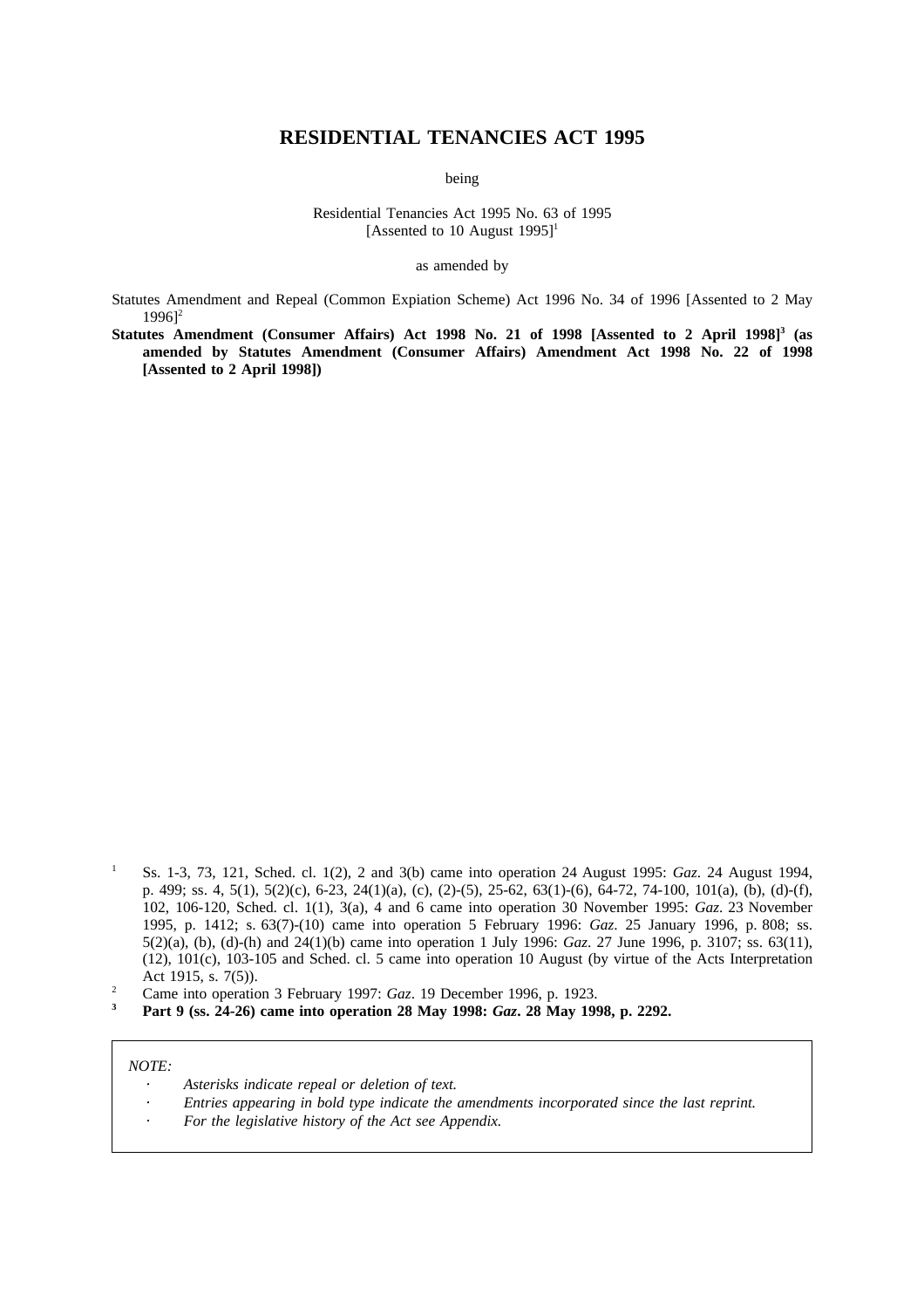# RESIDENTIAL TENANCIES ACT 1995

being

Residential Tenancies Act 1995 No. 63 of 1995
[Assented to 10 August 1995][1]

as amended by

Statutes Amendment and Repeal (Common Expiation Scheme) Act 1996 No. 34 of 1996 [Assented to 2 May 1996][2]

**Statutes Amendment (Consumer Affairs) Act 1998 No. 21 of 1998 [Assented to 2 April 1998][3] (as amended by Statutes Amendment (Consumer Affairs) Amendment Act 1998 No. 22 of 1998 [Assented to 2 April 1998])**

[1] Ss. 1-3, 73, 121, Sched. cl. 1(2), 2 and 3(b) came into operation 24 August 1995: *Gaz*. 24 August 1994, p. 499; ss. 4, 5(1), 5(2)(c), 6-23, 24(1)(a), (c), (2)-(5), 25-62, 63(1)-(6), 64-72, 74-100, 101(a), (b), (d)-(f), 102, 106-120, Sched. cl. 1(1), 3(a), 4 and 6 came into operation 30 November 1995: *Gaz*. 23 November 1995, p. 1412; s. 63(7)-(10) came into operation 5 February 1996: *Gaz*. 25 January 1996, p. 808; ss. 5(2)(a), (b), (d)-(h) and 24(1)(b) came into operation 1 July 1996: *Gaz*. 27 June 1996, p. 3107; ss. 63(11), (12), 101(c), 103-105 and Sched. cl. 5 came into operation 10 August (by virtue of the Acts Interpretation Act 1915, s. 7(5)).

[2] Came into operation 3 February 1997: *Gaz*. 19 December 1996, p. 1923.

**[3] Part 9 (ss. 24-26) came into operation 28 May 1998: *Gaz*. 28 May 1998, p. 2292.**

*NOTE:*

- *Asterisks indicate repeal or deletion of text.*
- *Entries appearing in bold type indicate the amendments incorporated since the last reprint.*
- *For the legislative history of the Act see Appendix.*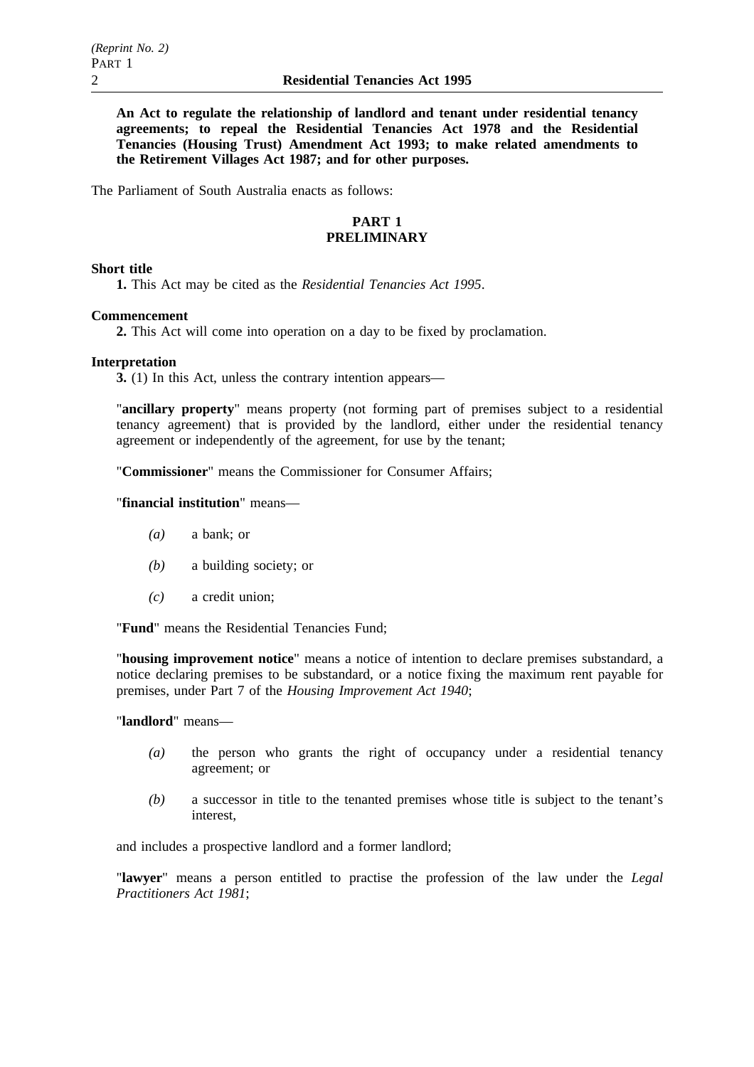**An Act to regulate the relationship of landlord and tenant under residential tenancy agreements; to repeal the Residential Tenancies Act 1978 and the Residential Tenancies (Housing Trust) Amendment Act 1993; to make related amendments to the Retirement Villages Act 1987; and for other purposes.**

The Parliament of South Australia enacts as follows:

## PART 1
## PRELIMINARY

**Short title**

**1.** This Act may be cited as the *Residential Tenancies Act 1995*.

**Commencement**

**2.** This Act will come into operation on a day to be fixed by proclamation.

**Interpretation**

**3.** (1) In this Act, unless the contrary intention appears—

"**ancillary property**" means property (not forming part of premises subject to a residential tenancy agreement) that is provided by the landlord, either under the residential tenancy agreement or independently of the agreement, for use by the tenant;

"**Commissioner**" means the Commissioner for Consumer Affairs;

"**financial institution**" means—

*(a)* a bank; or

*(b)* a building society; or

*(c)* a credit union;

"**Fund**" means the Residential Tenancies Fund;

"**housing improvement notice**" means a notice of intention to declare premises substandard, a notice declaring premises to be substandard, or a notice fixing the maximum rent payable for premises, under Part 7 of the *Housing Improvement Act 1940*;

"**landlord**" means—

*(a)* the person who grants the right of occupancy under a residential tenancy agreement; or

*(b)* a successor in title to the tenanted premises whose title is subject to the tenant's interest,

and includes a prospective landlord and a former landlord;

"**lawyer**" means a person entitled to practise the profession of the law under the *Legal Practitioners Act 1981*;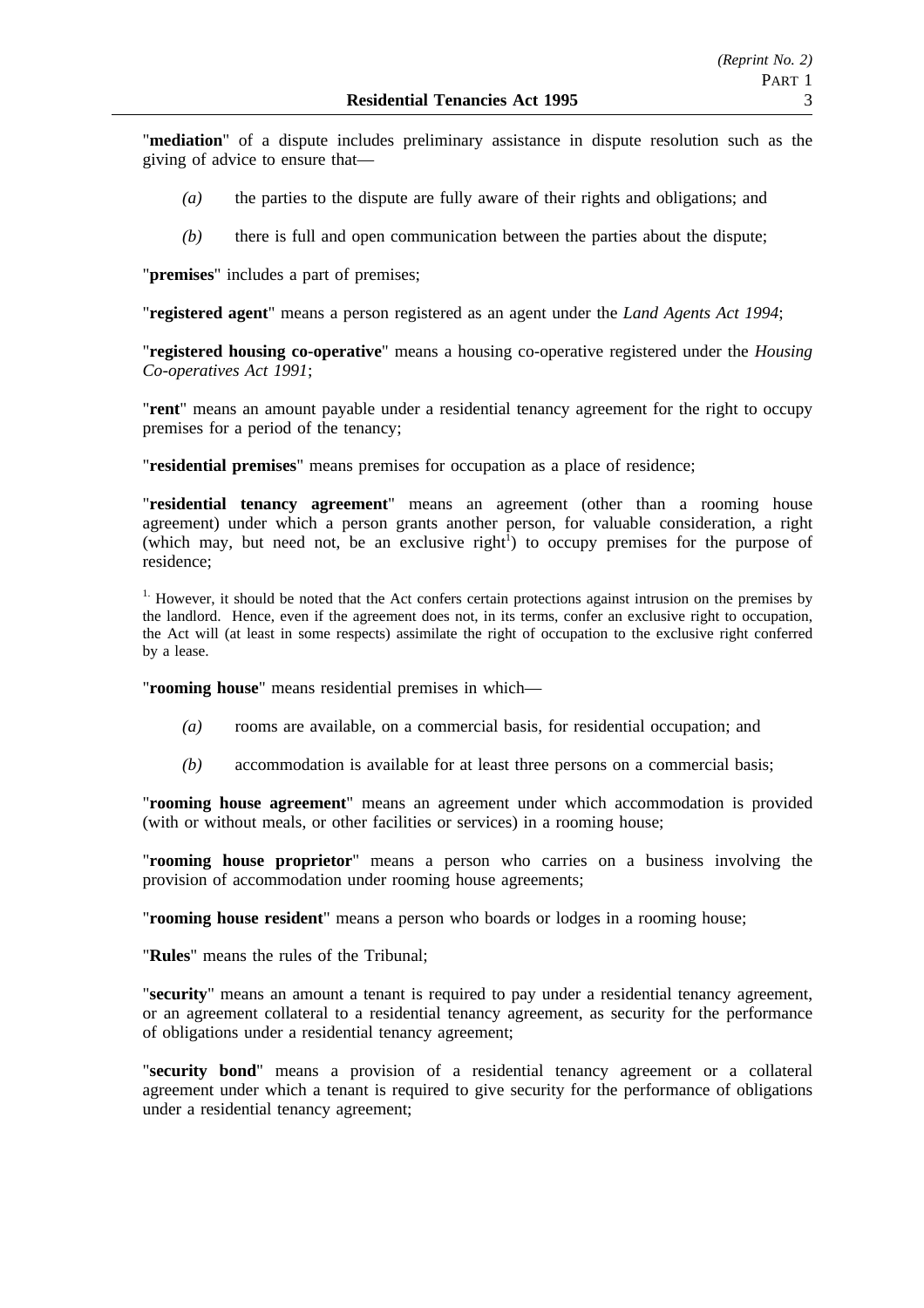"**mediation**" of a dispute includes preliminary assistance in dispute resolution such as the giving of advice to ensure that—

*(a)* the parties to the dispute are fully aware of their rights and obligations; and

*(b)* there is full and open communication between the parties about the dispute;

"**premises**" includes a part of premises;

"**registered agent**" means a person registered as an agent under the *Land Agents Act 1994*;

"**registered housing co-operative**" means a housing co-operative registered under the *Housing Co-operatives Act 1991*;

"**rent**" means an amount payable under a residential tenancy agreement for the right to occupy premises for a period of the tenancy;

"**residential premises**" means premises for occupation as a place of residence;

"**residential tenancy agreement**" means an agreement (other than a rooming house agreement) under which a person grants another person, for valuable consideration, a right (which may, but need not, be an exclusive right[1]) to occupy premises for the purpose of residence;

[1.] However, it should be noted that the Act confers certain protections against intrusion on the premises by the landlord. Hence, even if the agreement does not, in its terms, confer an exclusive right to occupation, the Act will (at least in some respects) assimilate the right of occupation to the exclusive right conferred by a lease.

"**rooming house**" means residential premises in which—

*(a)* rooms are available, on a commercial basis, for residential occupation; and

*(b)* accommodation is available for at least three persons on a commercial basis;

"**rooming house agreement**" means an agreement under which accommodation is provided (with or without meals, or other facilities or services) in a rooming house;

"**rooming house proprietor**" means a person who carries on a business involving the provision of accommodation under rooming house agreements;

"**rooming house resident**" means a person who boards or lodges in a rooming house;

"**Rules**" means the rules of the Tribunal;

"**security**" means an amount a tenant is required to pay under a residential tenancy agreement, or an agreement collateral to a residential tenancy agreement, as security for the performance of obligations under a residential tenancy agreement;

"**security bond**" means a provision of a residential tenancy agreement or a collateral agreement under which a tenant is required to give security for the performance of obligations under a residential tenancy agreement;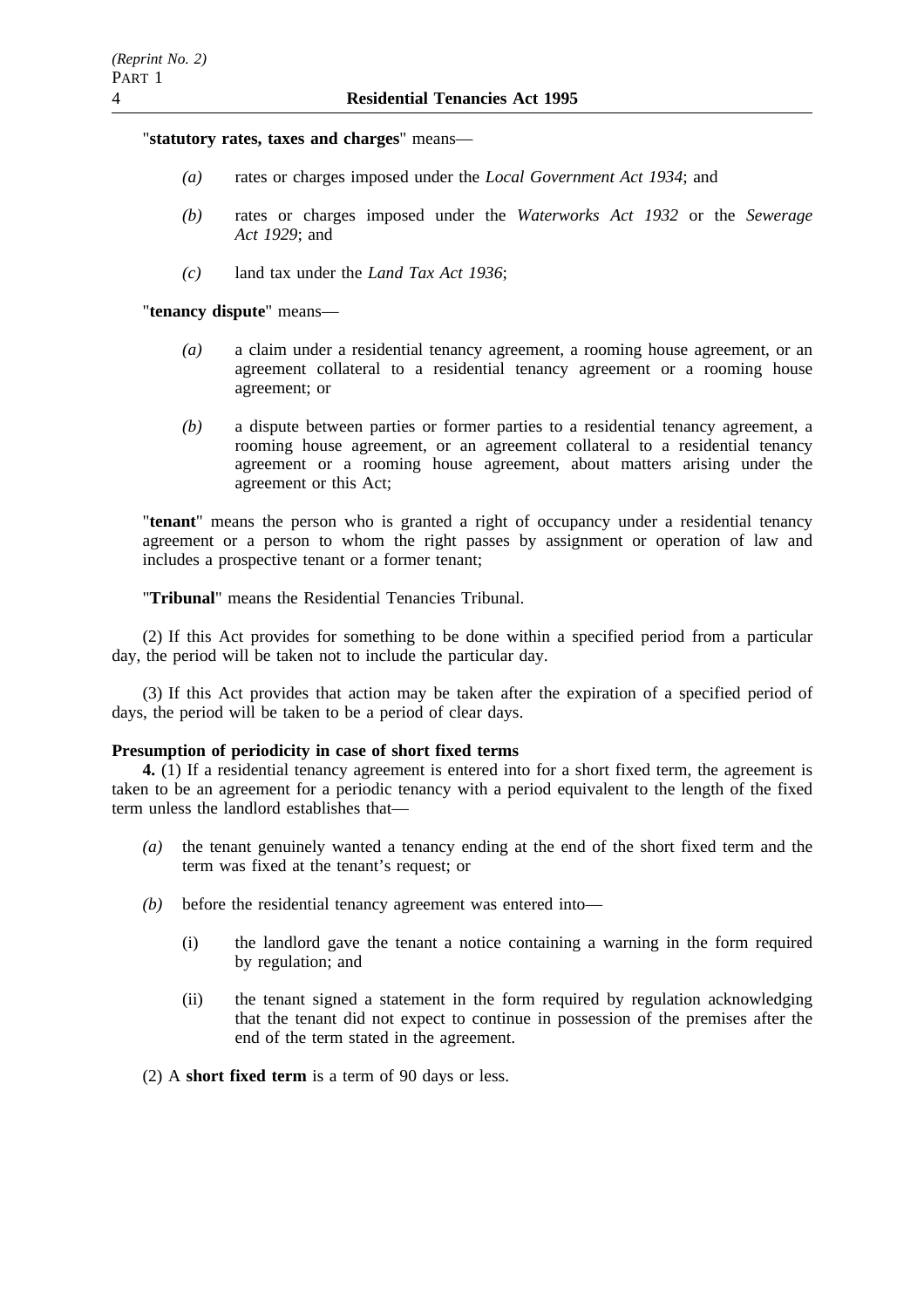"**statistory rates, taxes and charges**" means—

*(a)* rates or charges imposed under the *Local Government Act 1934*; and

*(b)* rates or charges imposed under the *Waterworks Act 1932* or the *Sewerage Act 1929*; and

*(c)* land tax under the *Land Tax Act 1936*;

"**tenancy dispute**" means—

*(a)* a claim under a residential tenancy agreement, a rooming house agreement, or an agreement collateral to a residential tenancy agreement or a rooming house agreement; or

*(b)* a dispute between parties or former parties to a residential tenancy agreement, a rooming house agreement, or an agreement collateral to a residential tenancy agreement or a rooming house agreement, about matters arising under the agreement or this Act;

"**tenant**" means the person who is granted a right of occupancy under a residential tenancy agreement or a person to whom the right passes by assignment or operation of law and includes a prospective tenant or a former tenant;

"**Tribunal**" means the Residential Tenancies Tribunal.

(2) If this Act provides for something to be done within a specified period from a particular day, the period will be taken not to include the particular day.

(3) If this Act provides that action may be taken after the expiration of a specified period of days, the period will be taken to be a period of clear days.

**Presumption of periodicity in case of short fixed terms**

**4.** (1) If a residential tenancy agreement is entered into for a short fixed term, the agreement is taken to be an agreement for a periodic tenancy with a period equivalent to the length of the fixed term unless the landlord establishes that—

*(a)* the tenant genuinely wanted a tenancy ending at the end of the short fixed term and the term was fixed at the tenant's request; or

*(b)* before the residential tenancy agreement was entered into—

(i) the landlord gave the tenant a notice containing a warning in the form required by regulation; and

(ii) the tenant signed a statement in the form required by regulation acknowledging that the tenant did not expect to continue in possession of the premises after the end of the term stated in the agreement.

(2) A **short fixed term** is a term of 90 days or less.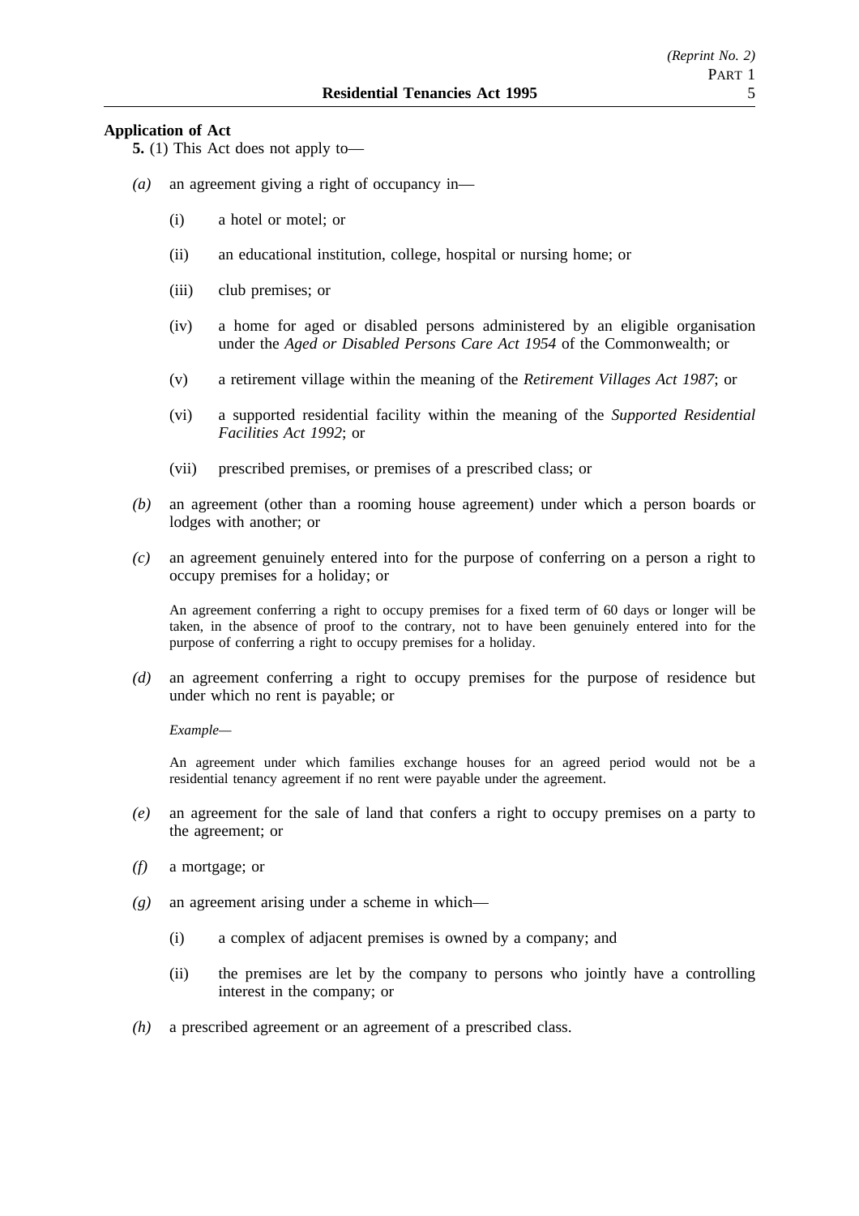**Application of Act**

**5.** (1) This Act does not apply to—

*(a)* an agreement giving a right of occupancy in—

(i) a hotel or motel; or

(ii) an educational institution, college, hospital or nursing home; or

(iii) club premises; or

(iv) a home for aged or disabled persons administered by an eligible organisation under the *Aged or Disabled Persons Care Act 1954* of the Commonwealth; or

(v) a retirement village within the meaning of the *Retirement Villages Act 1987*; or

(vi) a supported residential facility within the meaning of the *Supported Residential Facilities Act 1992*; or

(vii) prescribed premises, or premises of a prescribed class; or

*(b)* an agreement (other than a rooming house agreement) under which a person boards or lodges with another; or

*(c)* an agreement genuinely entered into for the purpose of conferring on a person a right to occupy premises for a holiday; or

An agreement conferring a right to occupy premises for a fixed term of 60 days or longer will be taken, in the absence of proof to the contrary, not to have been genuinely entered into for the purpose of conferring a right to occupy premises for a holiday.

*(d)* an agreement conferring a right to occupy premises for the purpose of residence but under which no rent is payable; or

*Example—*

An agreement under which families exchange houses for an agreed period would not be a residential tenancy agreement if no rent were payable under the agreement.

*(e)* an agreement for the sale of land that confers a right to occupy premises on a party to the agreement; or

*(f)* a mortgage; or

*(g)* an agreement arising under a scheme in which—

(i) a complex of adjacent premises is owned by a company; and

(ii) the premises are let by the company to persons who jointly have a controlling interest in the company; or

*(h)* a prescribed agreement or an agreement of a prescribed class.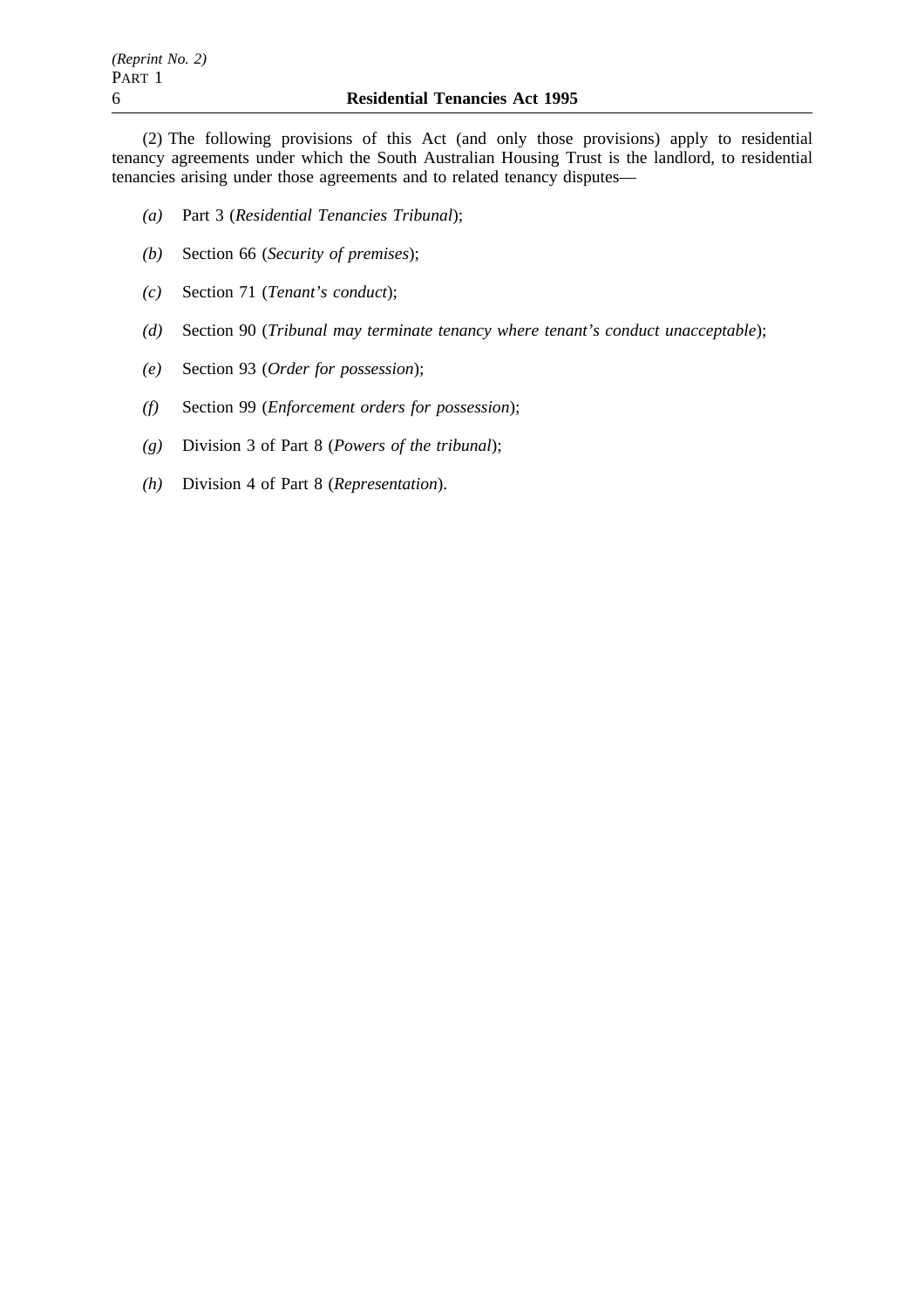(2) The following provisions of this Act (and only those provisions) apply to residential tenancy agreements under which the South Australian Housing Trust is the landlord, to residential tenancies arising under those agreements and to related tenancy disputes—

*(a)* Part 3 (*Residential Tenancies Tribunal*);

*(b)* Section 66 (*Security of premises*);

*(c)* Section 71 (*Tenant's conduct*);

*(d)* Section 90 (*Tribunal may terminate tenancy where tenant's conduct unacceptable*);

*(e)* Section 93 (*Order for possession*);

*(f)* Section 99 (*Enforcement orders for possession*);

*(g)* Division 3 of Part 8 (*Powers of the tribunal*);

*(h)* Division 4 of Part 8 (*Representation*).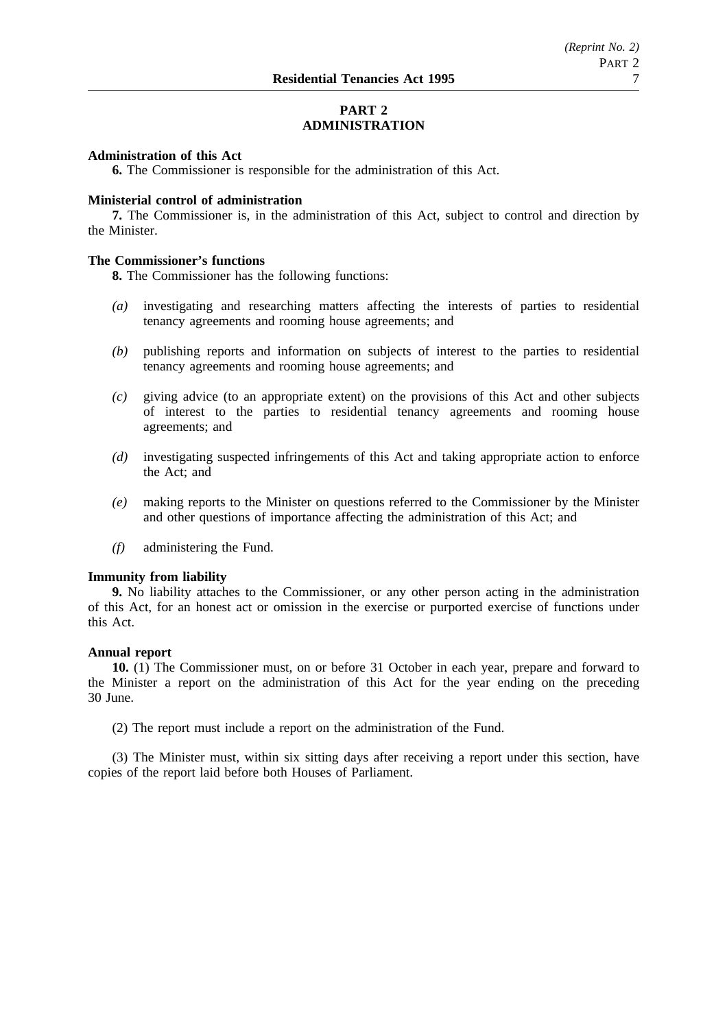## PART 2
## ADMINISTRATION

**Administration of this Act**

**6.** The Commissioner is responsible for the administration of this Act.

**Ministerial control of administration**

**7.** The Commissioner is, in the administration of this Act, subject to control and direction by the Minister.

**The Commissioner's functions**

**8.** The Commissioner has the following functions:

*(a)* investigating and researching matters affecting the interests of parties to residential tenancy agreements and rooming house agreements; and

*(b)* publishing reports and information on subjects of interest to the parties to residential tenancy agreements and rooming house agreements; and

*(c)* giving advice (to an appropriate extent) on the provisions of this Act and other subjects of interest to the parties to residential tenancy agreements and rooming house agreements; and

*(d)* investigating suspected infringements of this Act and taking appropriate action to enforce the Act; and

*(e)* making reports to the Minister on questions referred to the Commissioner by the Minister and other questions of importance affecting the administration of this Act; and

*(f)* administering the Fund.

**Immunity from liability**

**9.** No liability attaches to the Commissioner, or any other person acting in the administration of this Act, for an honest act or omission in the exercise or purported exercise of functions under this Act.

**Annual report**

**10.** (1) The Commissioner must, on or before 31 October in each year, prepare and forward to the Minister a report on the administration of this Act for the year ending on the preceding 30 June.

(2) The report must include a report on the administration of the Fund.

(3) The Minister must, within six sitting days after receiving a report under this section, have copies of the report laid before both Houses of Parliament.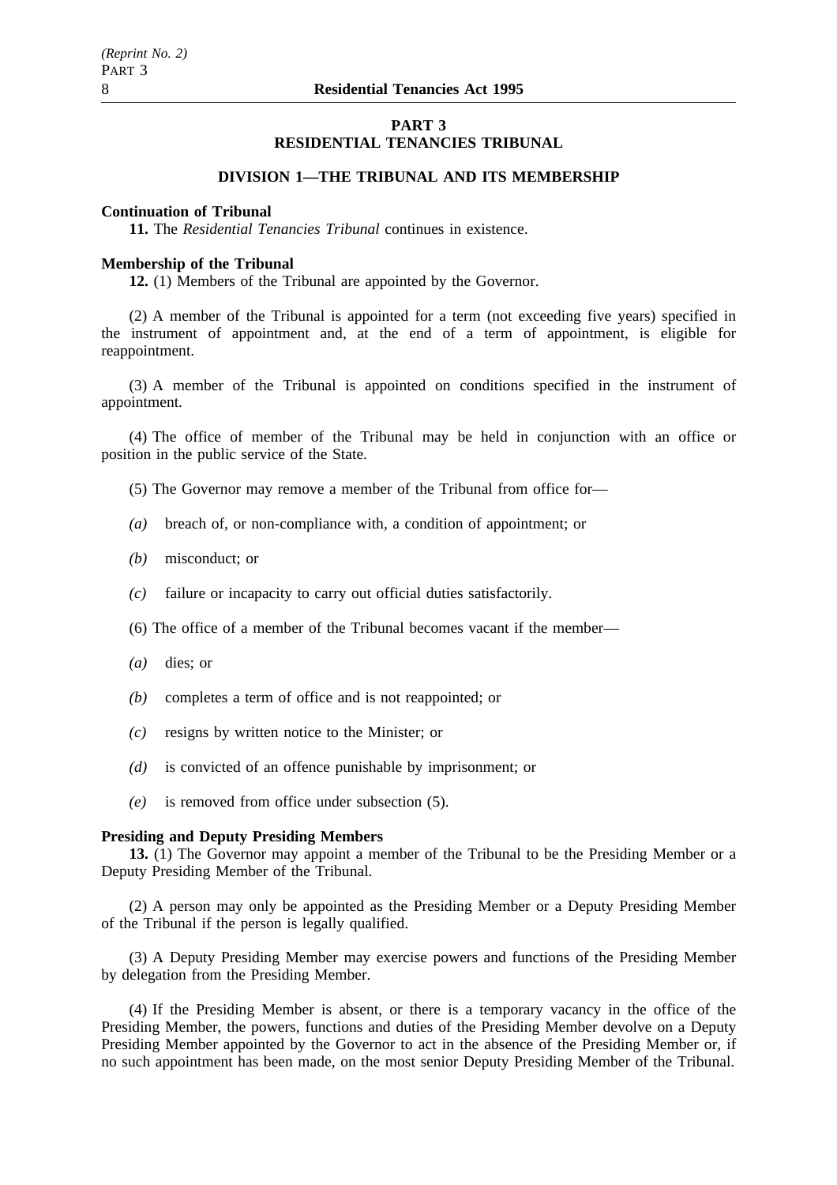## PART 3
## RESIDENTIAL TENANCIES TRIBUNAL

### DIVISION 1—THE TRIBUNAL AND ITS MEMBERSHIP

**Continuation of Tribunal**

**11.** The *Residential Tenancies Tribunal* continues in existence.

**Membership of the Tribunal**

**12.** (1) Members of the Tribunal are appointed by the Governor.

(2) A member of the Tribunal is appointed for a term (not exceeding five years) specified in the instrument of appointment and, at the end of a term of appointment, is eligible for reappointment.

(3) A member of the Tribunal is appointed on conditions specified in the instrument of appointment.

(4) The office of member of the Tribunal may be held in conjunction with an office or position in the public service of the State.

(5) The Governor may remove a member of the Tribunal from office for—

*(a)* breach of, or non-compliance with, a condition of appointment; or

*(b)* misconduct; or

*(c)* failure or incapacity to carry out official duties satisfactorily.

(6) The office of a member of the Tribunal becomes vacant if the member—

*(a)* dies; or

*(b)* completes a term of office and is not reappointed; or

*(c)* resigns by written notice to the Minister; or

*(d)* is convicted of an offence punishable by imprisonment; or

*(e)* is removed from office under subsection (5).

**Presiding and Deputy Presiding Members**

**13.** (1) The Governor may appoint a member of the Tribunal to be the Presiding Member or a Deputy Presiding Member of the Tribunal.

(2) A person may only be appointed as the Presiding Member or a Deputy Presiding Member of the Tribunal if the person is legally qualified.

(3) A Deputy Presiding Member may exercise powers and functions of the Presiding Member by delegation from the Presiding Member.

(4) If the Presiding Member is absent, or there is a temporary vacancy in the office of the Presiding Member, the powers, functions and duties of the Presiding Member devolve on a Deputy Presiding Member appointed by the Governor to act in the absence of the Presiding Member or, if no such appointment has been made, on the most senior Deputy Presiding Member of the Tribunal.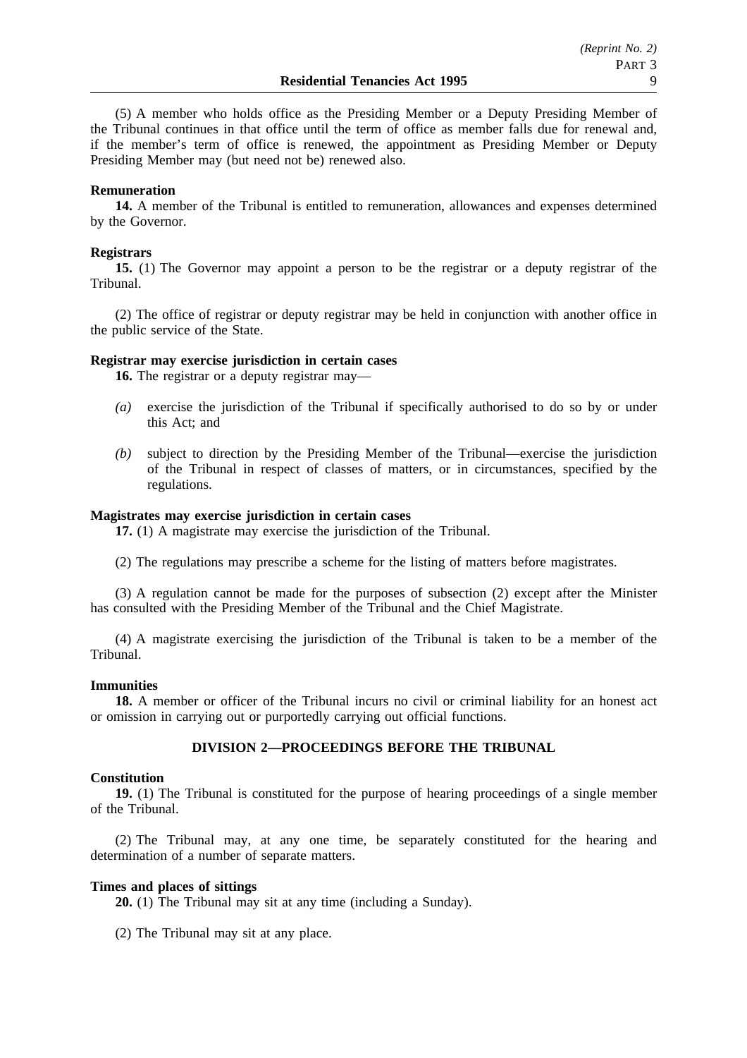(5) A member who holds office as the Presiding Member or a Deputy Presiding Member of the Tribunal continues in that office until the term of office as member falls due for renewal and, if the member's term of office is renewed, the appointment as Presiding Member or Deputy Presiding Member may (but need not be) renewed also.

**Remuneration**

**14.** A member of the Tribunal is entitled to remuneration, allowances and expenses determined by the Governor.

**Registrars**

**15.** (1) The Governor may appoint a person to be the registrar or a deputy registrar of the Tribunal.

(2) The office of registrar or deputy registrar may be held in conjunction with another office in the public service of the State.

**Registrar may exercise jurisdiction in certain cases**

**16.** The registrar or a deputy registrar may—

*(a)* exercise the jurisdiction of the Tribunal if specifically authorised to do so by or under this Act; and

*(b)* subject to direction by the Presiding Member of the Tribunal—exercise the jurisdiction of the Tribunal in respect of classes of matters, or in circumstances, specified by the regulations.

**Magistrates may exercise jurisdiction in certain cases**

**17.** (1) A magistrate may exercise the jurisdiction of the Tribunal.

(2) The regulations may prescribe a scheme for the listing of matters before magistrates.

(3) A regulation cannot be made for the purposes of subsection (2) except after the Minister has consulted with the Presiding Member of the Tribunal and the Chief Magistrate.

(4) A magistrate exercising the jurisdiction of the Tribunal is taken to be a member of the Tribunal.

**Immunities**

**18.** A member or officer of the Tribunal incurs no civil or criminal liability for an honest act or omission in carrying out or purportedly carrying out official functions.

## DIVISION 2—PROCEEDINGS BEFORE THE TRIBUNAL

**Constitution**

**19.** (1) The Tribunal is constituted for the purpose of hearing proceedings of a single member of the Tribunal.

(2) The Tribunal may, at any one time, be separately constituted for the hearing and determination of a number of separate matters.

**Times and places of sittings**

**20.** (1) The Tribunal may sit at any time (including a Sunday).

(2) The Tribunal may sit at any place.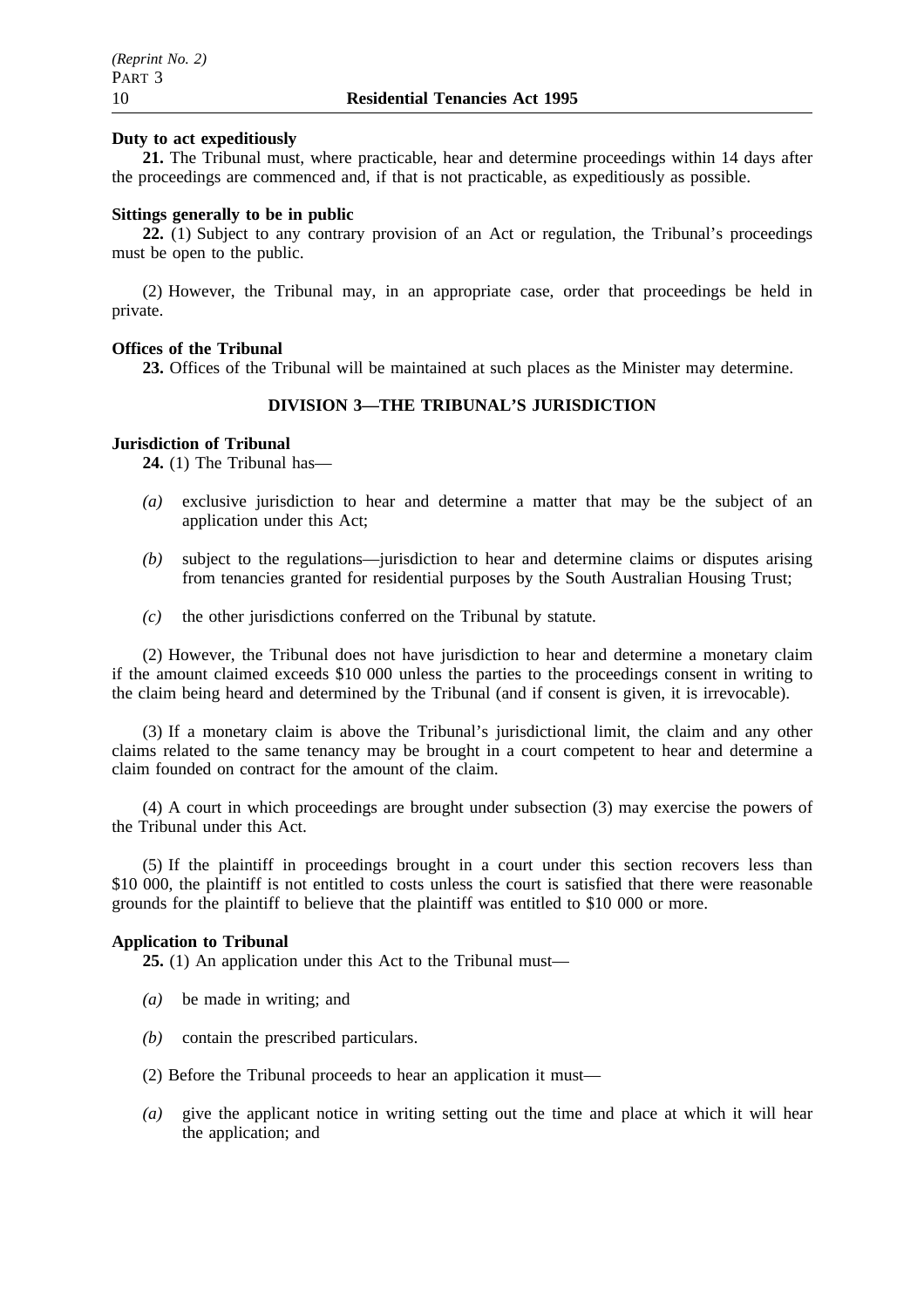**Duty to act expeditiously**

**21.** The Tribunal must, where practicable, hear and determine proceedings within 14 days after the proceedings are commenced and, if that is not practicable, as expeditiously as possible.

**Sittings generally to be in public**

**22.** (1) Subject to any contrary provision of an Act or regulation, the Tribunal's proceedings must be open to the public.

(2) However, the Tribunal may, in an appropriate case, order that proceedings be held in private.

**Offices of the Tribunal**

**23.** Offices of the Tribunal will be maintained at such places as the Minister may determine.

## DIVISION 3—THE TRIBUNAL'S JURISDICTION

**Jurisdiction of Tribunal**

**24.** (1) The Tribunal has—

*(a)* exclusive jurisdiction to hear and determine a matter that may be the subject of an application under this Act;

*(b)* subject to the regulations—jurisdiction to hear and determine claims or disputes arising from tenancies granted for residential purposes by the South Australian Housing Trust;

*(c)* the other jurisdictions conferred on the Tribunal by statute.

(2) However, the Tribunal does not have jurisdiction to hear and determine a monetary claim if the amount claimed exceeds $10 000 unless the parties to the proceedings consent in writing to the claim being heard and determined by the Tribunal (and if consent is given, it is irrevocable).

(3) If a monetary claim is above the Tribunal's jurisdictional limit, the claim and any other claims related to the same tenancy may be brought in a court competent to hear and determine a claim founded on contract for the amount of the claim.

(4) A court in which proceedings are brought under subsection (3) may exercise the powers of the Tribunal under this Act.

(5) If the plaintiff in proceedings brought in a court under this section recovers less than $10 000, the plaintiff is not entitled to costs unless the court is satisfied that there were reasonable grounds for the plaintiff to believe that the plaintiff was entitled to $10 000 or more.

**Application to Tribunal**

**25.** (1) An application under this Act to the Tribunal must—

*(a)* be made in writing; and

*(b)* contain the prescribed particulars.

(2) Before the Tribunal proceeds to hear an application it must—

*(a)* give the applicant notice in writing setting out the time and place at which it will hear the application; and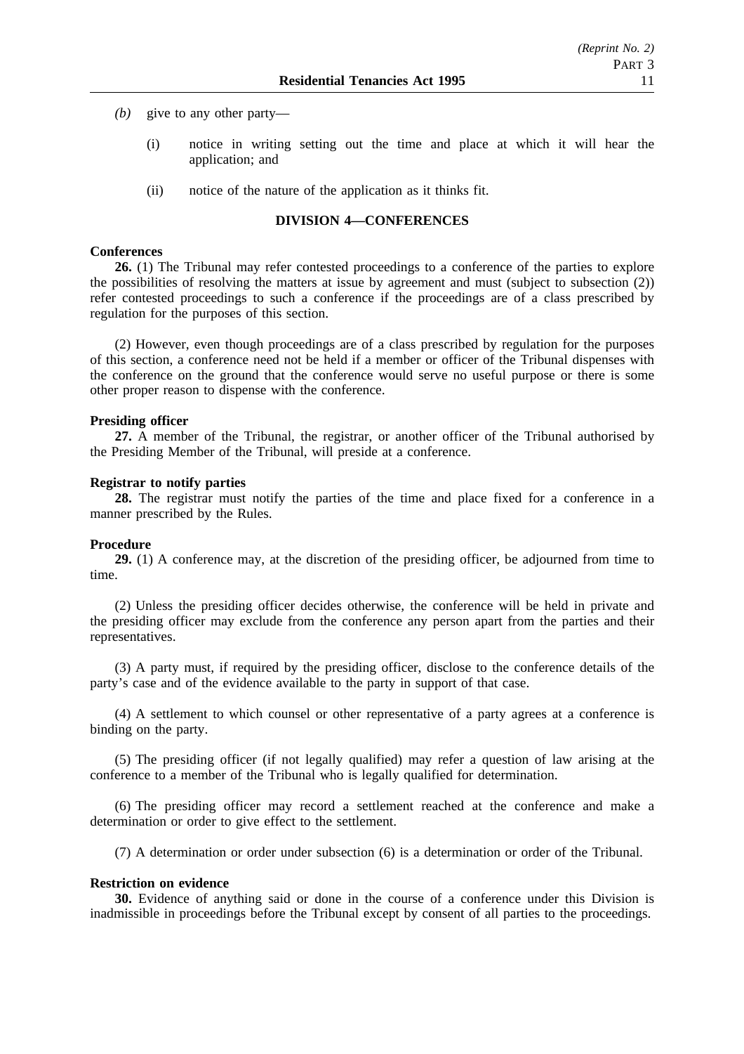*(b)* give to any other party—

(i) notice in writing setting out the time and place at which it will hear the application; and

(ii) notice of the nature of the application as it thinks fit.

## DIVISION 4—CONFERENCES

**Conferences**

**26.** (1) The Tribunal may refer contested proceedings to a conference of the parties to explore the possibilities of resolving the matters at issue by agreement and must (subject to subsection (2)) refer contested proceedings to such a conference if the proceedings are of a class prescribed by regulation for the purposes of this section.

(2) However, even though proceedings are of a class prescribed by regulation for the purposes of this section, a conference need not be held if a member or officer of the Tribunal dispenses with the conference on the ground that the conference would serve no useful purpose or there is some other proper reason to dispense with the conference.

**Presiding officer**

**27.** A member of the Tribunal, the registrar, or another officer of the Tribunal authorised by the Presiding Member of the Tribunal, will preside at a conference.

**Registrar to notify parties**

**28.** The registrar must notify the parties of the time and place fixed for a conference in a manner prescribed by the Rules.

**Procedure**

**29.** (1) A conference may, at the discretion of the presiding officer, be adjourned from time to time.

(2) Unless the presiding officer decides otherwise, the conference will be held in private and the presiding officer may exclude from the conference any person apart from the parties and their representatives.

(3) A party must, if required by the presiding officer, disclose to the conference details of the party's case and of the evidence available to the party in support of that case.

(4) A settlement to which counsel or other representative of a party agrees at a conference is binding on the party.

(5) The presiding officer (if not legally qualified) may refer a question of law arising at the conference to a member of the Tribunal who is legally qualified for determination.

(6) The presiding officer may record a settlement reached at the conference and make a determination or order to give effect to the settlement.

(7) A determination or order under subsection (6) is a determination or order of the Tribunal.

**Restriction on evidence**

**30.** Evidence of anything said or done in the course of a conference under this Division is inadmissible in proceedings before the Tribunal except by consent of all parties to the proceedings.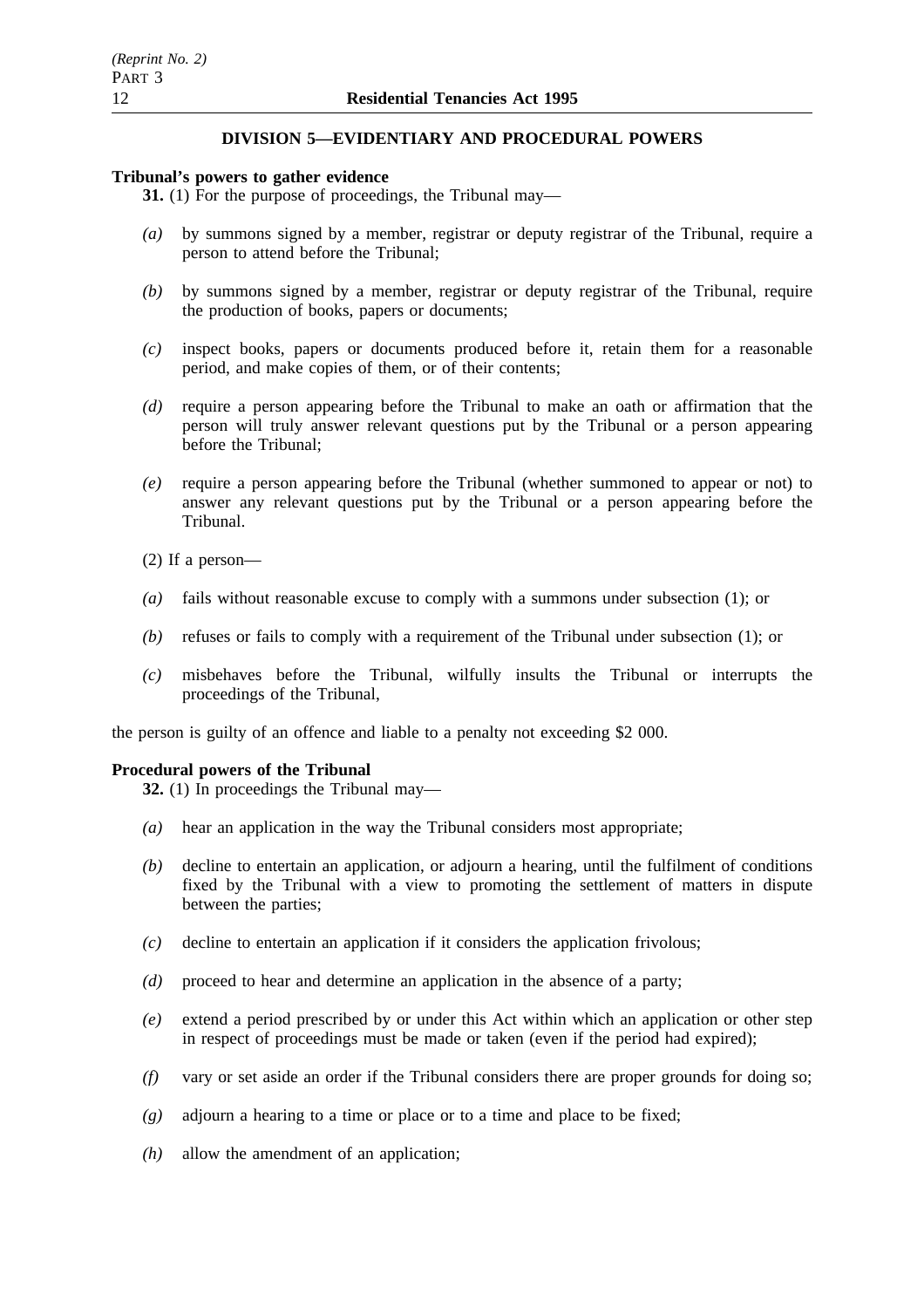## DIVISION 5—EVIDENTIARY AND PROCEDURAL POWERS

**Tribunal's powers to gather evidence**

**31.** (1) For the purpose of proceedings, the Tribunal may—

*(a)* by summons signed by a member, registrar or deputy registrar of the Tribunal, require a person to attend before the Tribunal;

*(b)* by summons signed by a member, registrar or deputy registrar of the Tribunal, require the production of books, papers or documents;

*(c)* inspect books, papers or documents produced before it, retain them for a reasonable period, and make copies of them, or of their contents;

*(d)* require a person appearing before the Tribunal to make an oath or affirmation that the person will truly answer relevant questions put by the Tribunal or a person appearing before the Tribunal;

*(e)* require a person appearing before the Tribunal (whether summoned to appear or not) to answer any relevant questions put by the Tribunal or a person appearing before the Tribunal.

(2) If a person—

*(a)* fails without reasonable excuse to comply with a summons under subsection (1); or

*(b)* refuses or fails to comply with a requirement of the Tribunal under subsection (1); or

*(c)* misbehaves before the Tribunal, wilfully insults the Tribunal or interrupts the proceedings of the Tribunal,

the person is guilty of an offence and liable to a penalty not exceeding $2 000.

**Procedural powers of the Tribunal**

**32.** (1) In proceedings the Tribunal may—

*(a)* hear an application in the way the Tribunal considers most appropriate;

*(b)* decline to entertain an application, or adjourn a hearing, until the fulfilment of conditions fixed by the Tribunal with a view to promoting the settlement of matters in dispute between the parties;

*(c)* decline to entertain an application if it considers the application frivolous;

*(d)* proceed to hear and determine an application in the absence of a party;

*(e)* extend a period prescribed by or under this Act within which an application or other step in respect of proceedings must be made or taken (even if the period had expired);

*(f)* vary or set aside an order if the Tribunal considers there are proper grounds for doing so;

*(g)* adjourn a hearing to a time or place or to a time and place to be fixed;

*(h)* allow the amendment of an application;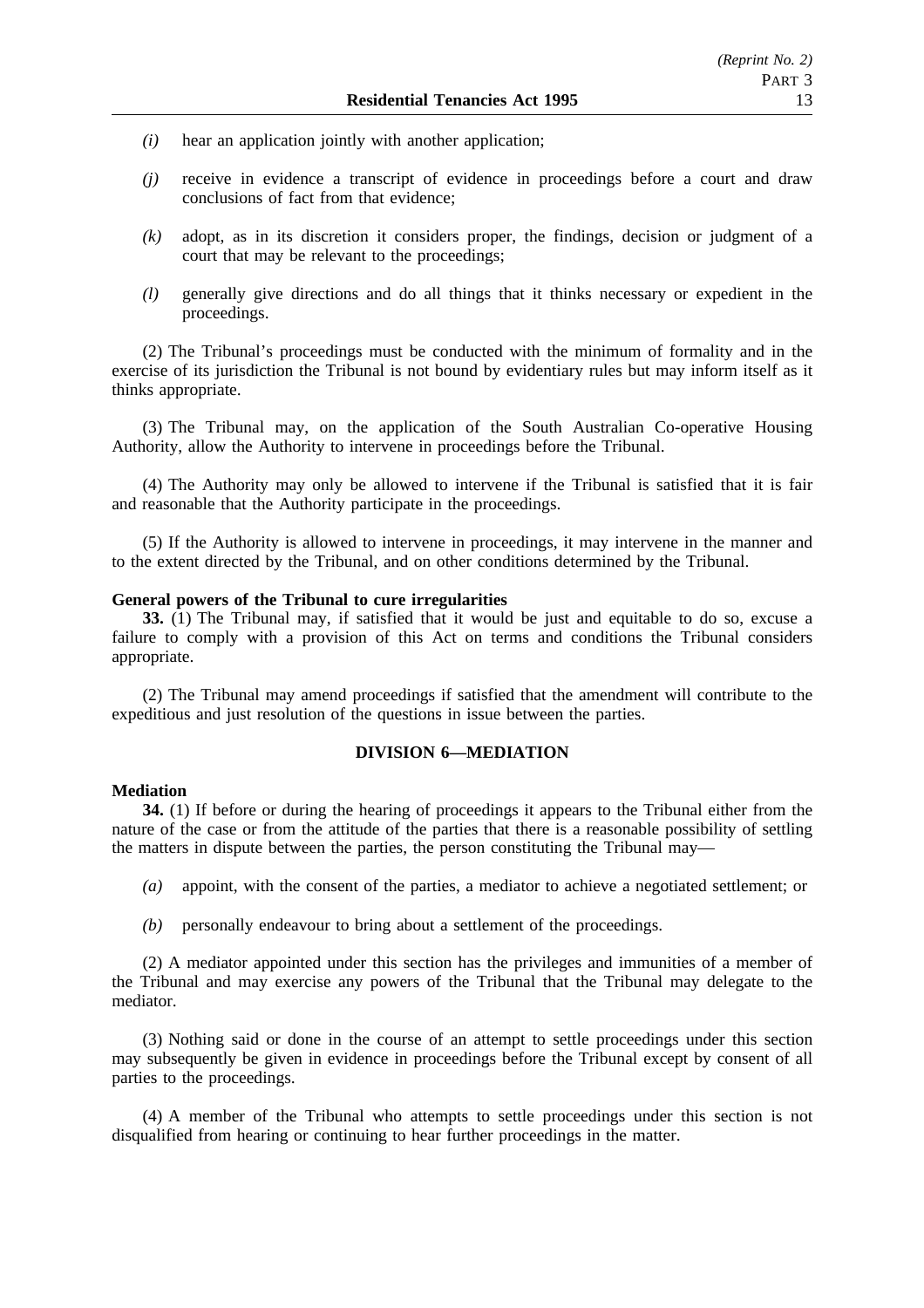*(i)* hear an application jointly with another application;

*(j)* receive in evidence a transcript of evidence in proceedings before a court and draw conclusions of fact from that evidence;

*(k)* adopt, as in its discretion it considers proper, the findings, decision or judgment of a court that may be relevant to the proceedings;

*(l)* generally give directions and do all things that it thinks necessary or expedient in the proceedings.

(2) The Tribunal's proceedings must be conducted with the minimum of formality and in the exercise of its jurisdiction the Tribunal is not bound by evidentiary rules but may inform itself as it thinks appropriate.

(3) The Tribunal may, on the application of the South Australian Co-operative Housing Authority, allow the Authority to intervene in proceedings before the Tribunal.

(4) The Authority may only be allowed to intervene if the Tribunal is satisfied that it is fair and reasonable that the Authority participate in the proceedings.

(5) If the Authority is allowed to intervene in proceedings, it may intervene in the manner and to the extent directed by the Tribunal, and on other conditions determined by the Tribunal.

**General powers of the Tribunal to cure irregularities**

**33.** (1) The Tribunal may, if satisfied that it would be just and equitable to do so, excuse a failure to comply with a provision of this Act on terms and conditions the Tribunal considers appropriate.

(2) The Tribunal may amend proceedings if satisfied that the amendment will contribute to the expeditious and just resolution of the questions in issue between the parties.

## DIVISION 6—MEDIATION

**Mediation**

**34.** (1) If before or during the hearing of proceedings it appears to the Tribunal either from the nature of the case or from the attitude of the parties that there is a reasonable possibility of settling the matters in dispute between the parties, the person constituting the Tribunal may—

*(a)* appoint, with the consent of the parties, a mediator to achieve a negotiated settlement; or

*(b)* personally endeavour to bring about a settlement of the proceedings.

(2) A mediator appointed under this section has the privileges and immunities of a member of the Tribunal and may exercise any powers of the Tribunal that the Tribunal may delegate to the mediator.

(3) Nothing said or done in the course of an attempt to settle proceedings under this section may subsequently be given in evidence in proceedings before the Tribunal except by consent of all parties to the proceedings.

(4) A member of the Tribunal who attempts to settle proceedings under this section is not disqualified from hearing or continuing to hear further proceedings in the matter.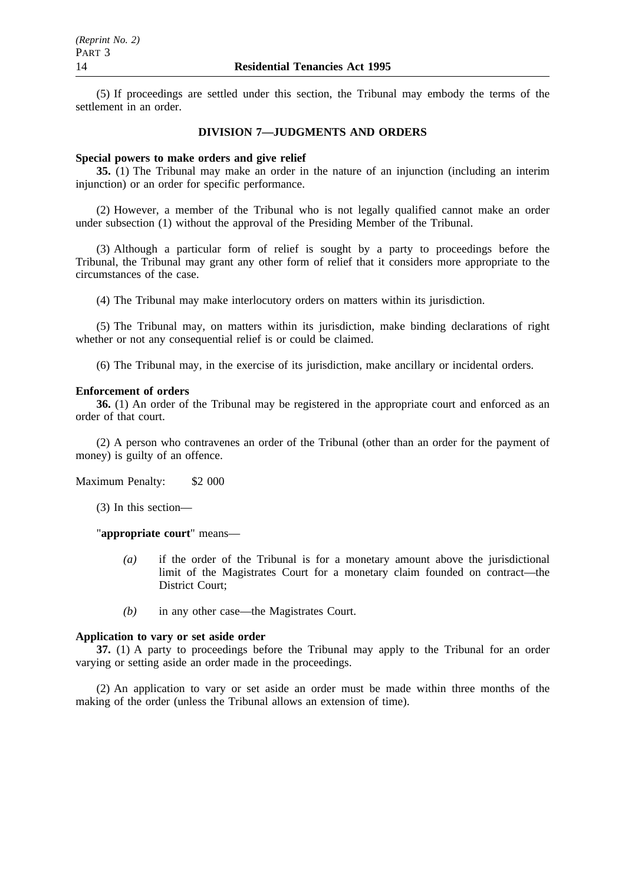(5) If proceedings are settled under this section, the Tribunal may embody the terms of the settlement in an order.

## DIVISION 7—JUDGMENTS AND ORDERS

**Special powers to make orders and give relief**

**35.** (1) The Tribunal may make an order in the nature of an injunction (including an interim injunction) or an order for specific performance.

(2) However, a member of the Tribunal who is not legally qualified cannot make an order under subsection (1) without the approval of the Presiding Member of the Tribunal.

(3) Although a particular form of relief is sought by a party to proceedings before the Tribunal, the Tribunal may grant any other form of relief that it considers more appropriate to the circumstances of the case.

(4) The Tribunal may make interlocutory orders on matters within its jurisdiction.

(5) The Tribunal may, on matters within its jurisdiction, make binding declarations of right whether or not any consequential relief is or could be claimed.

(6) The Tribunal may, in the exercise of its jurisdiction, make ancillary or incidental orders.

**Enforcement of orders**

**36.** (1) An order of the Tribunal may be registered in the appropriate court and enforced as an order of that court.

(2) A person who contravenes an order of the Tribunal (other than an order for the payment of money) is guilty of an offence.

Maximum Penalty: $2 000

(3) In this section—

"**appropriate court**" means—

*(a)* if the order of the Tribunal is for a monetary amount above the jurisdictional limit of the Magistrates Court for a monetary claim founded on contract—the District Court;

*(b)* in any other case—the Magistrates Court.

**Application to vary or set aside order**

**37.** (1) A party to proceedings before the Tribunal may apply to the Tribunal for an order varying or setting aside an order made in the proceedings.

(2) An application to vary or set aside an order must be made within three months of the making of the order (unless the Tribunal allows an extension of time).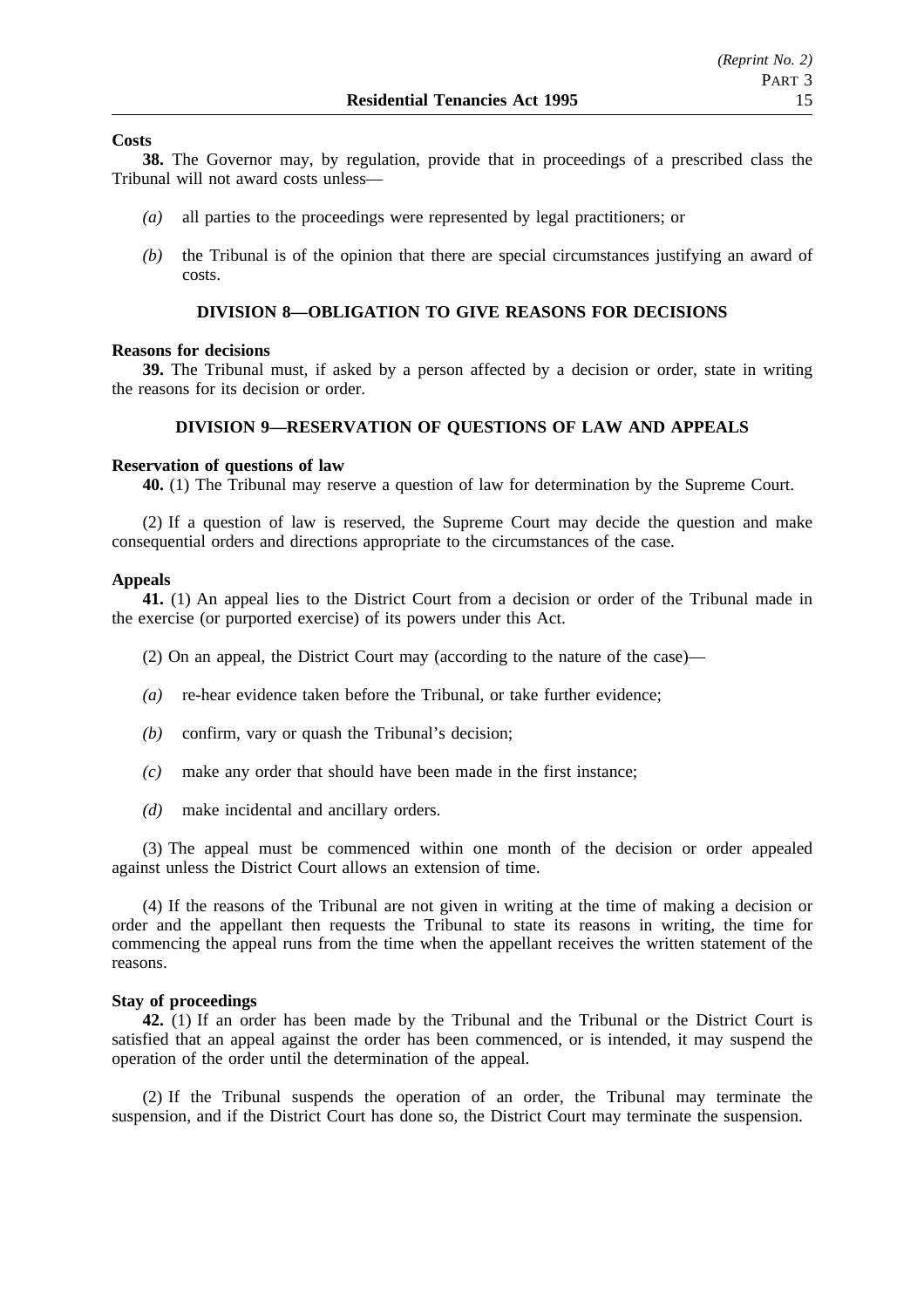**Costs**

**38.** The Governor may, by regulation, provide that in proceedings of a prescribed class the Tribunal will not award costs unless—

*(a)* all parties to the proceedings were represented by legal practitioners; or

*(b)* the Tribunal is of the opinion that there are special circumstances justifying an award of costs.

## DIVISION 8—OBLIGATION TO GIVE REASONS FOR DECISIONS

**Reasons for decisions**

**39.** The Tribunal must, if asked by a person affected by a decision or order, state in writing the reasons for its decision or order.

## DIVISION 9—RESERVATION OF QUESTIONS OF LAW AND APPEALS

**Reservation of questions of law**

**40.** (1) The Tribunal may reserve a question of law for determination by the Supreme Court.

(2) If a question of law is reserved, the Supreme Court may decide the question and make consequential orders and directions appropriate to the circumstances of the case.

**Appeals**

**41.** (1) An appeal lies to the District Court from a decision or order of the Tribunal made in the exercise (or purported exercise) of its powers under this Act.

(2) On an appeal, the District Court may (according to the nature of the case)—

*(a)* re-hear evidence taken before the Tribunal, or take further evidence;

*(b)* confirm, vary or quash the Tribunal's decision;

*(c)* make any order that should have been made in the first instance;

*(d)* make incidental and ancillary orders.

(3) The appeal must be commenced within one month of the decision or order appealed against unless the District Court allows an extension of time.

(4) If the reasons of the Tribunal are not given in writing at the time of making a decision or order and the appellant then requests the Tribunal to state its reasons in writing, the time for commencing the appeal runs from the time when the appellant receives the written statement of the reasons.

**Stay of proceedings**

**42.** (1) If an order has been made by the Tribunal and the Tribunal or the District Court is satisfied that an appeal against the order has been commenced, or is intended, it may suspend the operation of the order until the determination of the appeal.

(2) If the Tribunal suspends the operation of an order, the Tribunal may terminate the suspension, and if the District Court has done so, the District Court may terminate the suspension.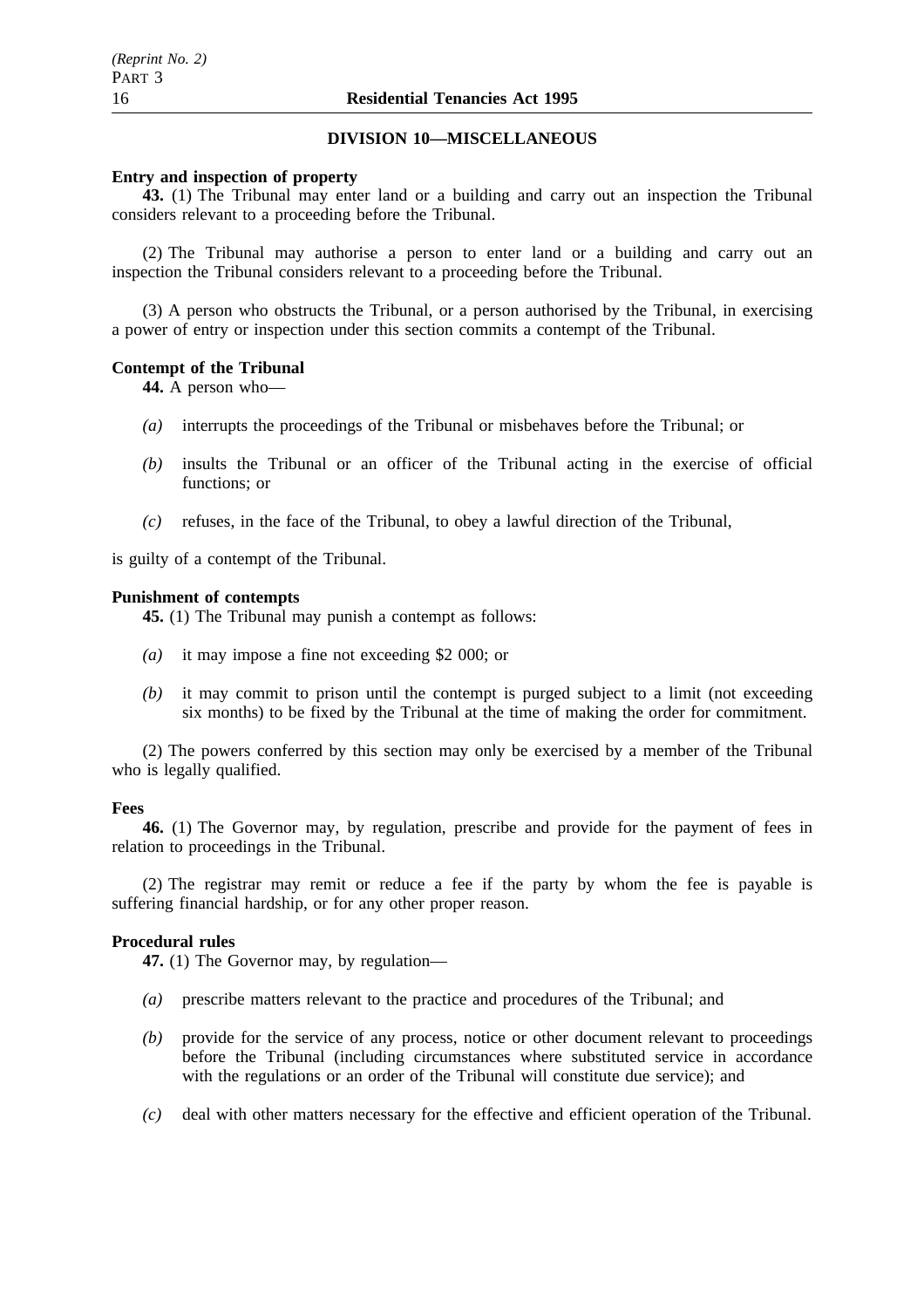## DIVISION 10—MISCELLANEOUS

**Entry and inspection of property**

**43.** (1) The Tribunal may enter land or a building and carry out an inspection the Tribunal considers relevant to a proceeding before the Tribunal.

(2) The Tribunal may authorise a person to enter land or a building and carry out an inspection the Tribunal considers relevant to a proceeding before the Tribunal.

(3) A person who obstructs the Tribunal, or a person authorised by the Tribunal, in exercising a power of entry or inspection under this section commits a contempt of the Tribunal.

**Contempt of the Tribunal**

**44.** A person who—

*(a)* interrupts the proceedings of the Tribunal or misbehaves before the Tribunal; or

*(b)* insults the Tribunal or an officer of the Tribunal acting in the exercise of official functions; or

*(c)* refuses, in the face of the Tribunal, to obey a lawful direction of the Tribunal,

is guilty of a contempt of the Tribunal.

**Punishment of contempts**

**45.** (1) The Tribunal may punish a contempt as follows:

*(a)* it may impose a fine not exceeding $2 000; or

*(b)* it may commit to prison until the contempt is purged subject to a limit (not exceeding six months) to be fixed by the Tribunal at the time of making the order for commitment.

(2) The powers conferred by this section may only be exercised by a member of the Tribunal who is legally qualified.

**Fees**

**46.** (1) The Governor may, by regulation, prescribe and provide for the payment of fees in relation to proceedings in the Tribunal.

(2) The registrar may remit or reduce a fee if the party by whom the fee is payable is suffering financial hardship, or for any other proper reason.

**Procedural rules**

**47.** (1) The Governor may, by regulation—

*(a)* prescribe matters relevant to the practice and procedures of the Tribunal; and

*(b)* provide for the service of any process, notice or other document relevant to proceedings before the Tribunal (including circumstances where substituted service in accordance with the regulations or an order of the Tribunal will constitute due service); and

*(c)* deal with other matters necessary for the effective and efficient operation of the Tribunal.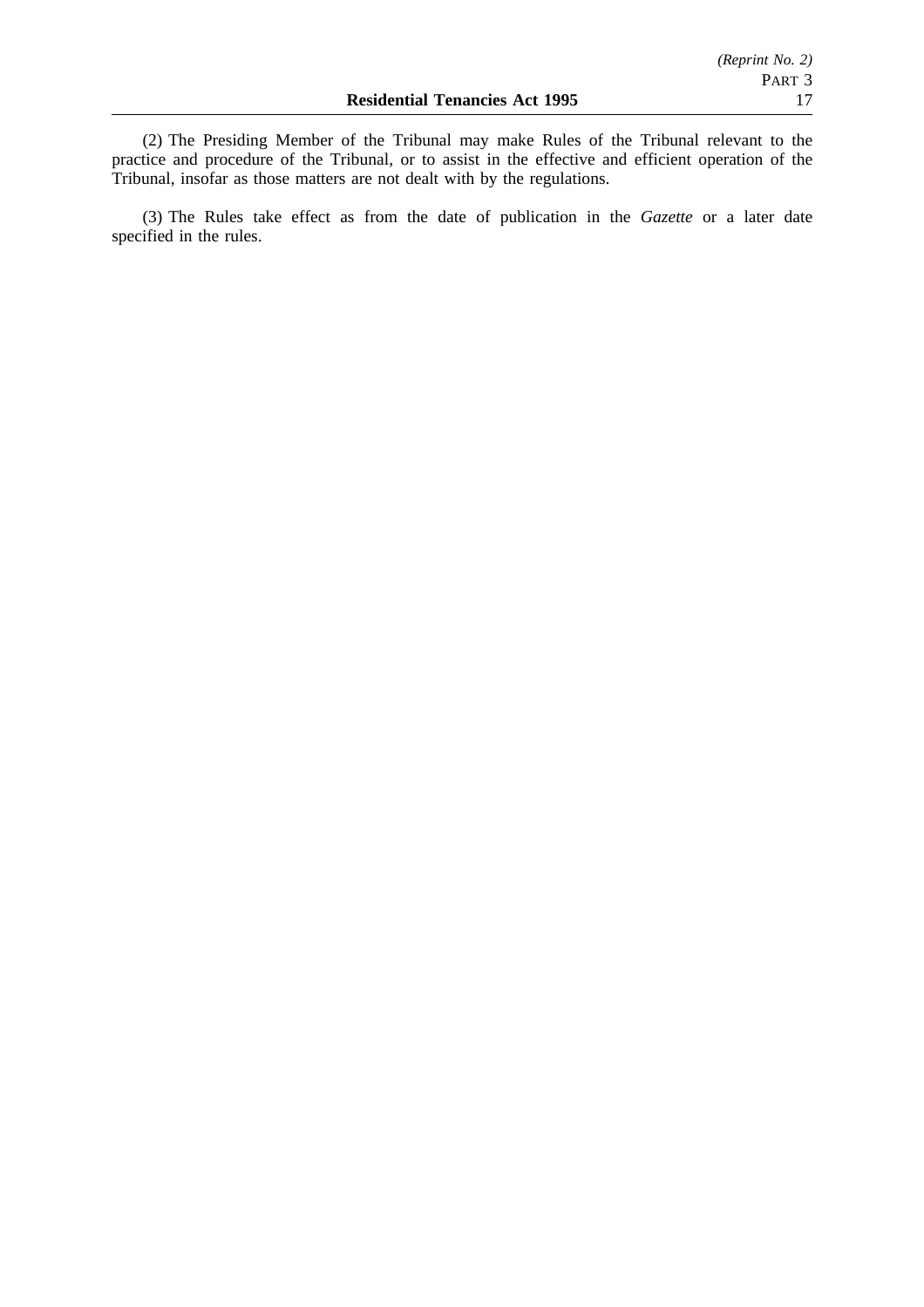(2) The Presiding Member of the Tribunal may make Rules of the Tribunal relevant to the practice and procedure of the Tribunal, or to assist in the effective and efficient operation of the Tribunal, insofar as those matters are not dealt with by the regulations.

(3) The Rules take effect as from the date of publication in the *Gazette* or a later date specified in the rules.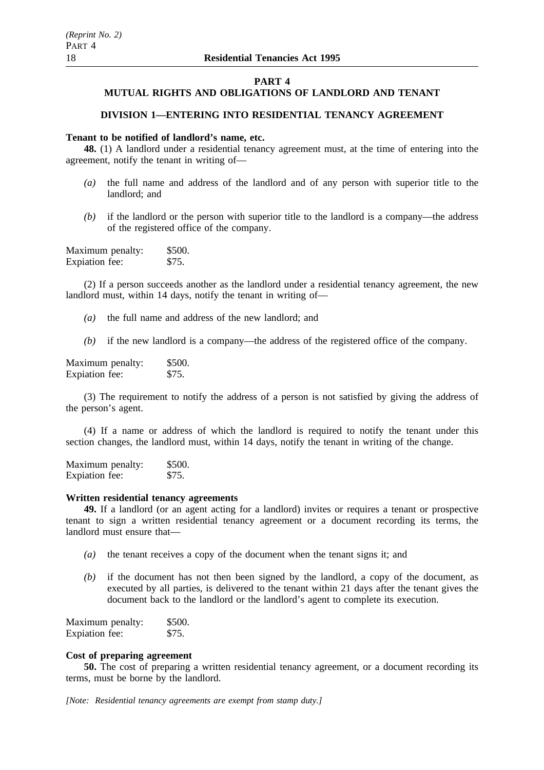# PART 4

# MUTUAL RIGHTS AND OBLIGATIONS OF LANDLORD AND TENANT

## DIVISION 1—ENTERING INTO RESIDENTIAL TENANCY AGREEMENT

### Tenant to be notified of landlord's name, etc.

**48.** (1) A landlord under a residential tenancy agreement must, at the time of entering into the agreement, notify the tenant in writing of—

*(a)* the full name and address of the landlord and of any person with superior title to the landlord; and

*(b)* if the landlord or the person with superior title to the landlord is a company—the address of the registered office of the company.

Maximum penalty: $500.
Expiation fee: $75.

(2) If a person succeeds another as the landlord under a residential tenancy agreement, the new landlord must, within 14 days, notify the tenant in writing of—

*(a)* the full name and address of the new landlord; and

*(b)* if the new landlord is a company—the address of the registered office of the company.

Maximum penalty: $500.
Expiation fee: $75.

(3) The requirement to notify the address of a person is not satisfied by giving the address of the person's agent.

(4) If a name or address of which the landlord is required to notify the tenant under this section changes, the landlord must, within 14 days, notify the tenant in writing of the change.

Maximum penalty: $500.
Expiation fee: $75.

### Written residential tenancy agreements

**49.** If a landlord (or an agent acting for a landlord) invites or requires a tenant or prospective tenant to sign a written residential tenancy agreement or a document recording its terms, the landlord must ensure that—

*(a)* the tenant receives a copy of the document when the tenant signs it; and

*(b)* if the document has not then been signed by the landlord, a copy of the document, as executed by all parties, is delivered to the tenant within 21 days after the tenant gives the document back to the landlord or the landlord's agent to complete its execution.

Maximum penalty: $500.
Expiation fee: $75.

### Cost of preparing agreement

**50.** The cost of preparing a written residential tenancy agreement, or a document recording its terms, must be borne by the landlord.

*[Note: Residential tenancy agreements are exempt from stamp duty.]*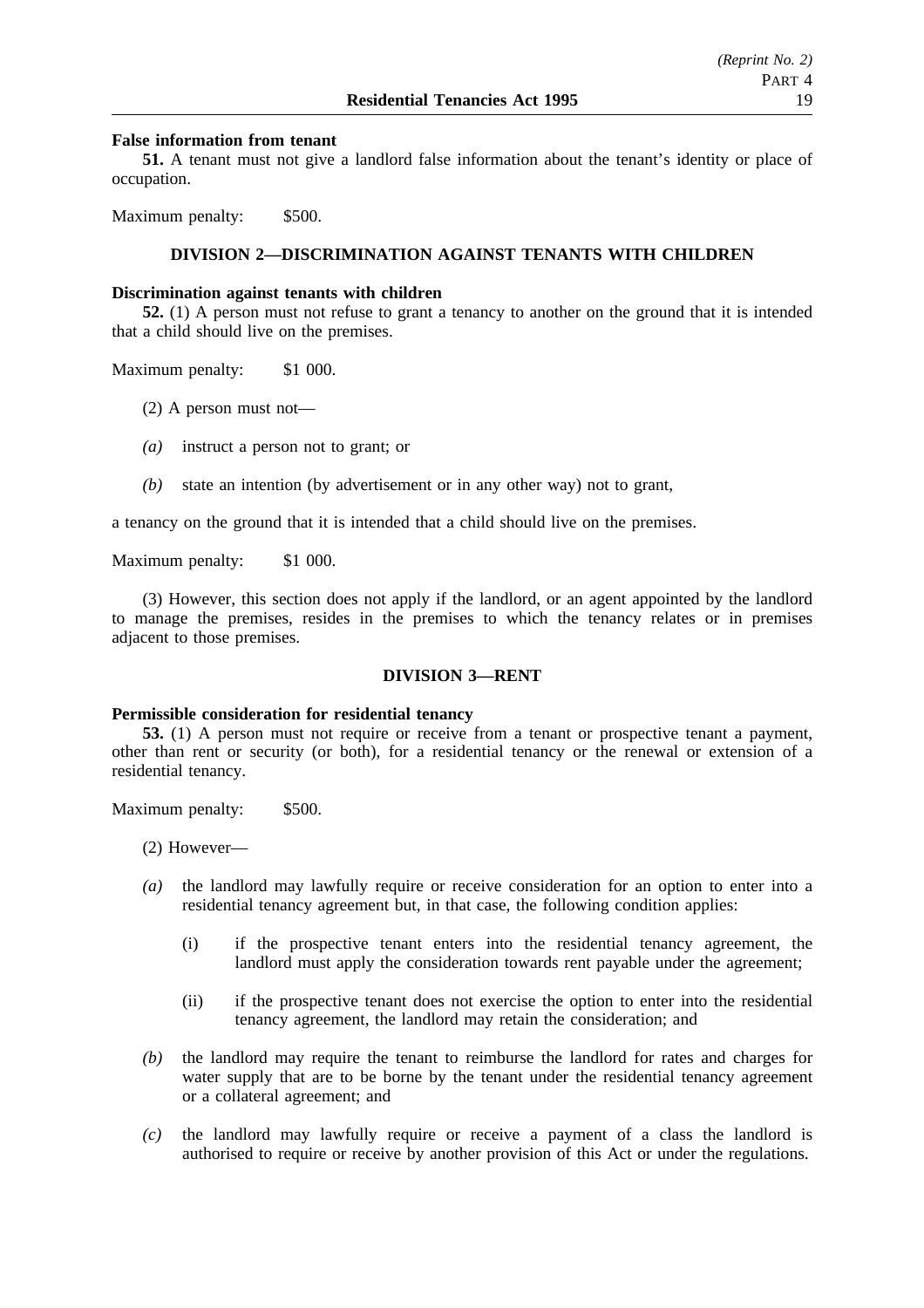**False information from tenant**

**51.** A tenant must not give a landlord false information about the tenant's identity or place of occupation.

Maximum penalty: $500.

## DIVISION 2—DISCRIMINATION AGAINST TENANTS WITH CHILDREN

**Discrimination against tenants with children**

**52.** (1) A person must not refuse to grant a tenancy to another on the ground that it is intended that a child should live on the premises.

Maximum penalty: $1 000.

(2) A person must not—

*(a)* instruct a person not to grant; or

*(b)* state an intention (by advertisement or in any other way) not to grant,

a tenancy on the ground that it is intended that a child should live on the premises.

Maximum penalty: $1 000.

(3) However, this section does not apply if the landlord, or an agent appointed by the landlord to manage the premises, resides in the premises to which the tenancy relates or in premises adjacent to those premises.

## DIVISION 3—RENT

**Permissible consideration for residential tenancy**

**53.** (1) A person must not require or receive from a tenant or prospective tenant a payment, other than rent or security (or both), for a residential tenancy or the renewal or extension of a residential tenancy.

Maximum penalty: $500.

(2) However—

*(a)* the landlord may lawfully require or receive consideration for an option to enter into a residential tenancy agreement but, in that case, the following condition applies:

   (i) if the prospective tenant enters into the residential tenancy agreement, the landlord must apply the consideration towards rent payable under the agreement;

   (ii) if the prospective tenant does not exercise the option to enter into the residential tenancy agreement, the landlord may retain the consideration; and

*(b)* the landlord may require the tenant to reimburse the landlord for rates and charges for water supply that are to be borne by the tenant under the residential tenancy agreement or a collateral agreement; and

*(c)* the landlord may lawfully require or receive a payment of a class the landlord is authorised to require or receive by another provision of this Act or under the regulations.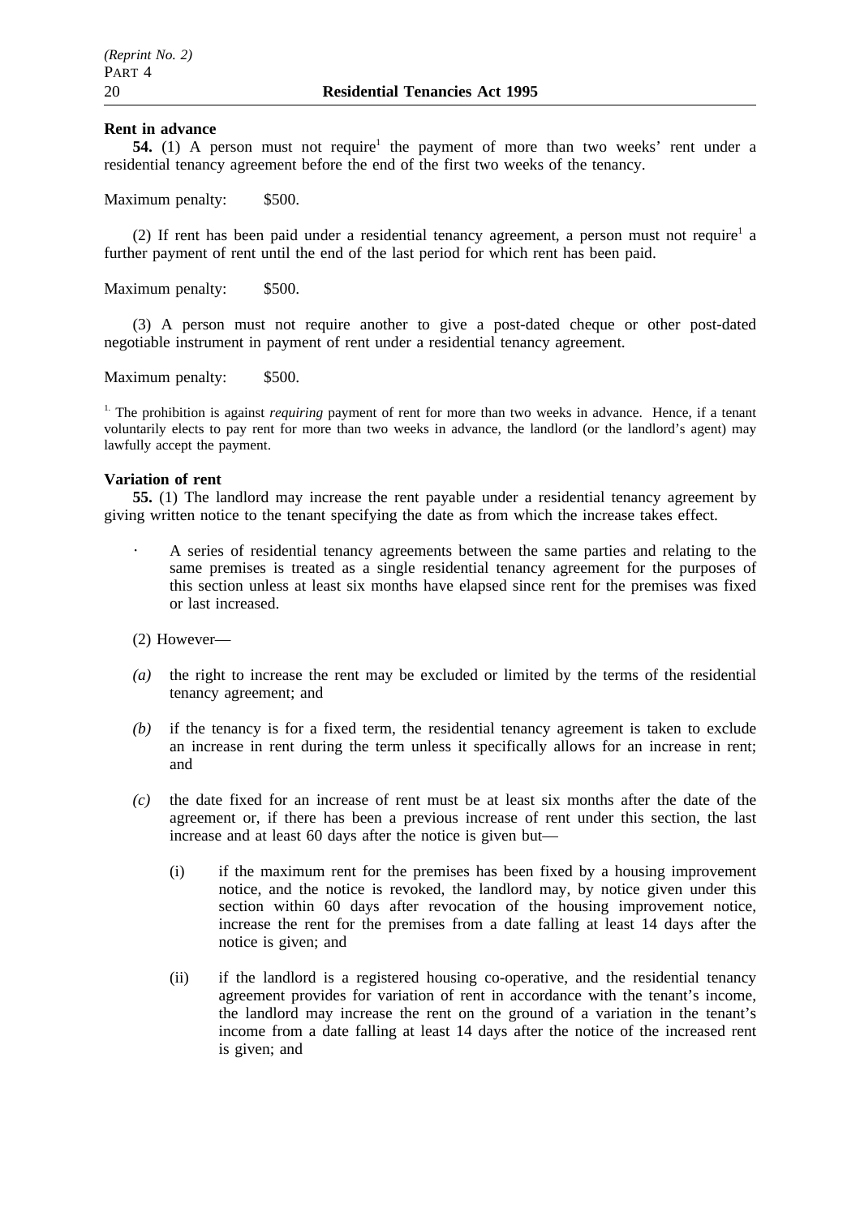**Rent in advance**

**54.** (1) A person must not require[1] the payment of more than two weeks' rent under a residential tenancy agreement before the end of the first two weeks of the tenancy.

Maximum penalty: $500.

(2) If rent has been paid under a residential tenancy agreement, a person must not require[1] a further payment of rent until the end of the last period for which rent has been paid.

Maximum penalty: $500.

(3) A person must not require another to give a post-dated cheque or other post-dated negotiable instrument in payment of rent under a residential tenancy agreement.

Maximum penalty: $500.

[1] The prohibition is against *requiring* payment of rent for more than two weeks in advance. Hence, if a tenant voluntarily elects to pay rent for more than two weeks in advance, the landlord (or the landlord's agent) may lawfully accept the payment.

**Variation of rent**

**55.** (1) The landlord may increase the rent payable under a residential tenancy agreement by giving written notice to the tenant specifying the date as from which the increase takes effect.

· A series of residential tenancy agreements between the same parties and relating to the same premises is treated as a single residential tenancy agreement for the purposes of this section unless at least six months have elapsed since rent for the premises was fixed or last increased.

(2) However—

*(a)* the right to increase the rent may be excluded or limited by the terms of the residential tenancy agreement; and

*(b)* if the tenancy is for a fixed term, the residential tenancy agreement is taken to exclude an increase in rent during the term unless it specifically allows for an increase in rent; and

*(c)* the date fixed for an increase of rent must be at least six months after the date of the agreement or, if there has been a previous increase of rent under this section, the last increase and at least 60 days after the notice is given but—

(i) if the maximum rent for the premises has been fixed by a housing improvement notice, and the notice is revoked, the landlord may, by notice given under this section within 60 days after revocation of the housing improvement notice, increase the rent for the premises from a date falling at least 14 days after the notice is given; and

(ii) if the landlord is a registered housing co-operative, and the residential tenancy agreement provides for variation of rent in accordance with the tenant's income, the landlord may increase the rent on the ground of a variation in the tenant's income from a date falling at least 14 days after the notice of the increased rent is given; and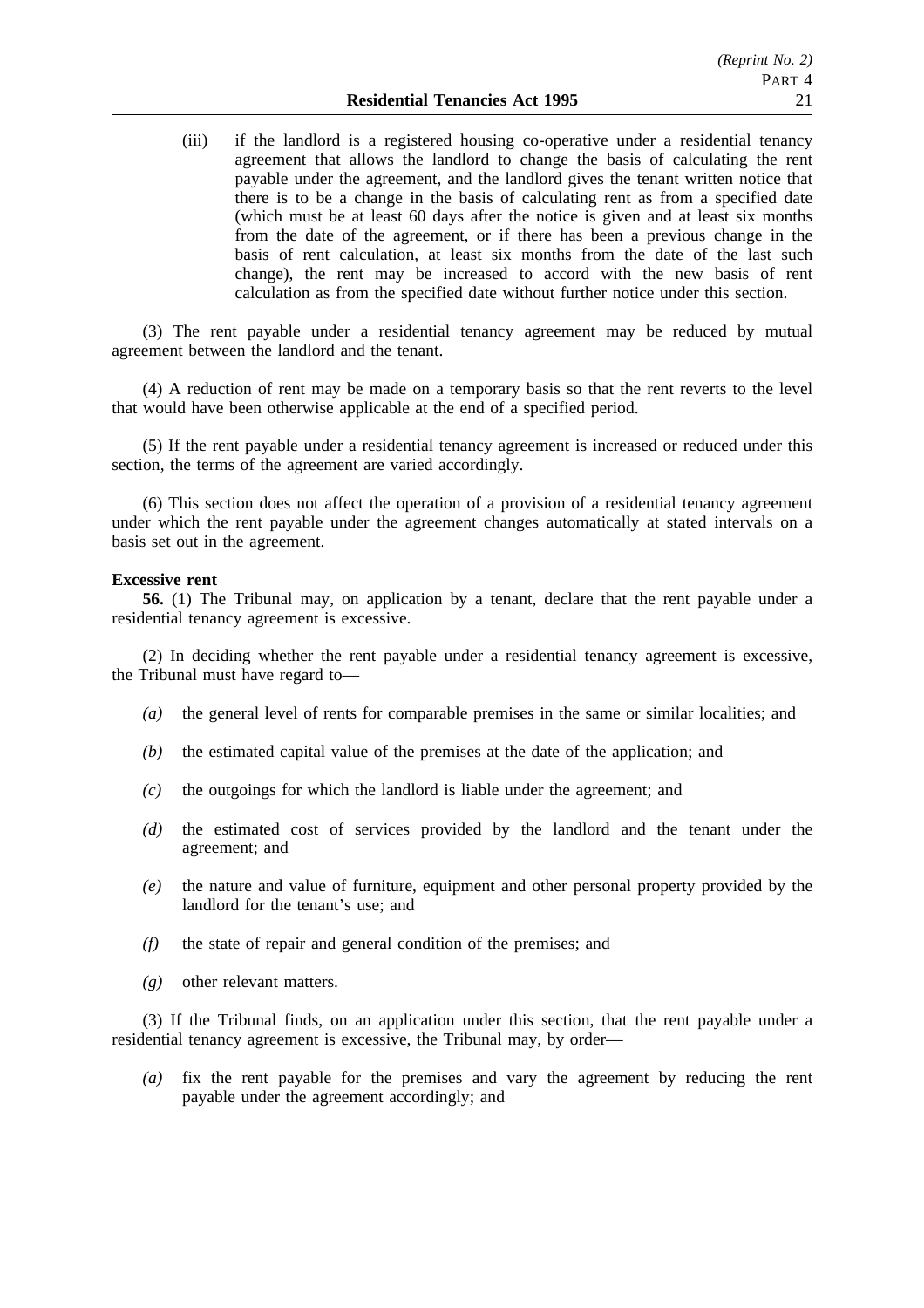(iii) if the landlord is a registered housing co-operative under a residential tenancy agreement that allows the landlord to change the basis of calculating the rent payable under the agreement, and the landlord gives the tenant written notice that there is to be a change in the basis of calculating rent as from a specified date (which must be at least 60 days after the notice is given and at least six months from the date of the agreement, or if there has been a previous change in the basis of rent calculation, at least six months from the date of the last such change), the rent may be increased to accord with the new basis of rent calculation as from the specified date without further notice under this section.

(3) The rent payable under a residential tenancy agreement may be reduced by mutual agreement between the landlord and the tenant.

(4) A reduction of rent may be made on a temporary basis so that the rent reverts to the level that would have been otherwise applicable at the end of a specified period.

(5) If the rent payable under a residential tenancy agreement is increased or reduced under this section, the terms of the agreement are varied accordingly.

(6) This section does not affect the operation of a provision of a residential tenancy agreement under which the rent payable under the agreement changes automatically at stated intervals on a basis set out in the agreement.

**Excessive rent**

**56.** (1) The Tribunal may, on application by a tenant, declare that the rent payable under a residential tenancy agreement is excessive.

(2) In deciding whether the rent payable under a residential tenancy agreement is excessive, the Tribunal must have regard to—

*(a)* the general level of rents for comparable premises in the same or similar localities; and

*(b)* the estimated capital value of the premises at the date of the application; and

*(c)* the outgoings for which the landlord is liable under the agreement; and

*(d)* the estimated cost of services provided by the landlord and the tenant under the agreement; and

*(e)* the nature and value of furniture, equipment and other personal property provided by the landlord for the tenant's use; and

*(f)* the state of repair and general condition of the premises; and

*(g)* other relevant matters.

(3) If the Tribunal finds, on an application under this section, that the rent payable under a residential tenancy agreement is excessive, the Tribunal may, by order—

*(a)* fix the rent payable for the premises and vary the agreement by reducing the rent payable under the agreement accordingly; and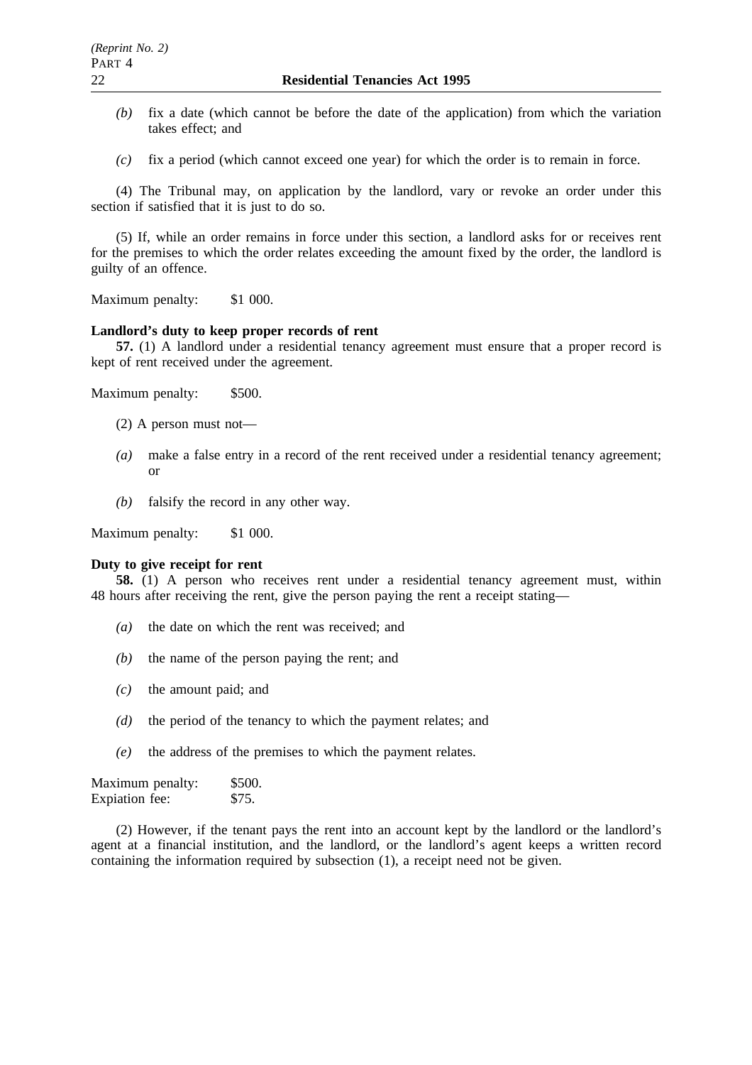*(b)* fix a date (which cannot be before the date of the application) from which the variation takes effect; and

*(c)* fix a period (which cannot exceed one year) for which the order is to remain in force.

(4) The Tribunal may, on application by the landlord, vary or revoke an order under this section if satisfied that it is just to do so.

(5) If, while an order remains in force under this section, a landlord asks for or receives rent for the premises to which the order relates exceeding the amount fixed by the order, the landlord is guilty of an offence.

Maximum penalty: $1 000.

**Landlord's duty to keep proper records of rent**

**57.** (1) A landlord under a residential tenancy agreement must ensure that a proper record is kept of rent received under the agreement.

Maximum penalty: $500.

(2) A person must not—

*(a)* make a false entry in a record of the rent received under a residential tenancy agreement; or

*(b)* falsify the record in any other way.

Maximum penalty: $1 000.

**Duty to give receipt for rent**

**58.** (1) A person who receives rent under a residential tenancy agreement must, within 48 hours after receiving the rent, give the person paying the rent a receipt stating—

*(a)* the date on which the rent was received; and

*(b)* the name of the person paying the rent; and

*(c)* the amount paid; and

*(d)* the period of the tenancy to which the payment relates; and

*(e)* the address of the premises to which the payment relates.

Maximum penalty: $500.
Expiation fee: $75.

(2) However, if the tenant pays the rent into an account kept by the landlord or the landlord's agent at a financial institution, and the landlord, or the landlord's agent keeps a written record containing the information required by subsection (1), a receipt need not be given.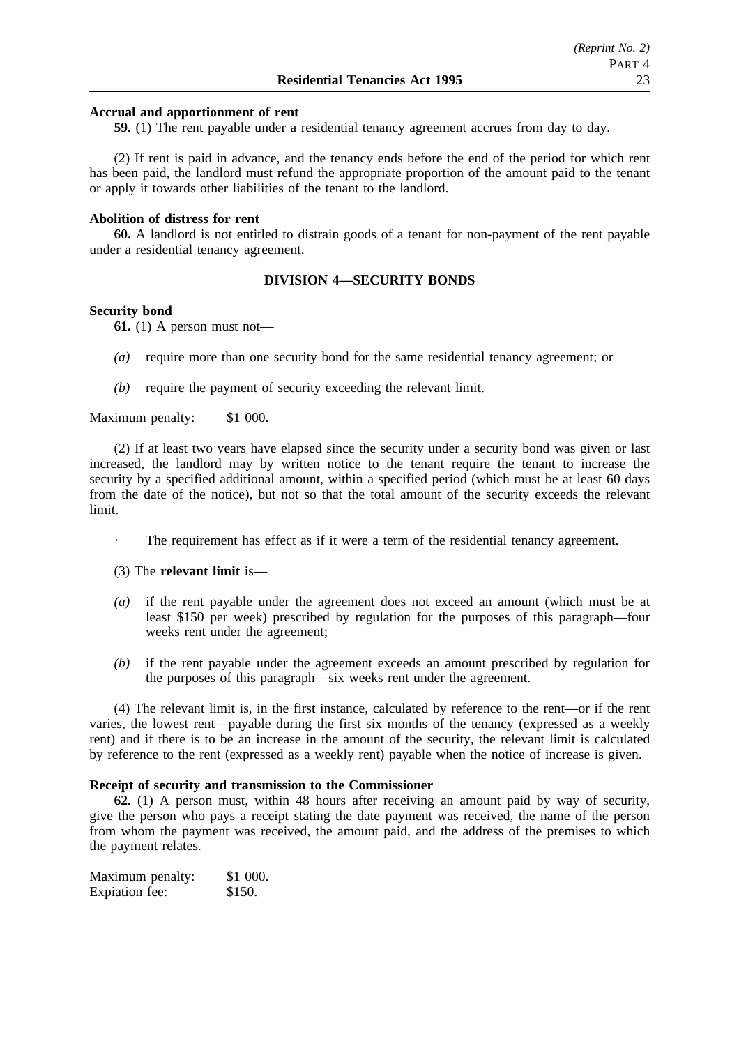**Accrual and apportionment of rent**

**59.** (1) The rent payable under a residential tenancy agreement accrues from day to day.

(2) If rent is paid in advance, and the tenancy ends before the end of the period for which rent has been paid, the landlord must refund the appropriate proportion of the amount paid to the tenant or apply it towards other liabilities of the tenant to the landlord.

**Abolition of distress for rent**

**60.** A landlord is not entitled to distrain goods of a tenant for non-payment of the rent payable under a residential tenancy agreement.

## DIVISION 4—SECURITY BONDS

**Security bond**

**61.** (1) A person must not—

*(a)* require more than one security bond for the same residential tenancy agreement; or

*(b)* require the payment of security exceeding the relevant limit.

Maximum penalty: $1 000.

(2) If at least two years have elapsed since the security under a security bond was given or last increased, the landlord may by written notice to the tenant require the tenant to increase the security by a specified additional amount, within a specified period (which must be at least 60 days from the date of the notice), but not so that the total amount of the security exceeds the relevant limit.

· The requirement has effect as if it were a term of the residential tenancy agreement.

(3) The **relevant limit** is—

*(a)* if the rent payable under the agreement does not exceed an amount (which must be at least $150 per week) prescribed by regulation for the purposes of this paragraph—four weeks rent under the agreement;

*(b)* if the rent payable under the agreement exceeds an amount prescribed by regulation for the purposes of this paragraph—six weeks rent under the agreement.

(4) The relevant limit is, in the first instance, calculated by reference to the rent—or if the rent varies, the lowest rent—payable during the first six months of the tenancy (expressed as a weekly rent) and if there is to be an increase in the amount of the security, the relevant limit is calculated by reference to the rent (expressed as a weekly rent) payable when the notice of increase is given.

**Receipt of security and transmission to the Commissioner**

**62.** (1) A person must, within 48 hours after receiving an amount paid by way of security, give the person who pays a receipt stating the date payment was received, the name of the person from whom the payment was received, the amount paid, and the address of the premises to which the payment relates.

Maximum penalty: $1 000.
Expiation fee: $150.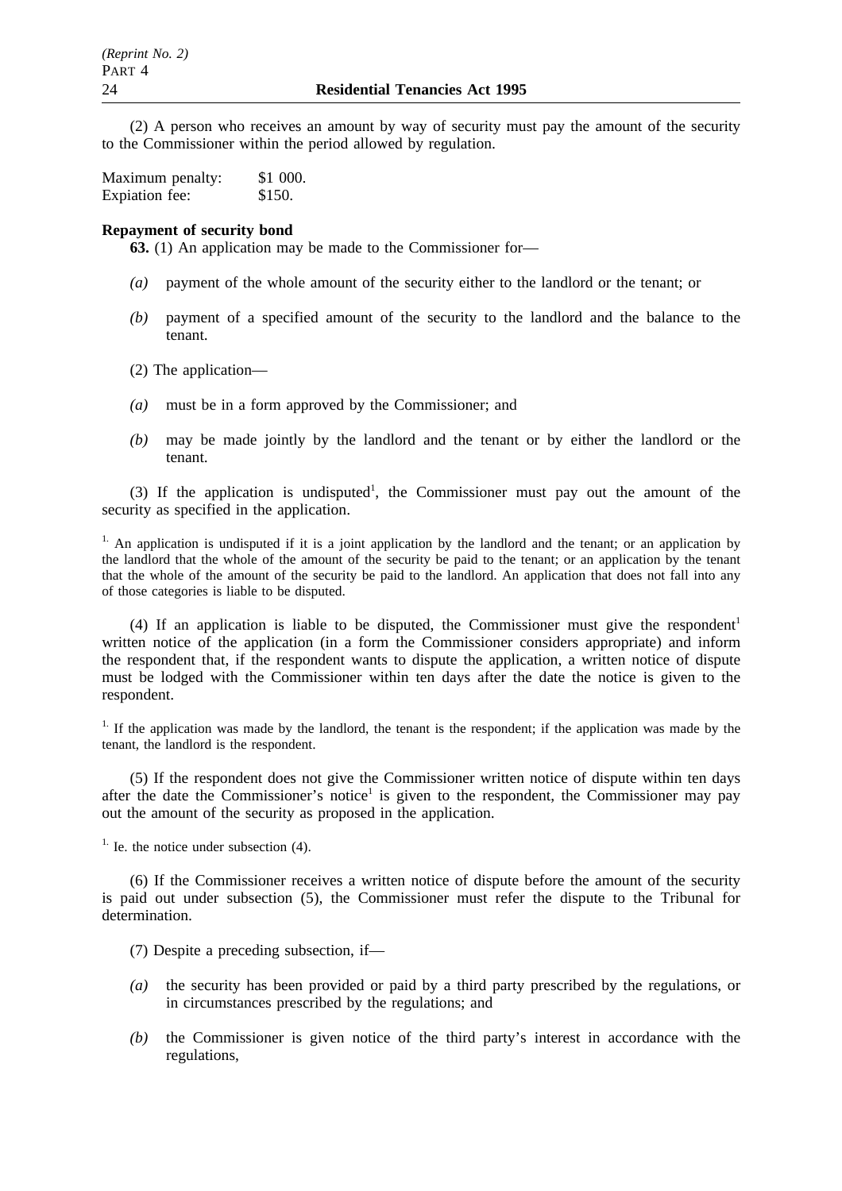(2) A person who receives an amount by way of security must pay the amount of the security to the Commissioner within the period allowed by regulation.

Maximum penalty: $1 000.
Expiation fee: $150.

**Repayment of security bond**

**63.** (1) An application may be made to the Commissioner for—

*(a)* payment of the whole amount of the security either to the landlord or the tenant; or

*(b)* payment of a specified amount of the security to the landlord and the balance to the tenant.

(2) The application—

*(a)* must be in a form approved by the Commissioner; and

*(b)* may be made jointly by the landlord and the tenant or by either the landlord or the tenant.

(3) If the application is undisputed[1], the Commissioner must pay out the amount of the security as specified in the application.

[1.] An application is undisputed if it is a joint application by the landlord and the tenant; or an application by the landlord that the whole of the amount of the security be paid to the tenant; or an application by the tenant that the whole of the amount of the security be paid to the landlord. An application that does not fall into any of those categories is liable to be disputed.

(4) If an application is liable to be disputed, the Commissioner must give the respondent[1] written notice of the application (in a form the Commissioner considers appropriate) and inform the respondent that, if the respondent wants to dispute the application, a written notice of dispute must be lodged with the Commissioner within ten days after the date the notice is given to the respondent.

[1.] If the application was made by the landlord, the tenant is the respondent; if the application was made by the tenant, the landlord is the respondent.

(5) If the respondent does not give the Commissioner written notice of dispute within ten days after the date the Commissioner's notice[1] is given to the respondent, the Commissioner may pay out the amount of the security as proposed in the application.

[1.] Ie. the notice under subsection (4).

(6) If the Commissioner receives a written notice of dispute before the amount of the security is paid out under subsection (5), the Commissioner must refer the dispute to the Tribunal for determination.

(7) Despite a preceding subsection, if—

*(a)* the security has been provided or paid by a third party prescribed by the regulations, or in circumstances prescribed by the regulations; and

*(b)* the Commissioner is given notice of the third party's interest in accordance with the regulations,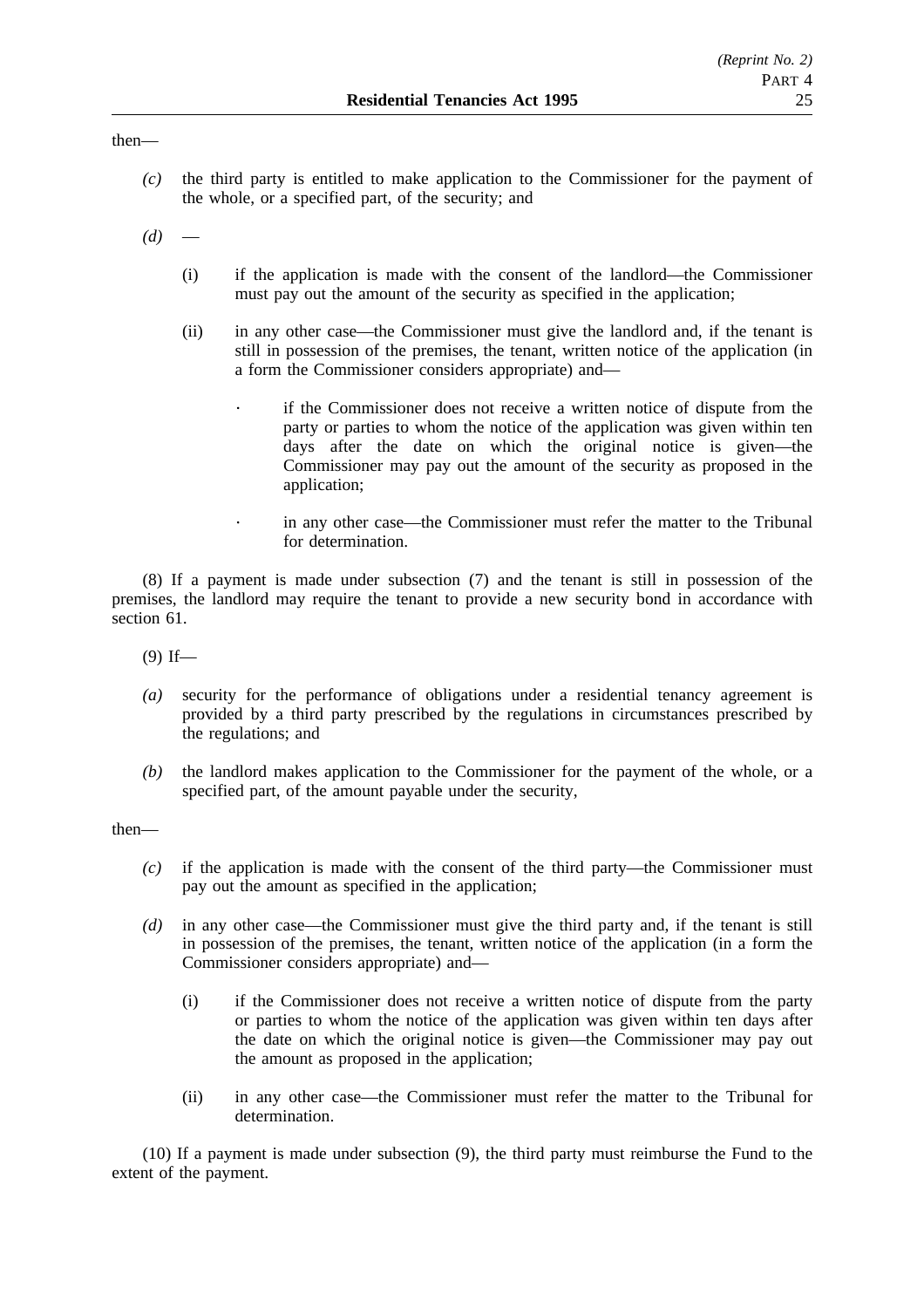then—

*(c)* the third party is entitled to make application to the Commissioner for the payment of the whole, or a specified part, of the security; and

*(d)* —

(i) if the application is made with the consent of the landlord—the Commissioner must pay out the amount of the security as specified in the application;

(ii) in any other case—the Commissioner must give the landlord and, if the tenant is still in possession of the premises, the tenant, written notice of the application (in a form the Commissioner considers appropriate) and—

· if the Commissioner does not receive a written notice of dispute from the party or parties to whom the notice of the application was given within ten days after the date on which the original notice is given—the Commissioner may pay out the amount of the security as proposed in the application;

· in any other case—the Commissioner must refer the matter to the Tribunal for determination.

(8) If a payment is made under subsection (7) and the tenant is still in possession of the premises, the landlord may require the tenant to provide a new security bond in accordance with section 61.

(9) If—

*(a)* security for the performance of obligations under a residential tenancy agreement is provided by a third party prescribed by the regulations in circumstances prescribed by the regulations; and

*(b)* the landlord makes application to the Commissioner for the payment of the whole, or a specified part, of the amount payable under the security,

then—

*(c)* if the application is made with the consent of the third party—the Commissioner must pay out the amount as specified in the application;

*(d)* in any other case—the Commissioner must give the third party and, if the tenant is still in possession of the premises, the tenant, written notice of the application (in a form the Commissioner considers appropriate) and—

(i) if the Commissioner does not receive a written notice of dispute from the party or parties to whom the notice of the application was given within ten days after the date on which the original notice is given—the Commissioner may pay out the amount as proposed in the application;

(ii) in any other case—the Commissioner must refer the matter to the Tribunal for determination.

(10) If a payment is made under subsection (9), the third party must reimburse the Fund to the extent of the payment.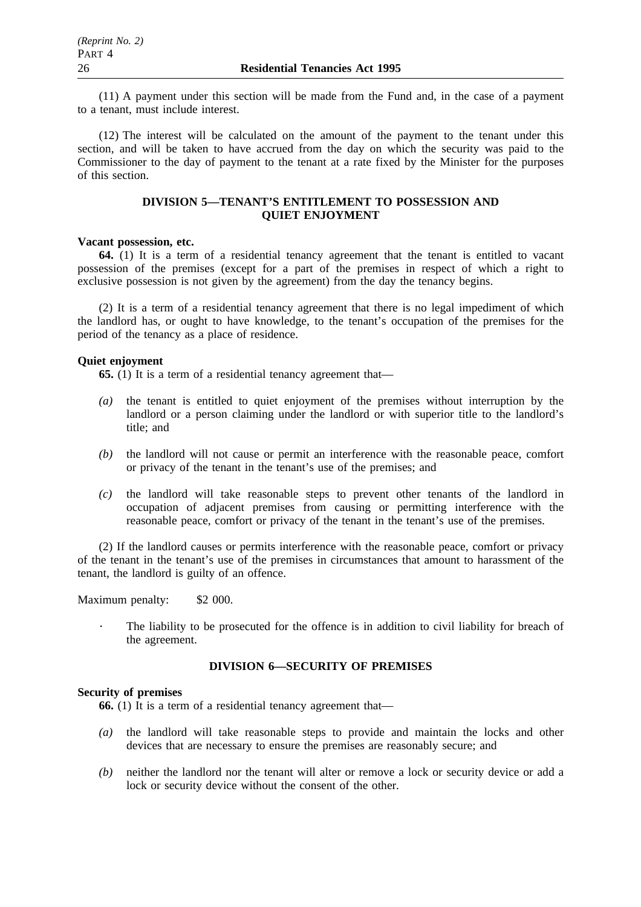(11) A payment under this section will be made from the Fund and, in the case of a payment to a tenant, must include interest.

(12) The interest will be calculated on the amount of the payment to the tenant under this section, and will be taken to have accrued from the day on which the security was paid to the Commissioner to the day of payment to the tenant at a rate fixed by the Minister for the purposes of this section.

## DIVISION 5—TENANT'S ENTITLEMENT TO POSSESSION AND QUIET ENJOYMENT

**Vacant possession, etc.**

**64.** (1) It is a term of a residential tenancy agreement that the tenant is entitled to vacant possession of the premises (except for a part of the premises in respect of which a right to exclusive possession is not given by the agreement) from the day the tenancy begins.

(2) It is a term of a residential tenancy agreement that there is no legal impediment of which the landlord has, or ought to have knowledge, to the tenant's occupation of the premises for the period of the tenancy as a place of residence.

**Quiet enjoyment**

**65.** (1) It is a term of a residential tenancy agreement that—

*(a)* the tenant is entitled to quiet enjoyment of the premises without interruption by the landlord or a person claiming under the landlord or with superior title to the landlord's title; and

*(b)* the landlord will not cause or permit an interference with the reasonable peace, comfort or privacy of the tenant in the tenant's use of the premises; and

*(c)* the landlord will take reasonable steps to prevent other tenants of the landlord in occupation of adjacent premises from causing or permitting interference with the reasonable peace, comfort or privacy of the tenant in the tenant's use of the premises.

(2) If the landlord causes or permits interference with the reasonable peace, comfort or privacy of the tenant in the tenant's use of the premises in circumstances that amount to harassment of the tenant, the landlord is guilty of an offence.

Maximum penalty: $2 000.

· The liability to be prosecuted for the offence is in addition to civil liability for breach of the agreement.

## DIVISION 6—SECURITY OF PREMISES

**Security of premises**

**66.** (1) It is a term of a residential tenancy agreement that—

*(a)* the landlord will take reasonable steps to provide and maintain the locks and other devices that are necessary to ensure the premises are reasonably secure; and

*(b)* neither the landlord nor the tenant will alter or remove a lock or security device or add a lock or security device without the consent of the other.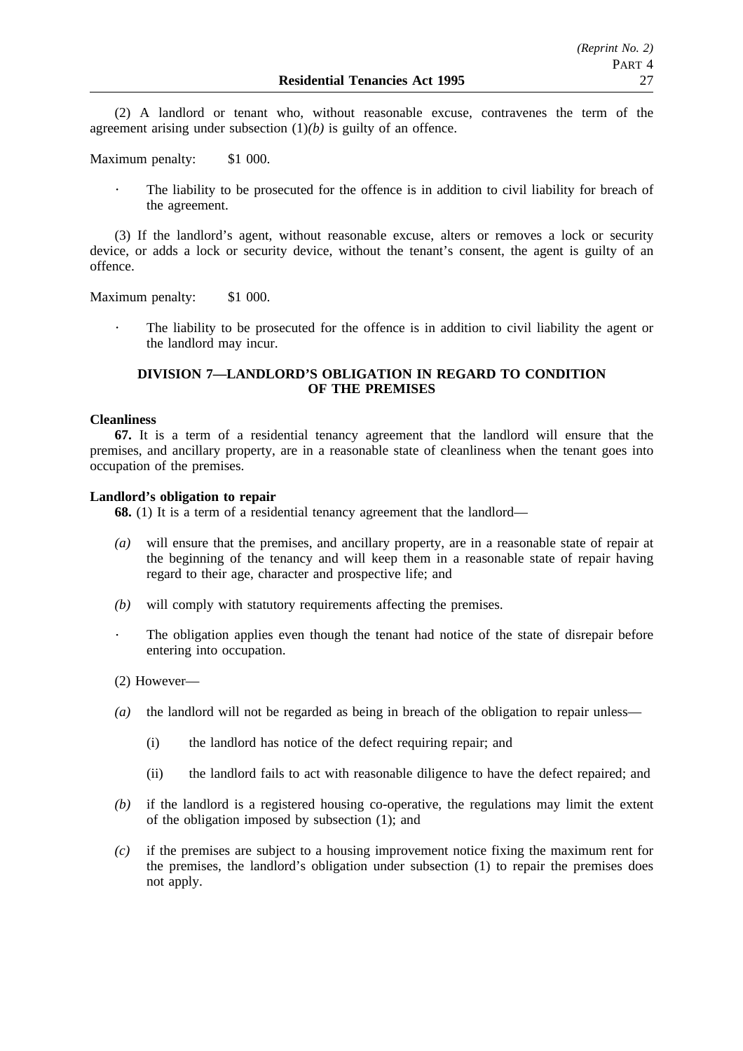(2) A landlord or tenant who, without reasonable excuse, contravenes the term of the agreement arising under subsection (1)*(b)* is guilty of an offence.

Maximum penalty: $1 000.

- The liability to be prosecuted for the offence is in addition to civil liability for breach of the agreement.

(3) If the landlord's agent, without reasonable excuse, alters or removes a lock or security device, or adds a lock or security device, without the tenant's consent, the agent is guilty of an offence.

Maximum penalty: $1 000.

- The liability to be prosecuted for the offence is in addition to civil liability the agent or the landlord may incur.

## DIVISION 7—LANDLORD'S OBLIGATION IN REGARD TO CONDITION OF THE PREMISES

**Cleanliness**

**67.** It is a term of a residential tenancy agreement that the landlord will ensure that the premises, and ancillary property, are in a reasonable state of cleanliness when the tenant goes into occupation of the premises.

**Landlord's obligation to repair**

**68.** (1) It is a term of a residential tenancy agreement that the landlord—

*(a)* will ensure that the premises, and ancillary property, are in a reasonable state of repair at the beginning of the tenancy and will keep them in a reasonable state of repair having regard to their age, character and prospective life; and

*(b)* will comply with statutory requirements affecting the premises.

- The obligation applies even though the tenant had notice of the state of disrepair before entering into occupation.

(2) However—

*(a)* the landlord will not be regarded as being in breach of the obligation to repair unless—

(i) the landlord has notice of the defect requiring repair; and

(ii) the landlord fails to act with reasonable diligence to have the defect repaired; and

*(b)* if the landlord is a registered housing co-operative, the regulations may limit the extent of the obligation imposed by subsection (1); and

*(c)* if the premises are subject to a housing improvement notice fixing the maximum rent for the premises, the landlord's obligation under subsection (1) to repair the premises does not apply.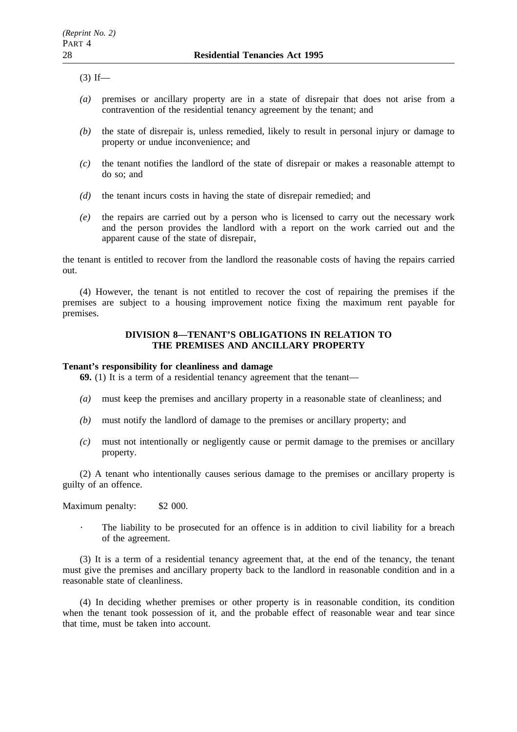(3) If—

*(a)* premises or ancillary property are in a state of disrepair that does not arise from a contravention of the residential tenancy agreement by the tenant; and

*(b)* the state of disrepair is, unless remedied, likely to result in personal injury or damage to property or undue inconvenience; and

*(c)* the tenant notifies the landlord of the state of disrepair or makes a reasonable attempt to do so; and

*(d)* the tenant incurs costs in having the state of disrepair remedied; and

*(e)* the repairs are carried out by a person who is licensed to carry out the necessary work and the person provides the landlord with a report on the work carried out and the apparent cause of the state of disrepair,

the tenant is entitled to recover from the landlord the reasonable costs of having the repairs carried out.

(4) However, the tenant is not entitled to recover the cost of repairing the premises if the premises are subject to a housing improvement notice fixing the maximum rent payable for premises.

## DIVISION 8—TENANT'S OBLIGATIONS IN RELATION TO THE PREMISES AND ANCILLARY PROPERTY

**Tenant's responsibility for cleanliness and damage**

**69.** (1) It is a term of a residential tenancy agreement that the tenant—

*(a)* must keep the premises and ancillary property in a reasonable state of cleanliness; and

*(b)* must notify the landlord of damage to the premises or ancillary property; and

*(c)* must not intentionally or negligently cause or permit damage to the premises or ancillary property.

(2) A tenant who intentionally causes serious damage to the premises or ancillary property is guilty of an offence.

Maximum penalty: $2 000.

· The liability to be prosecuted for an offence is in addition to civil liability for a breach of the agreement.

(3) It is a term of a residential tenancy agreement that, at the end of the tenancy, the tenant must give the premises and ancillary property back to the landlord in reasonable condition and in a reasonable state of cleanliness.

(4) In deciding whether premises or other property is in reasonable condition, its condition when the tenant took possession of it, and the probable effect of reasonable wear and tear since that time, must be taken into account.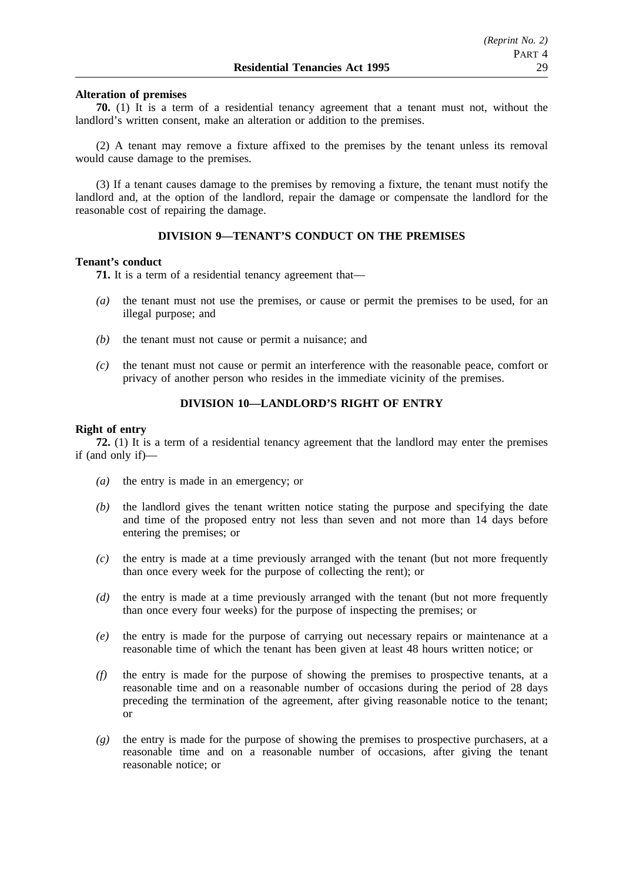**Alteration of premises**

**70.** (1) It is a term of a residential tenancy agreement that a tenant must not, without the landlord's written consent, make an alteration or addition to the premises.

(2) A tenant may remove a fixture affixed to the premises by the tenant unless its removal would cause damage to the premises.

(3) If a tenant causes damage to the premises by removing a fixture, the tenant must notify the landlord and, at the option of the landlord, repair the damage or compensate the landlord for the reasonable cost of repairing the damage.

## DIVISION 9—TENANT'S CONDUCT ON THE PREMISES

**Tenant's conduct**

**71.** It is a term of a residential tenancy agreement that—

*(a)* the tenant must not use the premises, or cause or permit the premises to be used, for an illegal purpose; and

*(b)* the tenant must not cause or permit a nuisance; and

*(c)* the tenant must not cause or permit an interference with the reasonable peace, comfort or privacy of another person who resides in the immediate vicinity of the premises.

## DIVISION 10—LANDLORD'S RIGHT OF ENTRY

**Right of entry**

**72.** (1) It is a term of a residential tenancy agreement that the landlord may enter the premises if (and only if)—

*(a)* the entry is made in an emergency; or

*(b)* the landlord gives the tenant written notice stating the purpose and specifying the date and time of the proposed entry not less than seven and not more than 14 days before entering the premises; or

*(c)* the entry is made at a time previously arranged with the tenant (but not more frequently than once every week for the purpose of collecting the rent); or

*(d)* the entry is made at a time previously arranged with the tenant (but not more frequently than once every four weeks) for the purpose of inspecting the premises; or

*(e)* the entry is made for the purpose of carrying out necessary repairs or maintenance at a reasonable time of which the tenant has been given at least 48 hours written notice; or

*(f)* the entry is made for the purpose of showing the premises to prospective tenants, at a reasonable time and on a reasonable number of occasions during the period of 28 days preceding the termination of the agreement, after giving reasonable notice to the tenant; or

*(g)* the entry is made for the purpose of showing the premises to prospective purchasers, at a reasonable time and on a reasonable number of occasions, after giving the tenant reasonable notice; or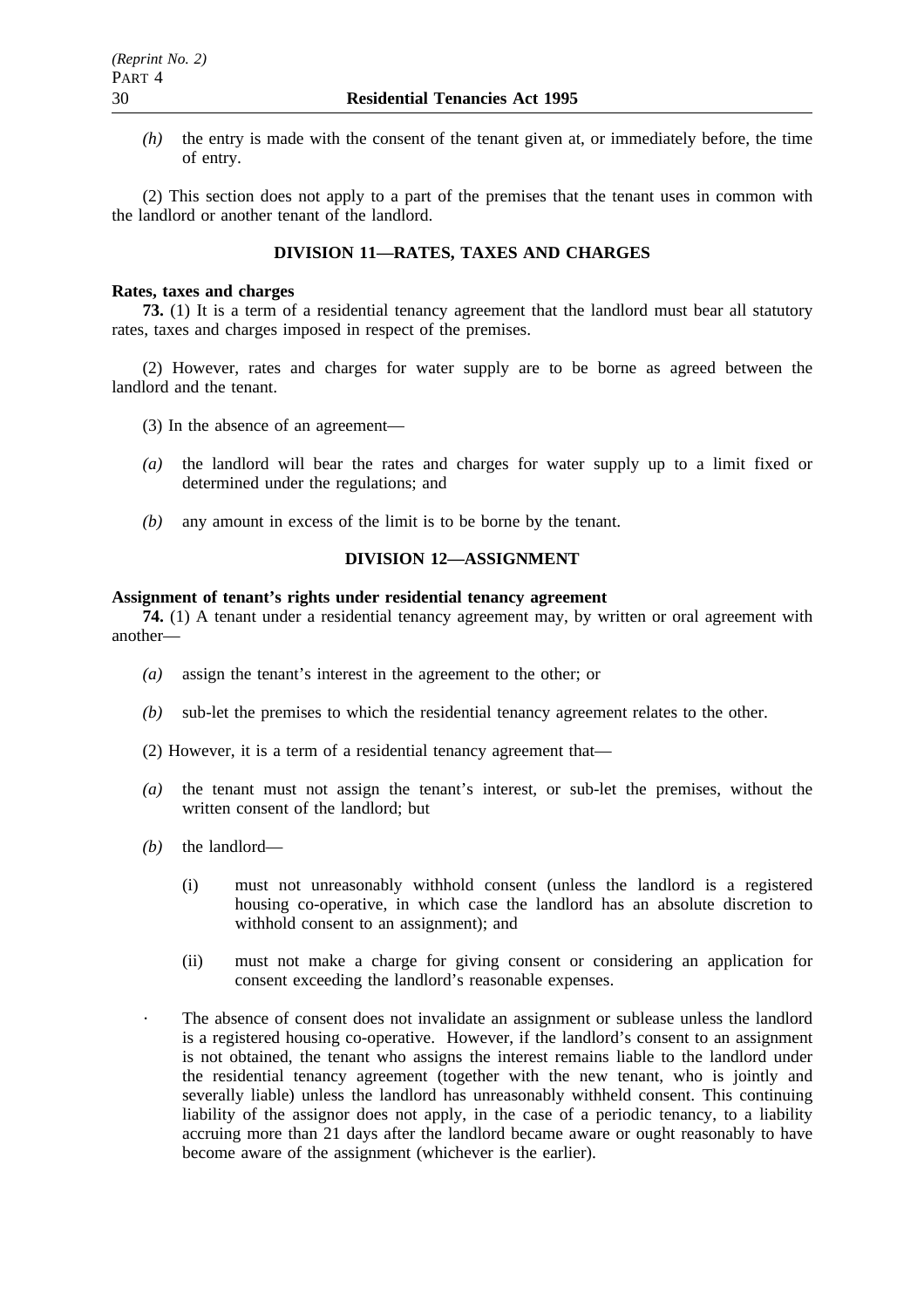*(h)* the entry is made with the consent of the tenant given at, or immediately before, the time of entry.

(2) This section does not apply to a part of the premises that the tenant uses in common with the landlord or another tenant of the landlord.

## DIVISION 11—RATES, TAXES AND CHARGES

**Rates, taxes and charges**

**73.** (1) It is a term of a residential tenancy agreement that the landlord must bear all statutory rates, taxes and charges imposed in respect of the premises.

(2) However, rates and charges for water supply are to be borne as agreed between the landlord and the tenant.

(3) In the absence of an agreement—

*(a)* the landlord will bear the rates and charges for water supply up to a limit fixed or determined under the regulations; and

*(b)* any amount in excess of the limit is to be borne by the tenant.

## DIVISION 12—ASSIGNMENT

**Assignment of tenant's rights under residential tenancy agreement**

**74.** (1) A tenant under a residential tenancy agreement may, by written or oral agreement with another—

*(a)* assign the tenant's interest in the agreement to the other; or

*(b)* sub-let the premises to which the residential tenancy agreement relates to the other.

(2) However, it is a term of a residential tenancy agreement that—

*(a)* the tenant must not assign the tenant's interest, or sub-let the premises, without the written consent of the landlord; but

*(b)* the landlord—

(i) must not unreasonably withhold consent (unless the landlord is a registered housing co-operative, in which case the landlord has an absolute discretion to withhold consent to an assignment); and

(ii) must not make a charge for giving consent or considering an application for consent exceeding the landlord's reasonable expenses.

· The absence of consent does not invalidate an assignment or sublease unless the landlord is a registered housing co-operative. However, if the landlord's consent to an assignment is not obtained, the tenant who assigns the interest remains liable to the landlord under the residential tenancy agreement (together with the new tenant, who is jointly and severally liable) unless the landlord has unreasonably withheld consent. This continuing liability of the assignor does not apply, in the case of a periodic tenancy, to a liability accruing more than 21 days after the landlord became aware or ought reasonably to have become aware of the assignment (whichever is the earlier).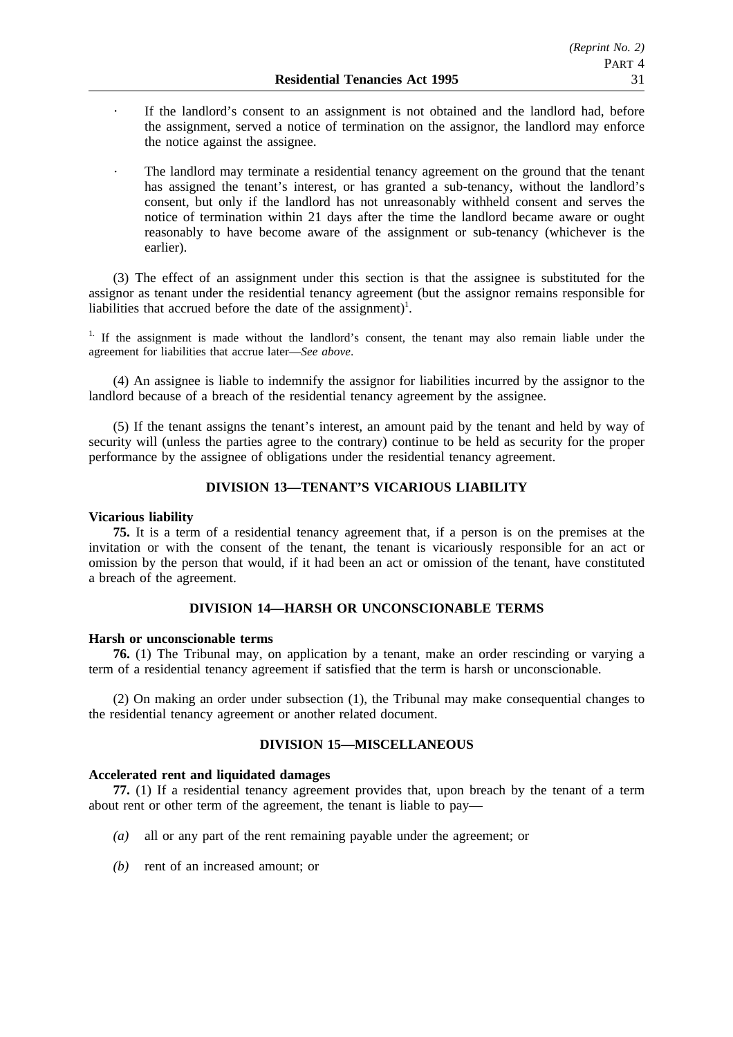- If the landlord's consent to an assignment is not obtained and the landlord had, before the assignment, served a notice of termination on the assignor, the landlord may enforce the notice against the assignee.

- The landlord may terminate a residential tenancy agreement on the ground that the tenant has assigned the tenant's interest, or has granted a sub-tenancy, without the landlord's consent, but only if the landlord has not unreasonably withheld consent and serves the notice of termination within 21 days after the time the landlord became aware or ought reasonably to have become aware of the assignment or sub-tenancy (whichever is the earlier).

(3) The effect of an assignment under this section is that the assignee is substituted for the assignor as tenant under the residential tenancy agreement (but the assignor remains responsible for liabilities that accrued before the date of the assignment)[1].

[1.] If the assignment is made without the landlord's consent, the tenant may also remain liable under the agreement for liabilities that accrue later—*See above*.

(4) An assignee is liable to indemnify the assignor for liabilities incurred by the assignor to the landlord because of a breach of the residential tenancy agreement by the assignee.

(5) If the tenant assigns the tenant's interest, an amount paid by the tenant and held by way of security will (unless the parties agree to the contrary) continue to be held as security for the proper performance by the assignee of obligations under the residential tenancy agreement.

## DIVISION 13—TENANT'S VICARIOUS LIABILITY

**Vicarious liability**

**75.** It is a term of a residential tenancy agreement that, if a person is on the premises at the invitation or with the consent of the tenant, the tenant is vicariously responsible for an act or omission by the person that would, if it had been an act or omission of the tenant, have constituted a breach of the agreement.

## DIVISION 14—HARSH OR UNCONSCIONABLE TERMS

**Harsh or unconscionable terms**

**76.** (1) The Tribunal may, on application by a tenant, make an order rescinding or varying a term of a residential tenancy agreement if satisfied that the term is harsh or unconscionable.

(2) On making an order under subsection (1), the Tribunal may make consequential changes to the residential tenancy agreement or another related document.

## DIVISION 15—MISCELLANEOUS

**Accelerated rent and liquidated damages**

**77.** (1) If a residential tenancy agreement provides that, upon breach by the tenant of a term about rent or other term of the agreement, the tenant is liable to pay—

*(a)* all or any part of the rent remaining payable under the agreement; or

*(b)* rent of an increased amount; or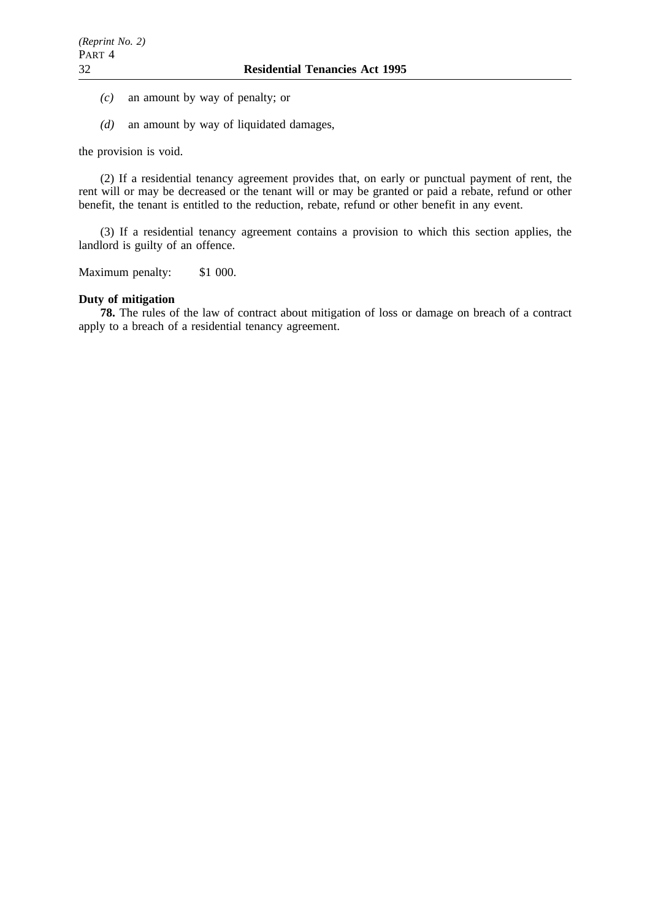*(c)* an amount by way of penalty; or

*(d)* an amount by way of liquidated damages,

the provision is void.

(2) If a residential tenancy agreement provides that, on early or punctual payment of rent, the rent will or may be decreased or the tenant will or may be granted or paid a rebate, refund or other benefit, the tenant is entitled to the reduction, rebate, refund or other benefit in any event.

(3) If a residential tenancy agreement contains a provision to which this section applies, the landlord is guilty of an offence.

Maximum penalty: $1 000.

**Duty of mitigation**

**78.** The rules of the law of contract about mitigation of loss or damage on breach of a contract apply to a breach of a residential tenancy agreement.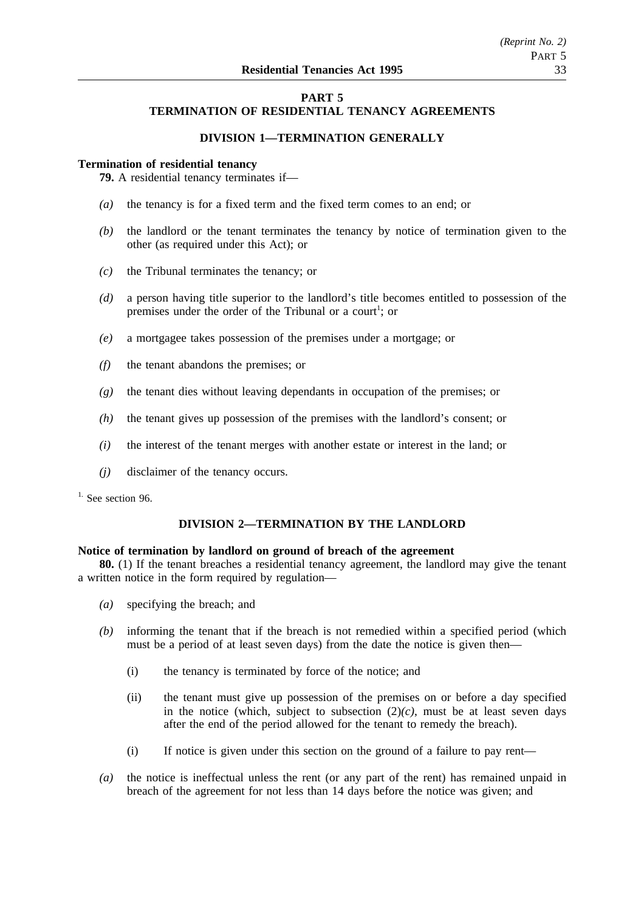## PART 5
## TERMINATION OF RESIDENTIAL TENANCY AGREEMENTS

### DIVISION 1—TERMINATION GENERALLY

**Termination of residential tenancy**

**79.** A residential tenancy terminates if—

*(a)* the tenancy is for a fixed term and the fixed term comes to an end; or

*(b)* the landlord or the tenant terminates the tenancy by notice of termination given to the other (as required under this Act); or

*(c)* the Tribunal terminates the tenancy; or

*(d)* a person having title superior to the landlord's title becomes entitled to possession of the premises under the order of the Tribunal or a court[1]; or

*(e)* a mortgagee takes possession of the premises under a mortgage; or

*(f)* the tenant abandons the premises; or

*(g)* the tenant dies without leaving dependants in occupation of the premises; or

*(h)* the tenant gives up possession of the premises with the landlord's consent; or

*(i)* the interest of the tenant merges with another estate or interest in the land; or

*(j)* disclaimer of the tenancy occurs.

[1.] See section 96.

### DIVISION 2—TERMINATION BY THE LANDLORD

**Notice of termination by landlord on ground of breach of the agreement**

**80.** (1) If the tenant breaches a residential tenancy agreement, the landlord may give the tenant a written notice in the form required by regulation—

*(a)* specifying the breach; and

*(b)* informing the tenant that if the breach is not remedied within a specified period (which must be a period of at least seven days) from the date the notice is given then—

(i) the tenancy is terminated by force of the notice; and

(ii) the tenant must give up possession of the premises on or before a day specified in the notice (which, subject to subsection (2)*(c)*, must be at least seven days after the end of the period allowed for the tenant to remedy the breach).

(i) If notice is given under this section on the ground of a failure to pay rent—

*(a)* the notice is ineffectual unless the rent (or any part of the rent) has remained unpaid in breach of the agreement for not less than 14 days before the notice was given; and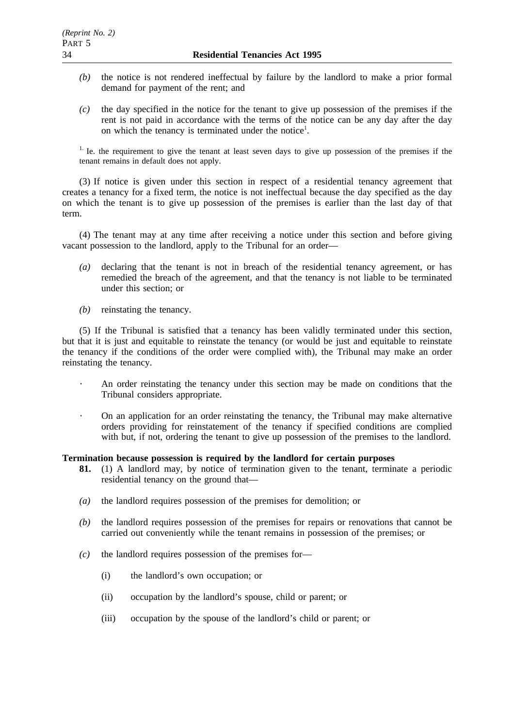*(b)* the notice is not rendered ineffectual by failure by the landlord to make a prior formal demand for payment of the rent; and

*(c)* the day specified in the notice for the tenant to give up possession of the premises if the rent is not paid in accordance with the terms of the notice can be any day after the day on which the tenancy is terminated under the notice[1].

[1] Ie. the requirement to give the tenant at least seven days to give up possession of the premises if the tenant remains in default does not apply.

(3) If notice is given under this section in respect of a residential tenancy agreement that creates a tenancy for a fixed term, the notice is not ineffectual because the day specified as the day on which the tenant is to give up possession of the premises is earlier than the last day of that term.

(4) The tenant may at any time after receiving a notice under this section and before giving vacant possession to the landlord, apply to the Tribunal for an order—

*(a)* declaring that the tenant is not in breach of the residential tenancy agreement, or has remedied the breach of the agreement, and that the tenancy is not liable to be terminated under this section; or

*(b)* reinstating the tenancy.

(5) If the Tribunal is satisfied that a tenancy has been validly terminated under this section, but that it is just and equitable to reinstate the tenancy (or would be just and equitable to reinstate the tenancy if the conditions of the order were complied with), the Tribunal may make an order reinstating the tenancy.

· An order reinstating the tenancy under this section may be made on conditions that the Tribunal considers appropriate.

· On an application for an order reinstating the tenancy, the Tribunal may make alternative orders providing for reinstatement of the tenancy if specified conditions are complied with but, if not, ordering the tenant to give up possession of the premises to the landlord.

**Termination because possession is required by the landlord for certain purposes**

**81.** (1) A landlord may, by notice of termination given to the tenant, terminate a periodic residential tenancy on the ground that—

*(a)* the landlord requires possession of the premises for demolition; or

*(b)* the landlord requires possession of the premises for repairs or renovations that cannot be carried out conveniently while the tenant remains in possession of the premises; or

*(c)* the landlord requires possession of the premises for—

(i) the landlord's own occupation; or

(ii) occupation by the landlord's spouse, child or parent; or

(iii) occupation by the spouse of the landlord's child or parent; or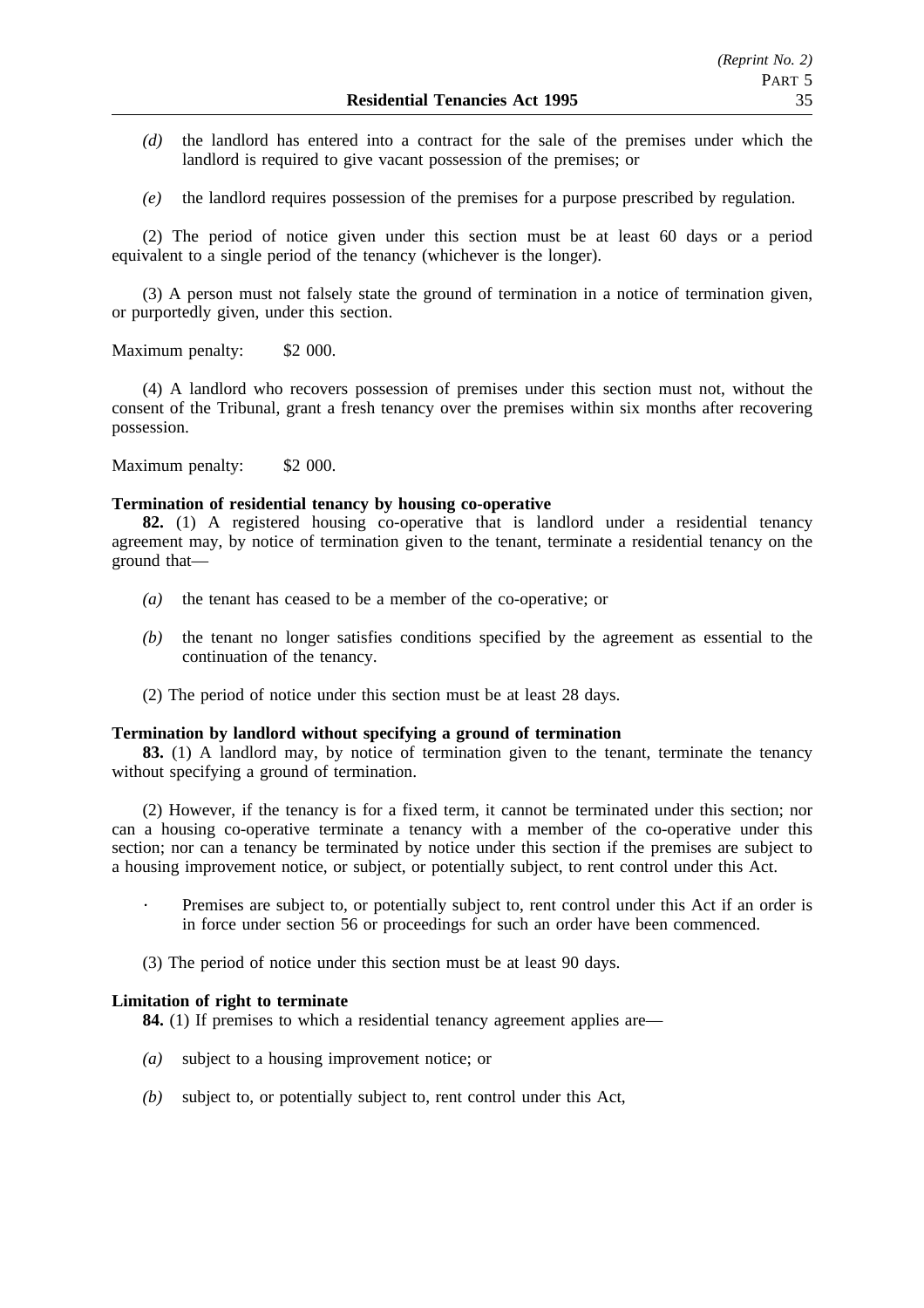*(d)* the landlord has entered into a contract for the sale of the premises under which the landlord is required to give vacant possession of the premises; or

*(e)* the landlord requires possession of the premises for a purpose prescribed by regulation.

(2) The period of notice given under this section must be at least 60 days or a period equivalent to a single period of the tenancy (whichever is the longer).

(3) A person must not falsely state the ground of termination in a notice of termination given, or purportedly given, under this section.

Maximum penalty: $2 000.

(4) A landlord who recovers possession of premises under this section must not, without the consent of the Tribunal, grant a fresh tenancy over the premises within six months after recovering possession.

Maximum penalty: $2 000.

**Termination of residential tenancy by housing co-operative**

**82.** (1) A registered housing co-operative that is landlord under a residential tenancy agreement may, by notice of termination given to the tenant, terminate a residential tenancy on the ground that—

*(a)* the tenant has ceased to be a member of the co-operative; or

*(b)* the tenant no longer satisfies conditions specified by the agreement as essential to the continuation of the tenancy.

(2) The period of notice under this section must be at least 28 days.

**Termination by landlord without specifying a ground of termination**

**83.** (1) A landlord may, by notice of termination given to the tenant, terminate the tenancy without specifying a ground of termination.

(2) However, if the tenancy is for a fixed term, it cannot be terminated under this section; nor can a housing co-operative terminate a tenancy with a member of the co-operative under this section; nor can a tenancy be terminated by notice under this section if the premises are subject to a housing improvement notice, or subject, or potentially subject, to rent control under this Act.

- Premises are subject to, or potentially subject to, rent control under this Act if an order is in force under section 56 or proceedings for such an order have been commenced.

(3) The period of notice under this section must be at least 90 days.

**Limitation of right to terminate**

**84.** (1) If premises to which a residential tenancy agreement applies are—

*(a)* subject to a housing improvement notice; or

*(b)* subject to, or potentially subject to, rent control under this Act,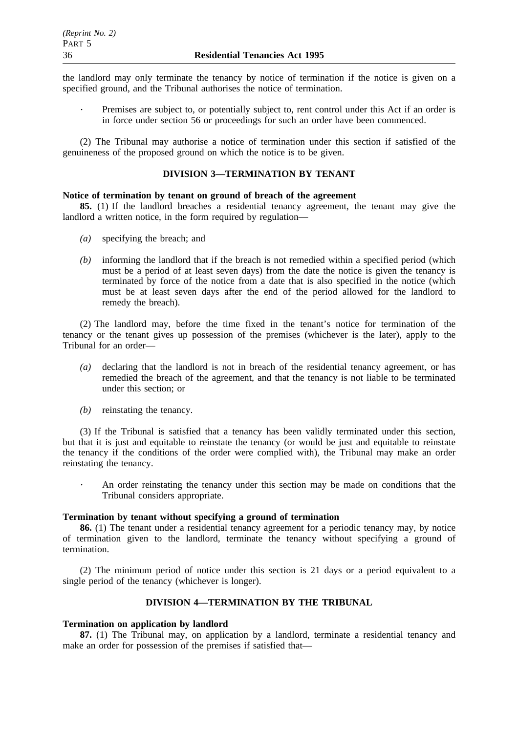the landlord may only terminate the tenancy by notice of termination if the notice is given on a specified ground, and the Tribunal authorises the notice of termination.

· Premises are subject to, or potentially subject to, rent control under this Act if an order is in force under section 56 or proceedings for such an order have been commenced.

(2) The Tribunal may authorise a notice of termination under this section if satisfied of the genuineness of the proposed ground on which the notice is to be given.

## DIVISION 3—TERMINATION BY TENANT

**Notice of termination by tenant on ground of breach of the agreement**

**85.** (1) If the landlord breaches a residential tenancy agreement, the tenant may give the landlord a written notice, in the form required by regulation—

*(a)* specifying the breach; and

*(b)* informing the landlord that if the breach is not remedied within a specified period (which must be a period of at least seven days) from the date the notice is given the tenancy is terminated by force of the notice from a date that is also specified in the notice (which must be at least seven days after the end of the period allowed for the landlord to remedy the breach).

(2) The landlord may, before the time fixed in the tenant's notice for termination of the tenancy or the tenant gives up possession of the premises (whichever is the later), apply to the Tribunal for an order—

*(a)* declaring that the landlord is not in breach of the residential tenancy agreement, or has remedied the breach of the agreement, and that the tenancy is not liable to be terminated under this section; or

*(b)* reinstating the tenancy.

(3) If the Tribunal is satisfied that a tenancy has been validly terminated under this section, but that it is just and equitable to reinstate the tenancy (or would be just and equitable to reinstate the tenancy if the conditions of the order were complied with), the Tribunal may make an order reinstating the tenancy.

· An order reinstating the tenancy under this section may be made on conditions that the Tribunal considers appropriate.

**Termination by tenant without specifying a ground of termination**

**86.** (1) The tenant under a residential tenancy agreement for a periodic tenancy may, by notice of termination given to the landlord, terminate the tenancy without specifying a ground of termination.

(2) The minimum period of notice under this section is 21 days or a period equivalent to a single period of the tenancy (whichever is longer).

## DIVISION 4—TERMINATION BY THE TRIBUNAL

**Termination on application by landlord**

**87.** (1) The Tribunal may, on application by a landlord, terminate a residential tenancy and make an order for possession of the premises if satisfied that—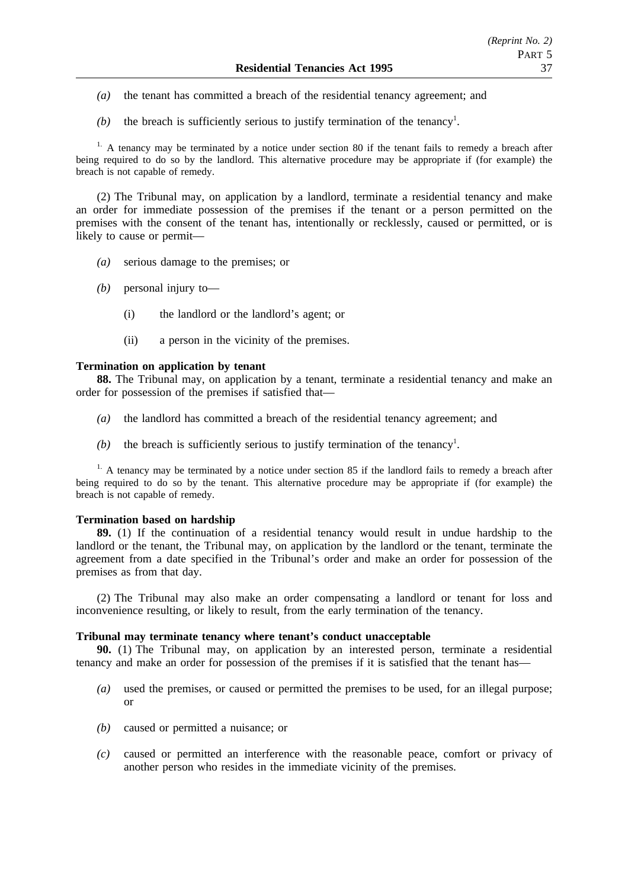*(a)* the tenant has committed a breach of the residential tenancy agreement; and

*(b)* the breach is sufficiently serious to justify termination of the tenancy[1].

[1.] A tenancy may be terminated by a notice under section 80 if the tenant fails to remedy a breach after being required to do so by the landlord. This alternative procedure may be appropriate if (for example) the breach is not capable of remedy.

(2) The Tribunal may, on application by a landlord, terminate a residential tenancy and make an order for immediate possession of the premises if the tenant or a person permitted on the premises with the consent of the tenant has, intentionally or recklessly, caused or permitted, or is likely to cause or permit—

*(a)* serious damage to the premises; or

*(b)* personal injury to—

(i) the landlord or the landlord's agent; or

(ii) a person in the vicinity of the premises.

**Termination on application by tenant**

**88.** The Tribunal may, on application by a tenant, terminate a residential tenancy and make an order for possession of the premises if satisfied that—

*(a)* the landlord has committed a breach of the residential tenancy agreement; and

*(b)* the breach is sufficiently serious to justify termination of the tenancy[1].

[1.] A tenancy may be terminated by a notice under section 85 if the landlord fails to remedy a breach after being required to do so by the tenant. This alternative procedure may be appropriate if (for example) the breach is not capable of remedy.

**Termination based on hardship**

**89.** (1) If the continuation of a residential tenancy would result in undue hardship to the landlord or the tenant, the Tribunal may, on application by the landlord or the tenant, terminate the agreement from a date specified in the Tribunal's order and make an order for possession of the premises as from that day.

(2) The Tribunal may also make an order compensating a landlord or tenant for loss and inconvenience resulting, or likely to result, from the early termination of the tenancy.

**Tribunal may terminate tenancy where tenant's conduct unacceptable**

**90.** (1) The Tribunal may, on application by an interested person, terminate a residential tenancy and make an order for possession of the premises if it is satisfied that the tenant has—

*(a)* used the premises, or caused or permitted the premises to be used, for an illegal purpose; or

*(b)* caused or permitted a nuisance; or

*(c)* caused or permitted an interference with the reasonable peace, comfort or privacy of another person who resides in the immediate vicinity of the premises.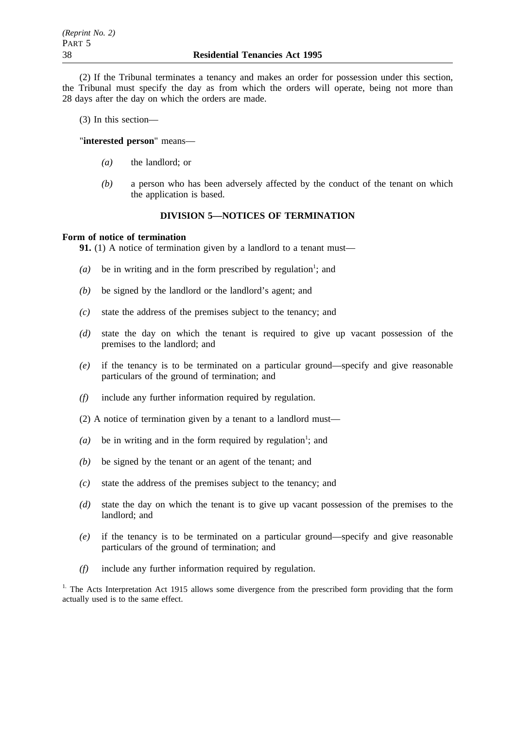(2) If the Tribunal terminates a tenancy and makes an order for possession under this section, the Tribunal must specify the day as from which the orders will operate, being not more than 28 days after the day on which the orders are made.

(3) In this section—

"**interested person**" means—

*(a)* the landlord; or

*(b)* a person who has been adversely affected by the conduct of the tenant on which the application is based.

## DIVISION 5—NOTICES OF TERMINATION

**Form of notice of termination**

**91.** (1) A notice of termination given by a landlord to a tenant must—

*(a)* be in writing and in the form prescribed by regulation[1]; and

*(b)* be signed by the landlord or the landlord's agent; and

*(c)* state the address of the premises subject to the tenancy; and

*(d)* state the day on which the tenant is required to give up vacant possession of the premises to the landlord; and

*(e)* if the tenancy is to be terminated on a particular ground—specify and give reasonable particulars of the ground of termination; and

*(f)* include any further information required by regulation.

(2) A notice of termination given by a tenant to a landlord must—

*(a)* be in writing and in the form required by regulation[1]; and

*(b)* be signed by the tenant or an agent of the tenant; and

*(c)* state the address of the premises subject to the tenancy; and

*(d)* state the day on which the tenant is to give up vacant possession of the premises to the landlord; and

*(e)* if the tenancy is to be terminated on a particular ground—specify and give reasonable particulars of the ground of termination; and

*(f)* include any further information required by regulation.

[1] The Acts Interpretation Act 1915 allows some divergence from the prescribed form providing that the form actually used is to the same effect.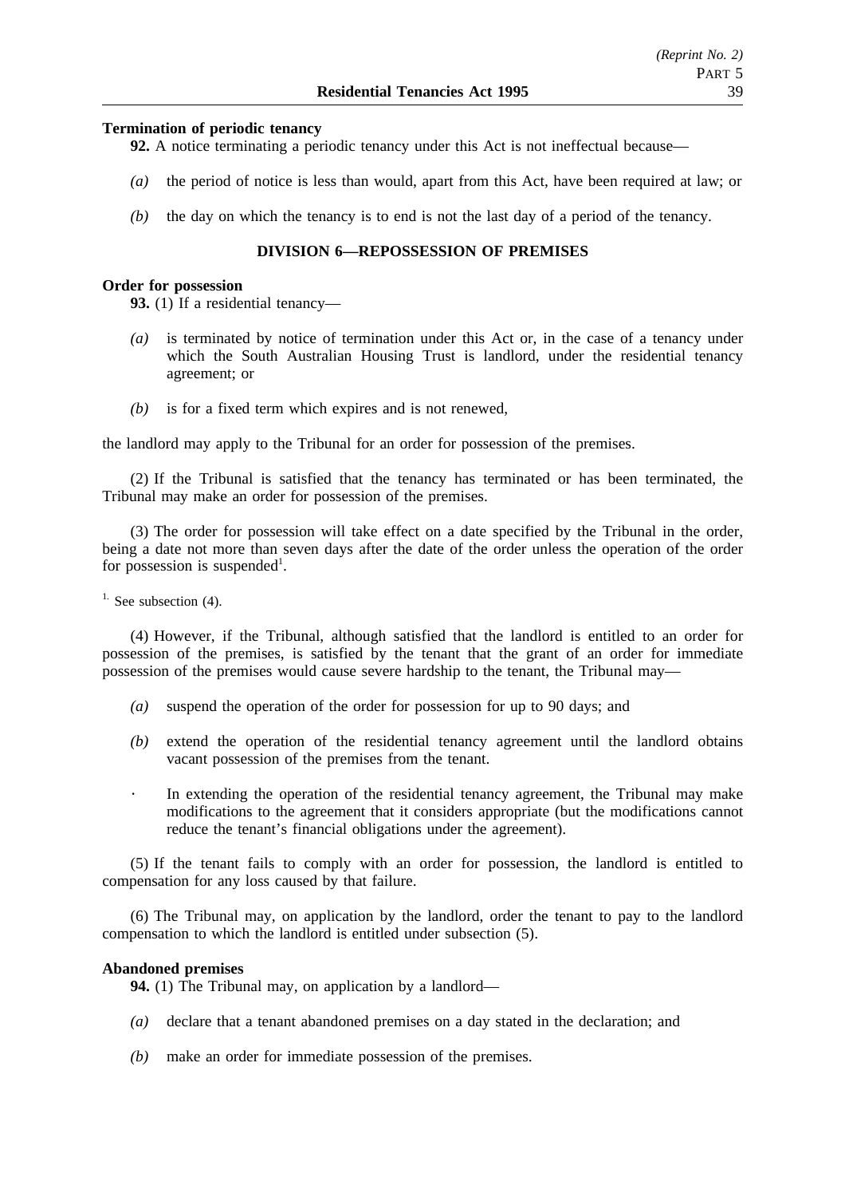**Termination of periodic tenancy**

**92.** A notice terminating a periodic tenancy under this Act is not ineffectual because—

*(a)* the period of notice is less than would, apart from this Act, have been required at law; or

*(b)* the day on which the tenancy is to end is not the last day of a period of the tenancy.

## DIVISION 6—REPOSSESSION OF PREMISES

**Order for possession**

**93.** (1) If a residential tenancy—

*(a)* is terminated by notice of termination under this Act or, in the case of a tenancy under which the South Australian Housing Trust is landlord, under the residential tenancy agreement; or

*(b)* is for a fixed term which expires and is not renewed,

the landlord may apply to the Tribunal for an order for possession of the premises.

(2) If the Tribunal is satisfied that the tenancy has terminated or has been terminated, the Tribunal may make an order for possession of the premises.

(3) The order for possession will take effect on a date specified by the Tribunal in the order, being a date not more than seven days after the date of the order unless the operation of the order for possession is suspended[1].

[1] See subsection (4).

(4) However, if the Tribunal, although satisfied that the landlord is entitled to an order for possession of the premises, is satisfied by the tenant that the grant of an order for immediate possession of the premises would cause severe hardship to the tenant, the Tribunal may—

*(a)* suspend the operation of the order for possession for up to 90 days; and

*(b)* extend the operation of the residential tenancy agreement until the landlord obtains vacant possession of the premises from the tenant.

· In extending the operation of the residential tenancy agreement, the Tribunal may make modifications to the agreement that it considers appropriate (but the modifications cannot reduce the tenant's financial obligations under the agreement).

(5) If the tenant fails to comply with an order for possession, the landlord is entitled to compensation for any loss caused by that failure.

(6) The Tribunal may, on application by the landlord, order the tenant to pay to the landlord compensation to which the landlord is entitled under subsection (5).

**Abandoned premises**

**94.** (1) The Tribunal may, on application by a landlord—

*(a)* declare that a tenant abandoned premises on a day stated in the declaration; and

*(b)* make an order for immediate possession of the premises.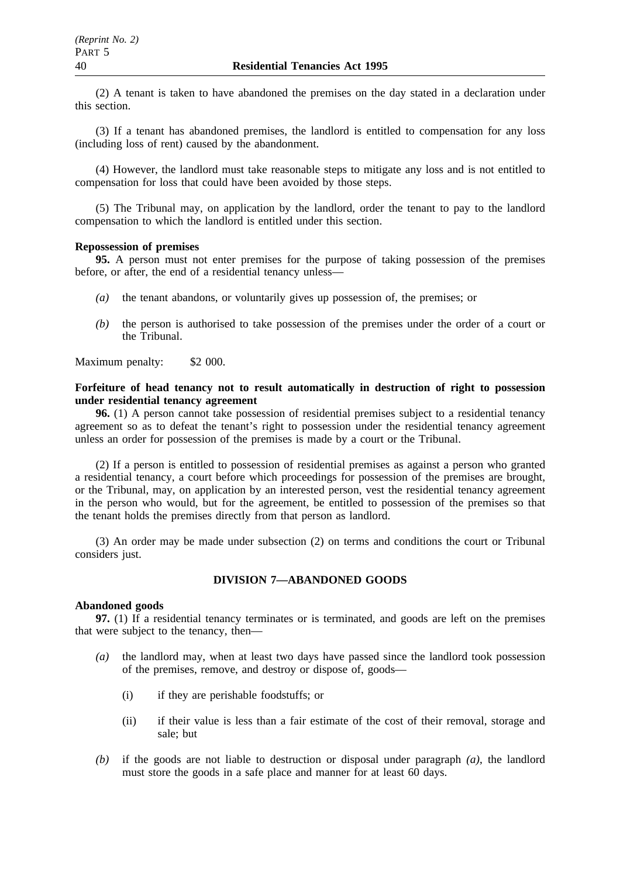(2) A tenant is taken to have abandoned the premises on the day stated in a declaration under this section.

(3) If a tenant has abandoned premises, the landlord is entitled to compensation for any loss (including loss of rent) caused by the abandonment.

(4) However, the landlord must take reasonable steps to mitigate any loss and is not entitled to compensation for loss that could have been avoided by those steps.

(5) The Tribunal may, on application by the landlord, order the tenant to pay to the landlord compensation to which the landlord is entitled under this section.

**Repossession of premises**

**95.** A person must not enter premises for the purpose of taking possession of the premises before, or after, the end of a residential tenancy unless—

*(a)* the tenant abandons, or voluntarily gives up possession of, the premises; or

*(b)* the person is authorised to take possession of the premises under the order of a court or the Tribunal.

Maximum penalty: $2 000.

**Forfeiture of head tenancy not to result automatically in destruction of right to possession under residential tenancy agreement**

**96.** (1) A person cannot take possession of residential premises subject to a residential tenancy agreement so as to defeat the tenant's right to possession under the residential tenancy agreement unless an order for possession of the premises is made by a court or the Tribunal.

(2) If a person is entitled to possession of residential premises as against a person who granted a residential tenancy, a court before which proceedings for possession of the premises are brought, or the Tribunal, may, on application by an interested person, vest the residential tenancy agreement in the person who would, but for the agreement, be entitled to possession of the premises so that the tenant holds the premises directly from that person as landlord.

(3) An order may be made under subsection (2) on terms and conditions the court or Tribunal considers just.

## DIVISION 7—ABANDONED GOODS

**Abandoned goods**

**97.** (1) If a residential tenancy terminates or is terminated, and goods are left on the premises that were subject to the tenancy, then—

*(a)* the landlord may, when at least two days have passed since the landlord took possession of the premises, remove, and destroy or dispose of, goods—

(i) if they are perishable foodstuffs; or

(ii) if their value is less than a fair estimate of the cost of their removal, storage and sale; but

*(b)* if the goods are not liable to destruction or disposal under paragraph *(a)*, the landlord must store the goods in a safe place and manner for at least 60 days.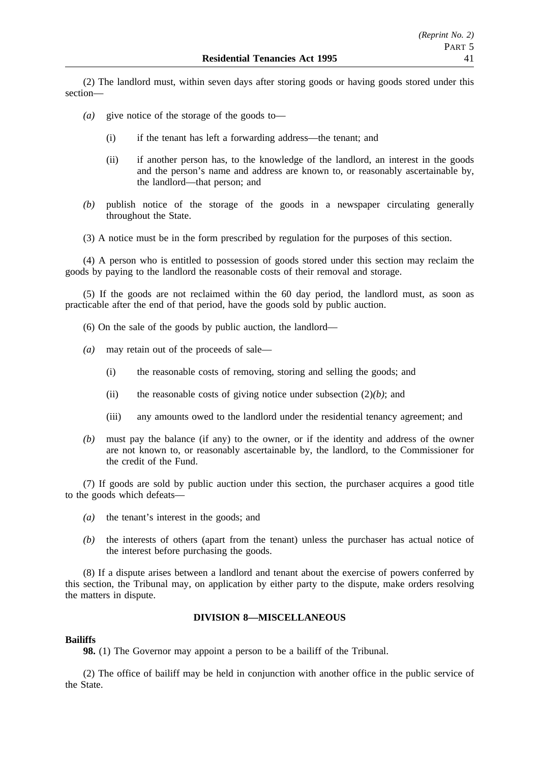(2) The landlord must, within seven days after storing goods or having goods stored under this section—

*(a)* give notice of the storage of the goods to—

(i) if the tenant has left a forwarding address—the tenant; and

(ii) if another person has, to the knowledge of the landlord, an interest in the goods and the person's name and address are known to, or reasonably ascertainable by, the landlord—that person; and

*(b)* publish notice of the storage of the goods in a newspaper circulating generally throughout the State.

(3) A notice must be in the form prescribed by regulation for the purposes of this section.

(4) A person who is entitled to possession of goods stored under this section may reclaim the goods by paying to the landlord the reasonable costs of their removal and storage.

(5) If the goods are not reclaimed within the 60 day period, the landlord must, as soon as practicable after the end of that period, have the goods sold by public auction.

(6) On the sale of the goods by public auction, the landlord—

*(a)* may retain out of the proceeds of sale—

(i) the reasonable costs of removing, storing and selling the goods; and

(ii) the reasonable costs of giving notice under subsection (2)*(b)*; and

(iii) any amounts owed to the landlord under the residential tenancy agreement; and

*(b)* must pay the balance (if any) to the owner, or if the identity and address of the owner are not known to, or reasonably ascertainable by, the landlord, to the Commissioner for the credit of the Fund.

(7) If goods are sold by public auction under this section, the purchaser acquires a good title to the goods which defeats—

*(a)* the tenant's interest in the goods; and

*(b)* the interests of others (apart from the tenant) unless the purchaser has actual notice of the interest before purchasing the goods.

(8) If a dispute arises between a landlord and tenant about the exercise of powers conferred by this section, the Tribunal may, on application by either party to the dispute, make orders resolving the matters in dispute.

## DIVISION 8—MISCELLANEOUS

**Bailiffs**

**98.** (1) The Governor may appoint a person to be a bailiff of the Tribunal.

(2) The office of bailiff may be held in conjunction with another office in the public service of the State.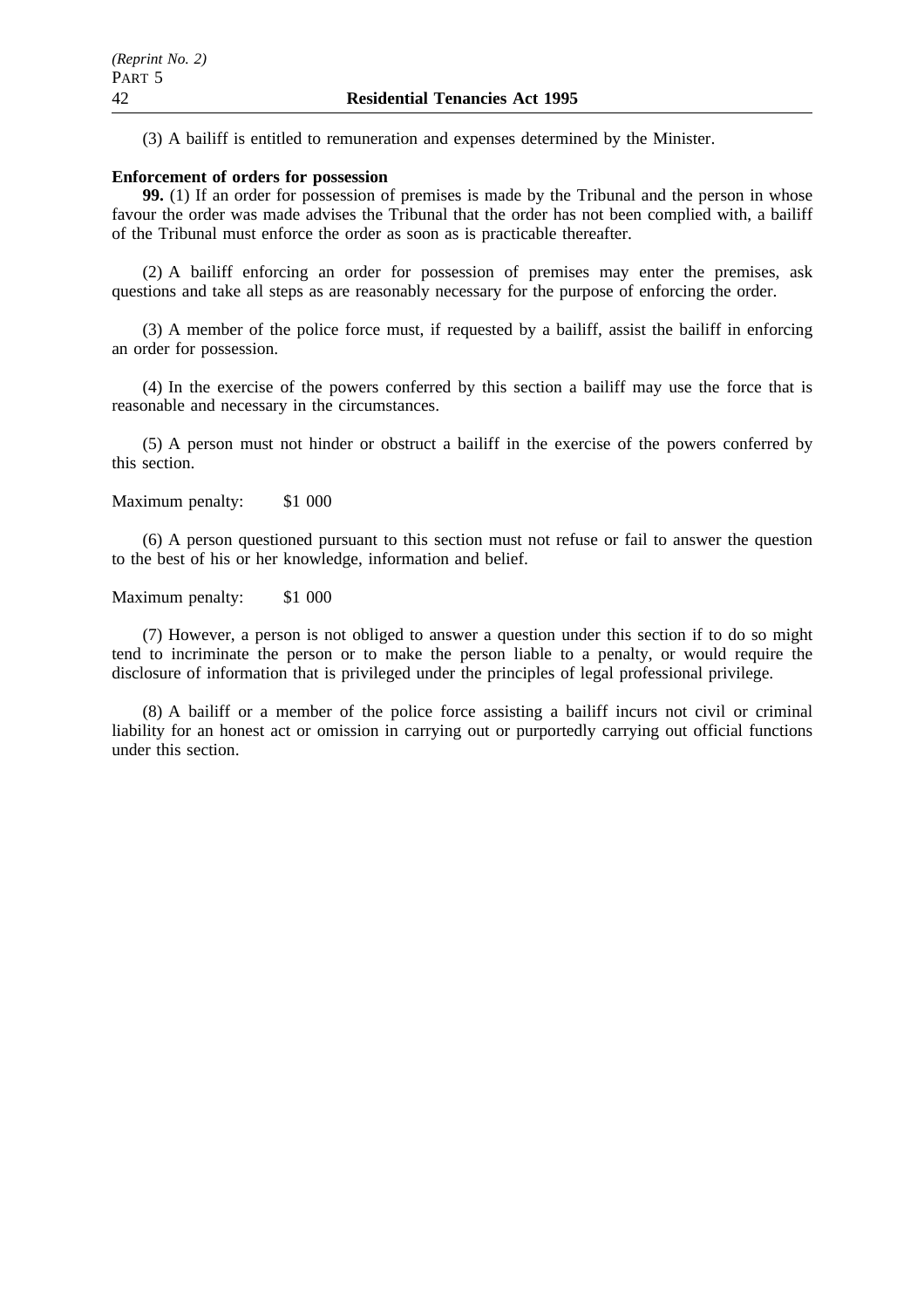(3) A bailiff is entitled to remuneration and expenses determined by the Minister.

**Enforcement of orders for possession**

**99.** (1) If an order for possession of premises is made by the Tribunal and the person in whose favour the order was made advises the Tribunal that the order has not been complied with, a bailiff of the Tribunal must enforce the order as soon as is practicable thereafter.

(2) A bailiff enforcing an order for possession of premises may enter the premises, ask questions and take all steps as are reasonably necessary for the purpose of enforcing the order.

(3) A member of the police force must, if requested by a bailiff, assist the bailiff in enforcing an order for possession.

(4) In the exercise of the powers conferred by this section a bailiff may use the force that is reasonable and necessary in the circumstances.

(5) A person must not hinder or obstruct a bailiff in the exercise of the powers conferred by this section.

Maximum penalty: $1 000

(6) A person questioned pursuant to this section must not refuse or fail to answer the question to the best of his or her knowledge, information and belief.

Maximum penalty: $1 000

(7) However, a person is not obliged to answer a question under this section if to do so might tend to incriminate the person or to make the person liable to a penalty, or would require the disclosure of information that is privileged under the principles of legal professional privilege.

(8) A bailiff or a member of the police force assisting a bailiff incurs not civil or criminal liability for an honest act or omission in carrying out or purportedly carrying out official functions under this section.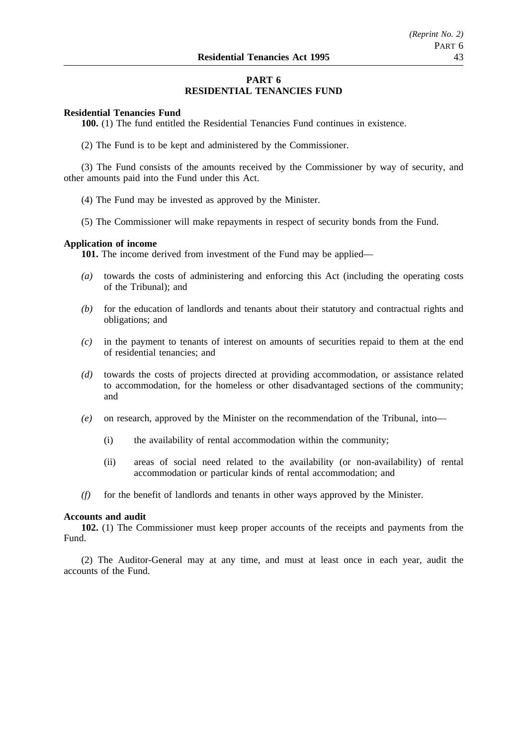## PART 6
## RESIDENTIAL TENANCIES FUND

**Residential Tenancies Fund**

**100.** (1) The fund entitled the Residential Tenancies Fund continues in existence.

(2) The Fund is to be kept and administered by the Commissioner.

(3) The Fund consists of the amounts received by the Commissioner by way of security, and other amounts paid into the Fund under this Act.

(4) The Fund may be invested as approved by the Minister.

(5) The Commissioner will make repayments in respect of security bonds from the Fund.

**Application of income**

**101.** The income derived from investment of the Fund may be applied—

*(a)* towards the costs of administering and enforcing this Act (including the operating costs of the Tribunal); and

*(b)* for the education of landlords and tenants about their statutory and contractual rights and obligations; and

*(c)* in the payment to tenants of interest on amounts of securities repaid to them at the end of residential tenancies; and

*(d)* towards the costs of projects directed at providing accommodation, or assistance related to accommodation, for the homeless or other disadvantaged sections of the community; and

*(e)* on research, approved by the Minister on the recommendation of the Tribunal, into—

(i) the availability of rental accommodation within the community;

(ii) areas of social need related to the availability (or non-availability) of rental accommodation or particular kinds of rental accommodation; and

*(f)* for the benefit of landlords and tenants in other ways approved by the Minister.

**Accounts and audit**

**102.** (1) The Commissioner must keep proper accounts of the receipts and payments from the Fund.

(2) The Auditor-General may at any time, and must at least once in each year, audit the accounts of the Fund.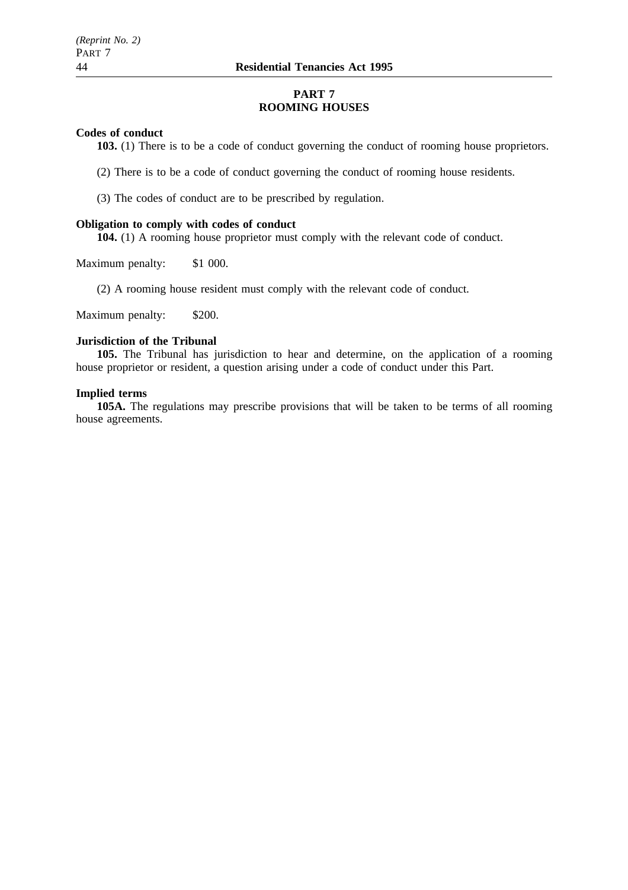# PART 7
# ROOMING HOUSES

**Codes of conduct**

**103.** (1) There is to be a code of conduct governing the conduct of rooming house proprietors.

(2) There is to be a code of conduct governing the conduct of rooming house residents.

(3) The codes of conduct are to be prescribed by regulation.

**Obligation to comply with codes of conduct**

**104.** (1) A rooming house proprietor must comply with the relevant code of conduct.

Maximum penalty: $1 000.

(2) A rooming house resident must comply with the relevant code of conduct.

Maximum penalty: $200.

**Jurisdiction of the Tribunal**

**105.** The Tribunal has jurisdiction to hear and determine, on the application of a rooming house proprietor or resident, a question arising under a code of conduct under this Part.

**Implied terms**

**105A.** The regulations may prescribe provisions that will be taken to be terms of all rooming house agreements.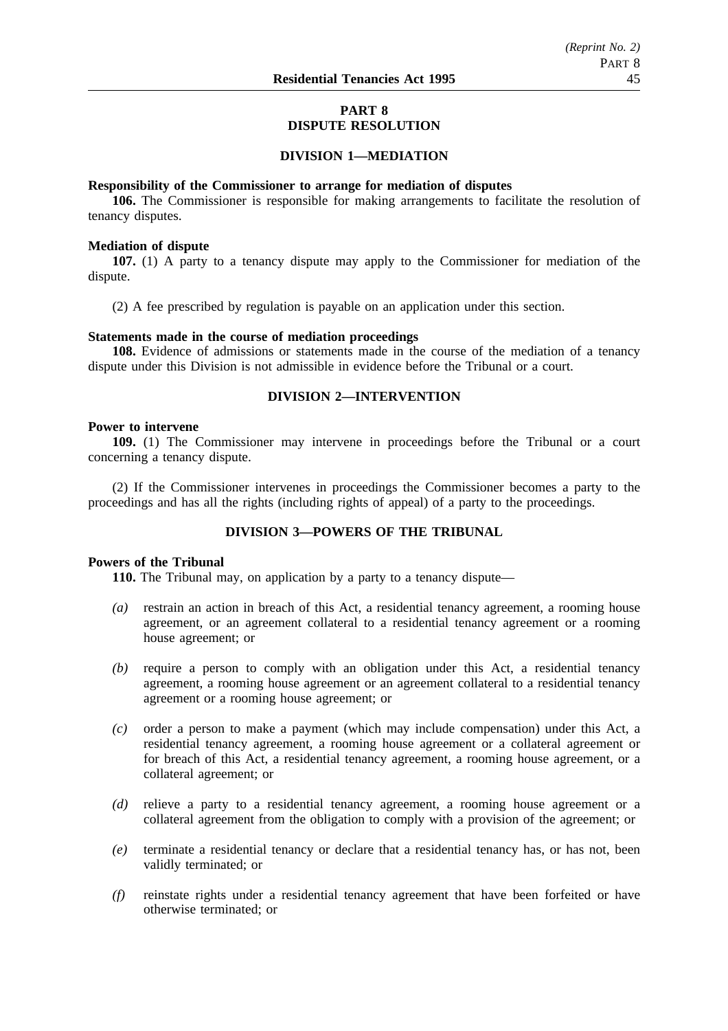# PART 8
# DISPUTE RESOLUTION

## DIVISION 1—MEDIATION

**Responsibility of the Commissioner to arrange for mediation of disputes**

**106.** The Commissioner is responsible for making arrangements to facilitate the resolution of tenancy disputes.

**Mediation of dispute**

**107.** (1) A party to a tenancy dispute may apply to the Commissioner for mediation of the dispute.

(2) A fee prescribed by regulation is payable on an application under this section.

**Statements made in the course of mediation proceedings**

**108.** Evidence of admissions or statements made in the course of the mediation of a tenancy dispute under this Division is not admissible in evidence before the Tribunal or a court.

## DIVISION 2—INTERVENTION

**Power to intervene**

**109.** (1) The Commissioner may intervene in proceedings before the Tribunal or a court concerning a tenancy dispute.

(2) If the Commissioner intervenes in proceedings the Commissioner becomes a party to the proceedings and has all the rights (including rights of appeal) of a party to the proceedings.

## DIVISION 3—POWERS OF THE TRIBUNAL

**Powers of the Tribunal**

**110.** The Tribunal may, on application by a party to a tenancy dispute—

*(a)* restrain an action in breach of this Act, a residential tenancy agreement, a rooming house agreement, or an agreement collateral to a residential tenancy agreement or a rooming house agreement; or

*(b)* require a person to comply with an obligation under this Act, a residential tenancy agreement, a rooming house agreement or an agreement collateral to a residential tenancy agreement or a rooming house agreement; or

*(c)* order a person to make a payment (which may include compensation) under this Act, a residential tenancy agreement, a rooming house agreement or a collateral agreement or for breach of this Act, a residential tenancy agreement, a rooming house agreement, or a collateral agreement; or

*(d)* relieve a party to a residential tenancy agreement, a rooming house agreement or a collateral agreement from the obligation to comply with a provision of the agreement; or

*(e)* terminate a residential tenancy or declare that a residential tenancy has, or has not, been validly terminated; or

*(f)* reinstate rights under a residential tenancy agreement that have been forfeited or have otherwise terminated; or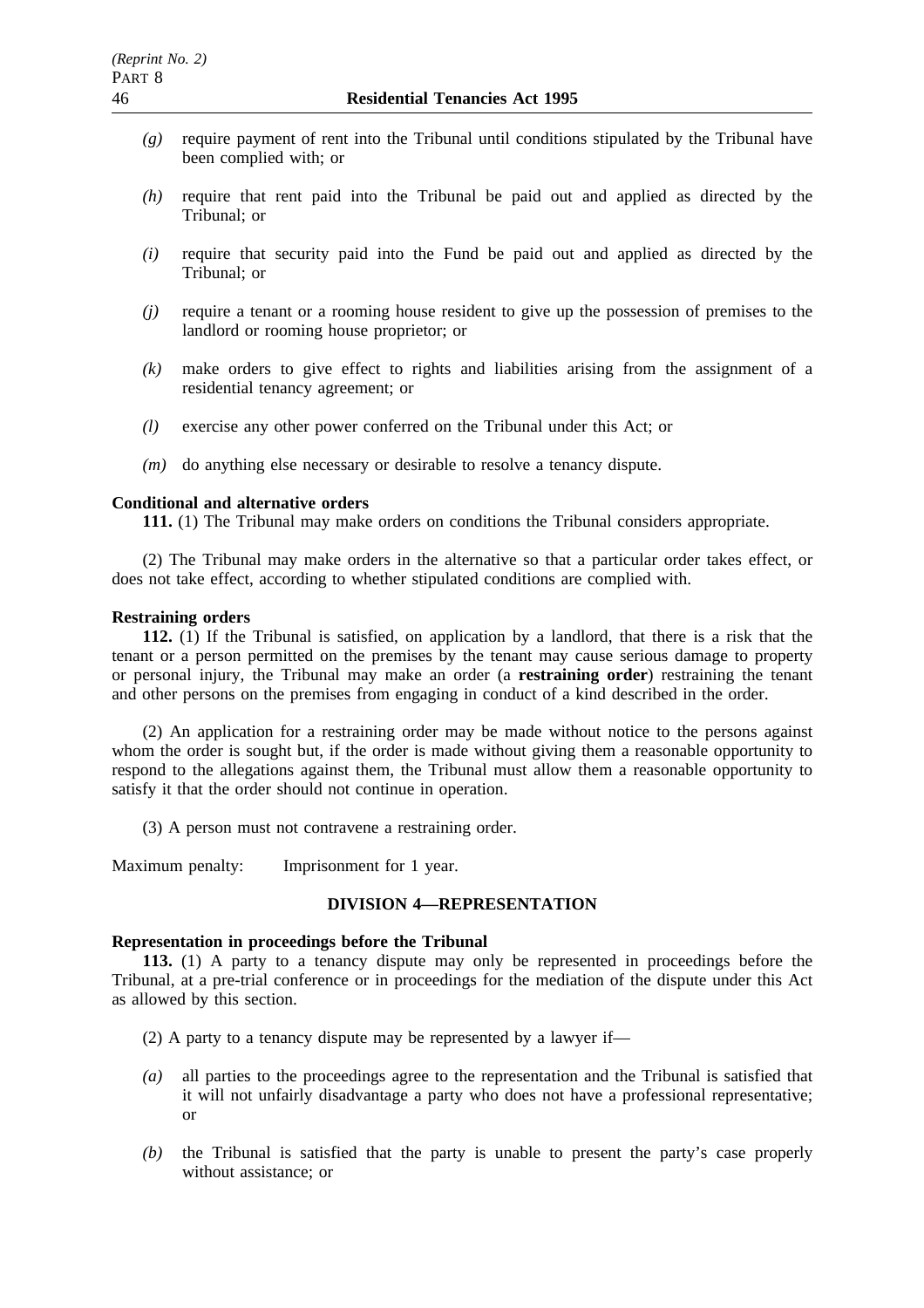*(g)* require payment of rent into the Tribunal until conditions stipulated by the Tribunal have been complied with; or

*(h)* require that rent paid into the Tribunal be paid out and applied as directed by the Tribunal; or

*(i)* require that security paid into the Fund be paid out and applied as directed by the Tribunal; or

*(j)* require a tenant or a rooming house resident to give up the possession of premises to the landlord or rooming house proprietor; or

*(k)* make orders to give effect to rights and liabilities arising from the assignment of a residential tenancy agreement; or

*(l)* exercise any other power conferred on the Tribunal under this Act; or

*(m)* do anything else necessary or desirable to resolve a tenancy dispute.

**Conditional and alternative orders**

**111.** (1) The Tribunal may make orders on conditions the Tribunal considers appropriate.

(2) The Tribunal may make orders in the alternative so that a particular order takes effect, or does not take effect, according to whether stipulated conditions are complied with.

**Restraining orders**

**112.** (1) If the Tribunal is satisfied, on application by a landlord, that there is a risk that the tenant or a person permitted on the premises by the tenant may cause serious damage to property or personal injury, the Tribunal may make an order (a **restraining order**) restraining the tenant and other persons on the premises from engaging in conduct of a kind described in the order.

(2) An application for a restraining order may be made without notice to the persons against whom the order is sought but, if the order is made without giving them a reasonable opportunity to respond to the allegations against them, the Tribunal must allow them a reasonable opportunity to satisfy it that the order should not continue in operation.

(3) A person must not contravene a restraining order.

Maximum penalty: Imprisonment for 1 year.

## DIVISION 4—REPRESENTATION

**Representation in proceedings before the Tribunal**

**113.** (1) A party to a tenancy dispute may only be represented in proceedings before the Tribunal, at a pre-trial conference or in proceedings for the mediation of the dispute under this Act as allowed by this section.

(2) A party to a tenancy dispute may be represented by a lawyer if—

*(a)* all parties to the proceedings agree to the representation and the Tribunal is satisfied that it will not unfairly disadvantage a party who does not have a professional representative; or

*(b)* the Tribunal is satisfied that the party is unable to present the party's case properly without assistance; or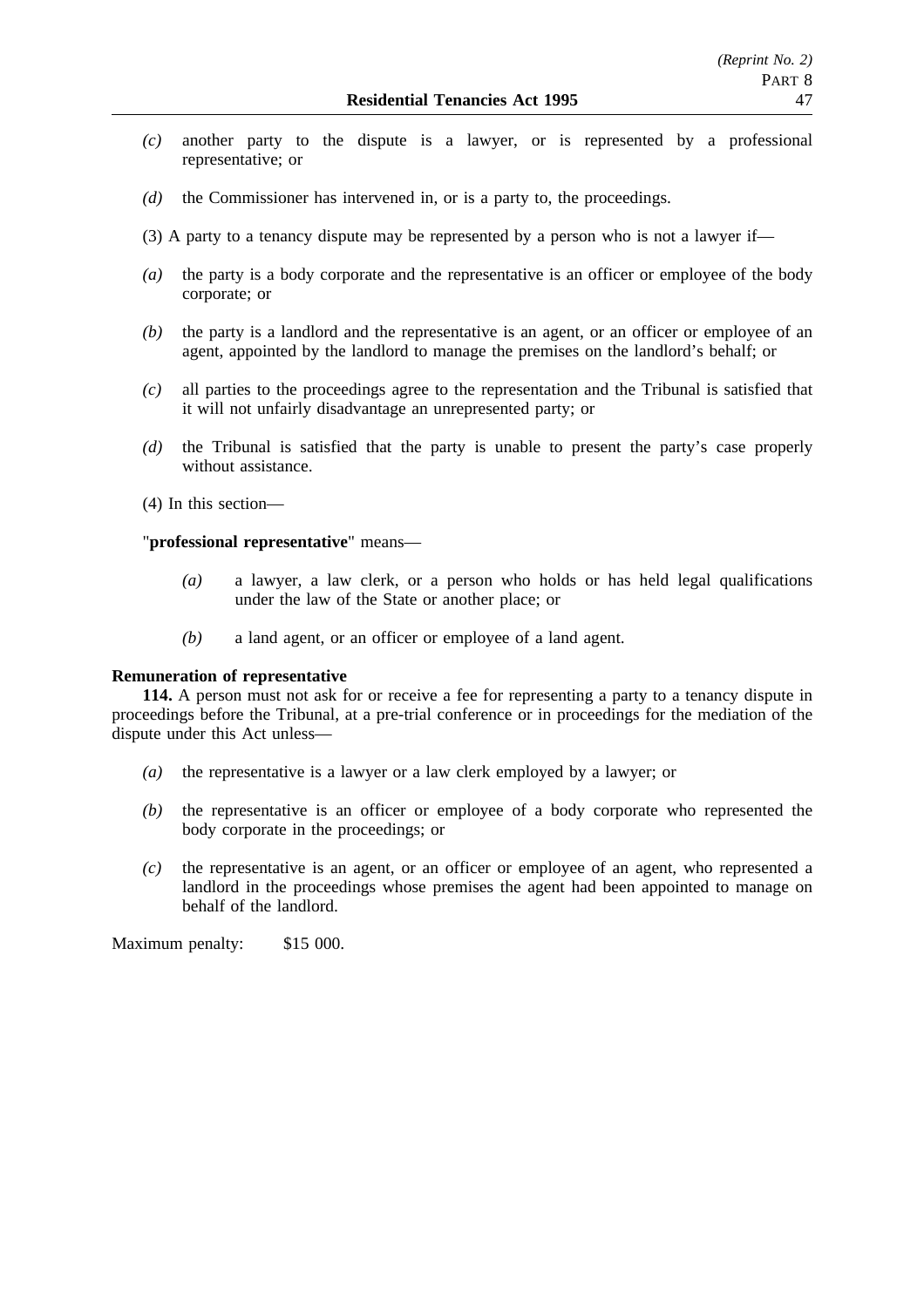*(c)* another party to the dispute is a lawyer, or is represented by a professional representative; or

*(d)* the Commissioner has intervened in, or is a party to, the proceedings.

(3) A party to a tenancy dispute may be represented by a person who is not a lawyer if—

*(a)* the party is a body corporate and the representative is an officer or employee of the body corporate; or

*(b)* the party is a landlord and the representative is an agent, or an officer or employee of an agent, appointed by the landlord to manage the premises on the landlord's behalf; or

*(c)* all parties to the proceedings agree to the representation and the Tribunal is satisfied that it will not unfairly disadvantage an unrepresented party; or

*(d)* the Tribunal is satisfied that the party is unable to present the party's case properly without assistance.

(4) In this section—

"**professional representative**" means—

*(a)* a lawyer, a law clerk, or a person who holds or has held legal qualifications under the law of the State or another place; or

*(b)* a land agent, or an officer or employee of a land agent.

**Remuneration of representative**

**114.** A person must not ask for or receive a fee for representing a party to a tenancy dispute in proceedings before the Tribunal, at a pre-trial conference or in proceedings for the mediation of the dispute under this Act unless—

*(a)* the representative is a lawyer or a law clerk employed by a lawyer; or

*(b)* the representative is an officer or employee of a body corporate who represented the body corporate in the proceedings; or

*(c)* the representative is an agent, or an officer or employee of an agent, who represented a landlord in the proceedings whose premises the agent had been appointed to manage on behalf of the landlord.

Maximum penalty: $15 000.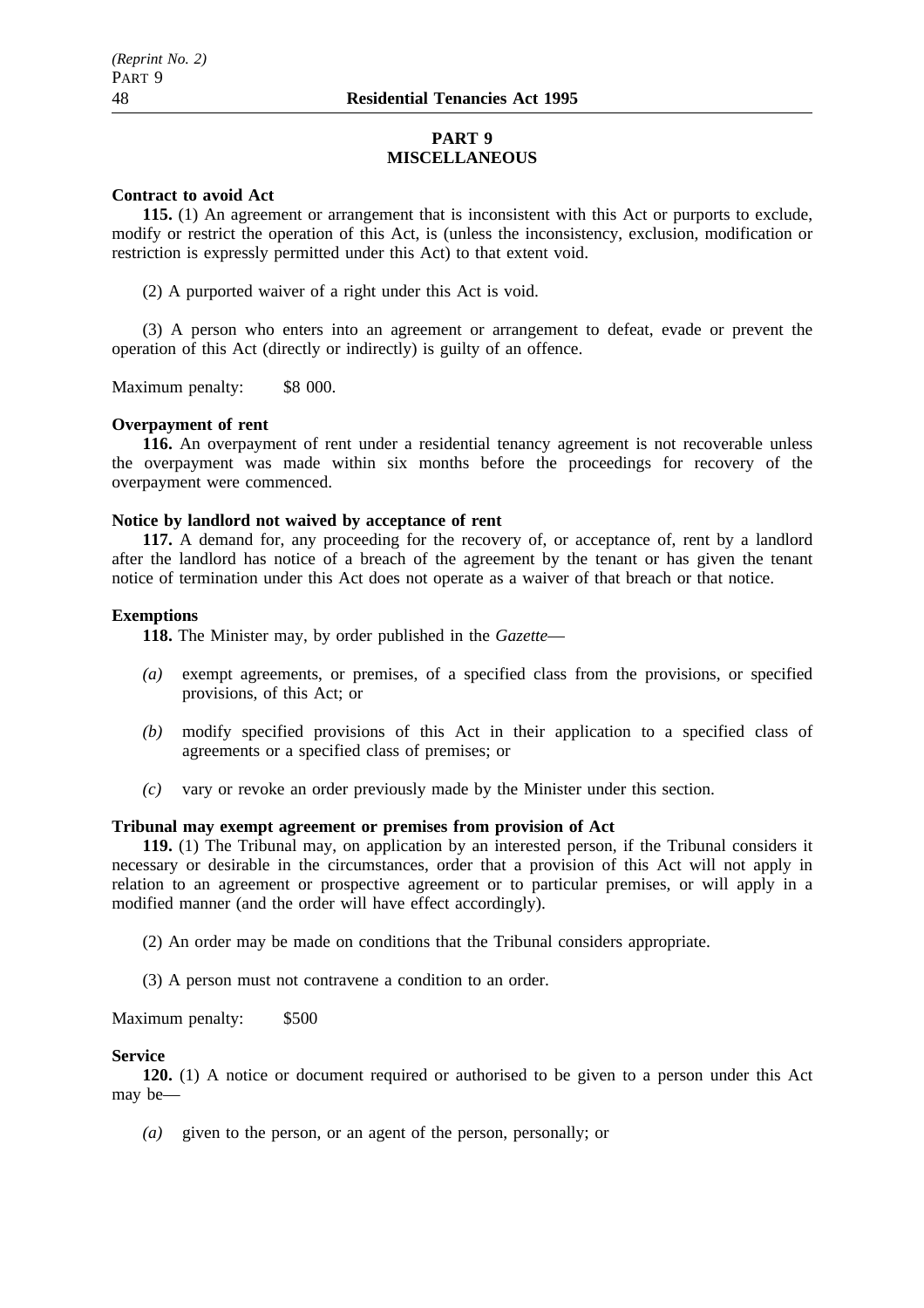## PART 9
## MISCELLANEOUS

**Contract to avoid Act**

**115.** (1) An agreement or arrangement that is inconsistent with this Act or purports to exclude, modify or restrict the operation of this Act, is (unless the inconsistency, exclusion, modification or restriction is expressly permitted under this Act) to that extent void.

(2) A purported waiver of a right under this Act is void.

(3) A person who enters into an agreement or arrangement to defeat, evade or prevent the operation of this Act (directly or indirectly) is guilty of an offence.

Maximum penalty: $8 000.

**Overpayment of rent**

**116.** An overpayment of rent under a residential tenancy agreement is not recoverable unless the overpayment was made within six months before the proceedings for recovery of the overpayment were commenced.

**Notice by landlord not waived by acceptance of rent**

**117.** A demand for, any proceeding for the recovery of, or acceptance of, rent by a landlord after the landlord has notice of a breach of the agreement by the tenant or has given the tenant notice of termination under this Act does not operate as a waiver of that breach or that notice.

**Exemptions**

**118.** The Minister may, by order published in the *Gazette*—

*(a)* exempt agreements, or premises, of a specified class from the provisions, or specified provisions, of this Act; or

*(b)* modify specified provisions of this Act in their application to a specified class of agreements or a specified class of premises; or

*(c)* vary or revoke an order previously made by the Minister under this section.

**Tribunal may exempt agreement or premises from provision of Act**

**119.** (1) The Tribunal may, on application by an interested person, if the Tribunal considers it necessary or desirable in the circumstances, order that a provision of this Act will not apply in relation to an agreement or prospective agreement or to particular premises, or will apply in a modified manner (and the order will have effect accordingly).

(2) An order may be made on conditions that the Tribunal considers appropriate.

(3) A person must not contravene a condition to an order.

Maximum penalty: $500

**Service**

**120.** (1) A notice or document required or authorised to be given to a person under this Act may be—

*(a)* given to the person, or an agent of the person, personally; or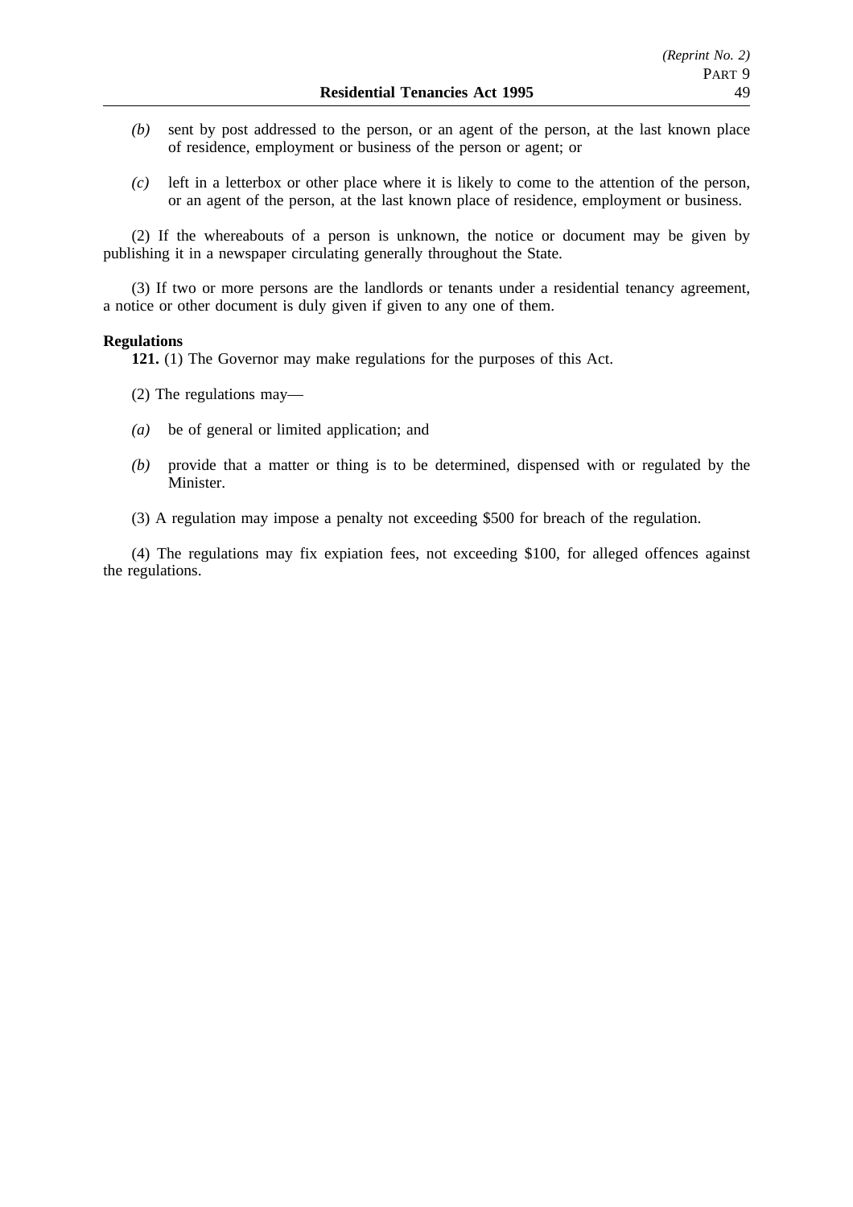*(b)* sent by post addressed to the person, or an agent of the person, at the last known place of residence, employment or business of the person or agent; or

*(c)* left in a letterbox or other place where it is likely to come to the attention of the person, or an agent of the person, at the last known place of residence, employment or business.

(2) If the whereabouts of a person is unknown, the notice or document may be given by publishing it in a newspaper circulating generally throughout the State.

(3) If two or more persons are the landlords or tenants under a residential tenancy agreement, a notice or other document is duly given if given to any one of them.

**Regulations**

**121.** (1) The Governor may make regulations for the purposes of this Act.

(2) The regulations may—

*(a)* be of general or limited application; and

*(b)* provide that a matter or thing is to be determined, dispensed with or regulated by the Minister.

(3) A regulation may impose a penalty not exceeding $500 for breach of the regulation.

(4) The regulations may fix expiation fees, not exceeding $100, for alleged offences against the regulations.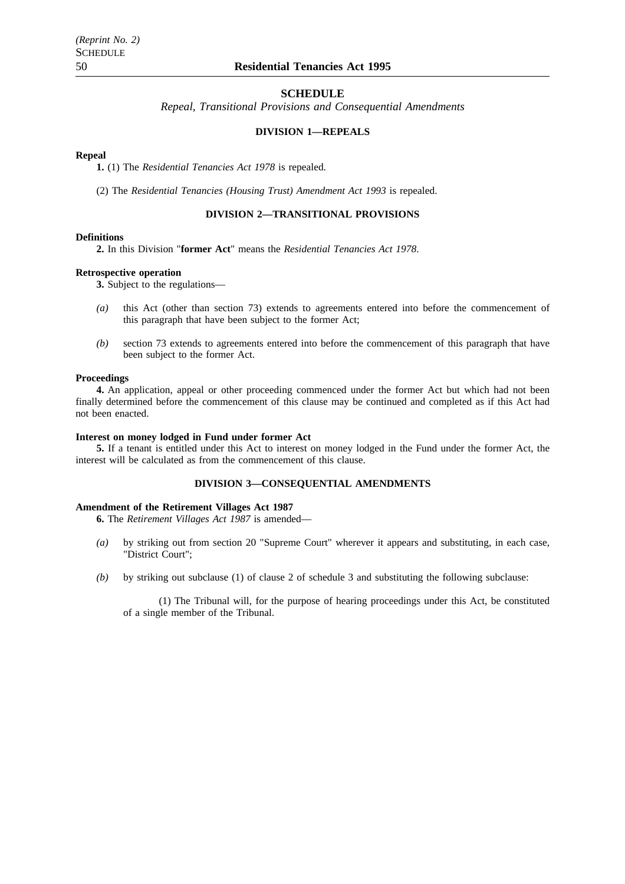## SCHEDULE

*Repeal, Transitional Provisions and Consequential Amendments*

### DIVISION 1—REPEALS

**Repeal**

**1.** (1) The *Residential Tenancies Act 1978* is repealed.

(2) The *Residential Tenancies (Housing Trust) Amendment Act 1993* is repealed.

### DIVISION 2—TRANSITIONAL PROVISIONS

**Definitions**

**2.** In this Division "**former Act**" means the *Residential Tenancies Act 1978*.

**Retrospective operation**

**3.** Subject to the regulations—

*(a)* this Act (other than section 73) extends to agreements entered into before the commencement of this paragraph that have been subject to the former Act;

*(b)* section 73 extends to agreements entered into before the commencement of this paragraph that have been subject to the former Act.

**Proceedings**

**4.** An application, appeal or other proceeding commenced under the former Act but which had not been finally determined before the commencement of this clause may be continued and completed as if this Act had not been enacted.

**Interest on money lodged in Fund under former Act**

**5.** If a tenant is entitled under this Act to interest on money lodged in the Fund under the former Act, the interest will be calculated as from the commencement of this clause.

### DIVISION 3—CONSEQUENTIAL AMENDMENTS

**Amendment of the Retirement Villages Act 1987**

**6.** The *Retirement Villages Act 1987* is amended—

*(a)* by striking out from section 20 "Supreme Court" wherever it appears and substituting, in each case, "District Court";

*(b)* by striking out subclause (1) of clause 2 of schedule 3 and substituting the following subclause:

(1) The Tribunal will, for the purpose of hearing proceedings under this Act, be constituted of a single member of the Tribunal.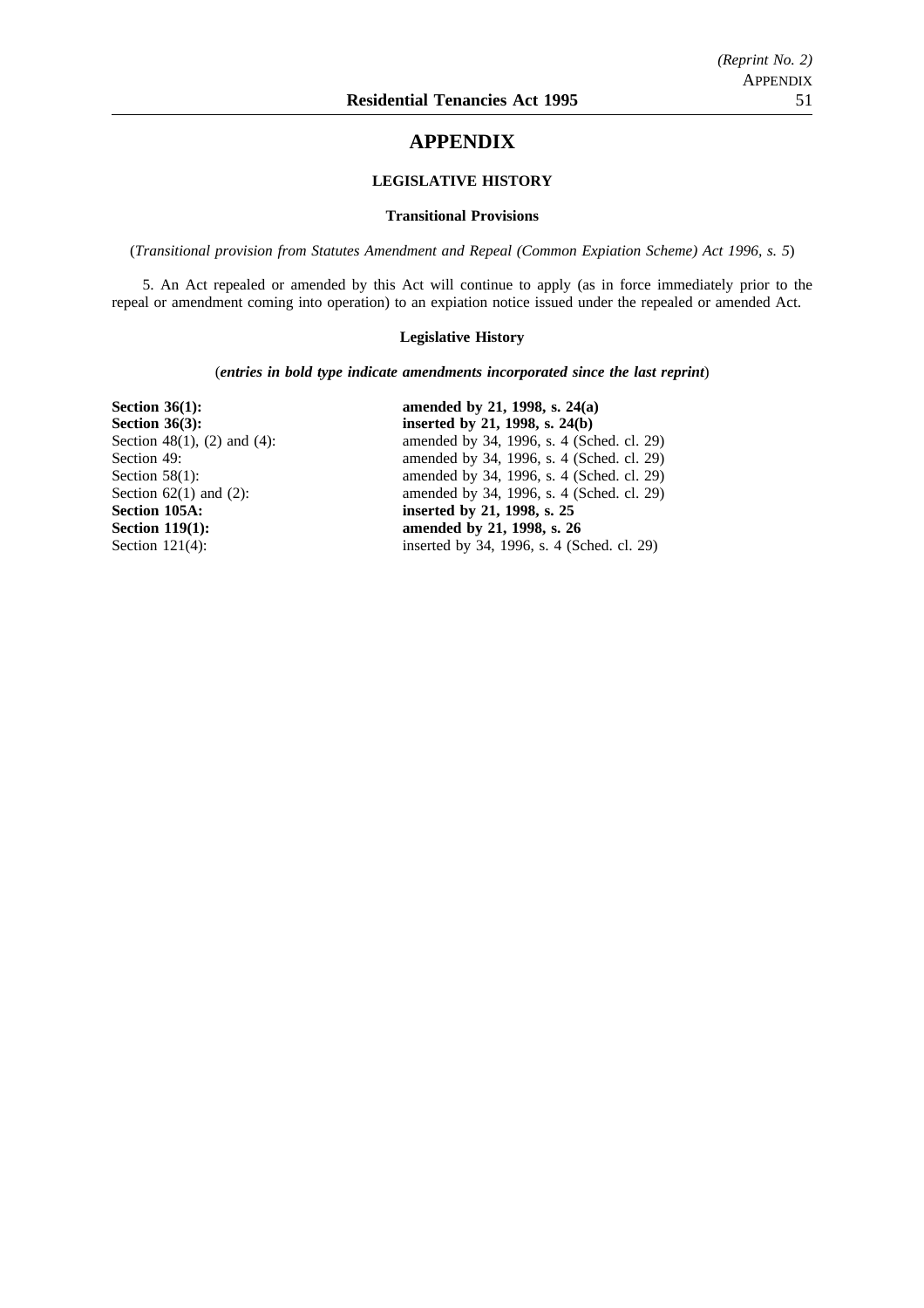# APPENDIX

## LEGISLATIVE HISTORY

### Transitional Provisions

(*Transitional provision from Statutes Amendment and Repeal (Common Expiation Scheme) Act 1996, s. 5*)

5. An Act repealed or amended by this Act will continue to apply (as in force immediately prior to the repeal or amendment coming into operation) to an expiation notice issued under the repealed or amended Act.

### Legislative History

(***entries in bold type indicate amendments incorporated since the last reprint***)

| | |
|---|---|
| **Section 36(1):** | **amended by 21, 1998, s. 24(a)** |
| **Section 36(3):** | **inserted by 21, 1998, s. 24(b)** |
| Section 48(1), (2) and (4): | amended by 34, 1996, s. 4 (Sched. cl. 29) |
| Section 49: | amended by 34, 1996, s. 4 (Sched. cl. 29) |
| Section 58(1): | amended by 34, 1996, s. 4 (Sched. cl. 29) |
| Section 62(1) and (2): | amended by 34, 1996, s. 4 (Sched. cl. 29) |
| **Section 105A:** | **inserted by 21, 1998, s. 25** |
| **Section 119(1):** | **amended by 21, 1998, s. 26** |
| Section 121(4): | inserted by 34, 1996, s. 4 (Sched. cl. 29) |